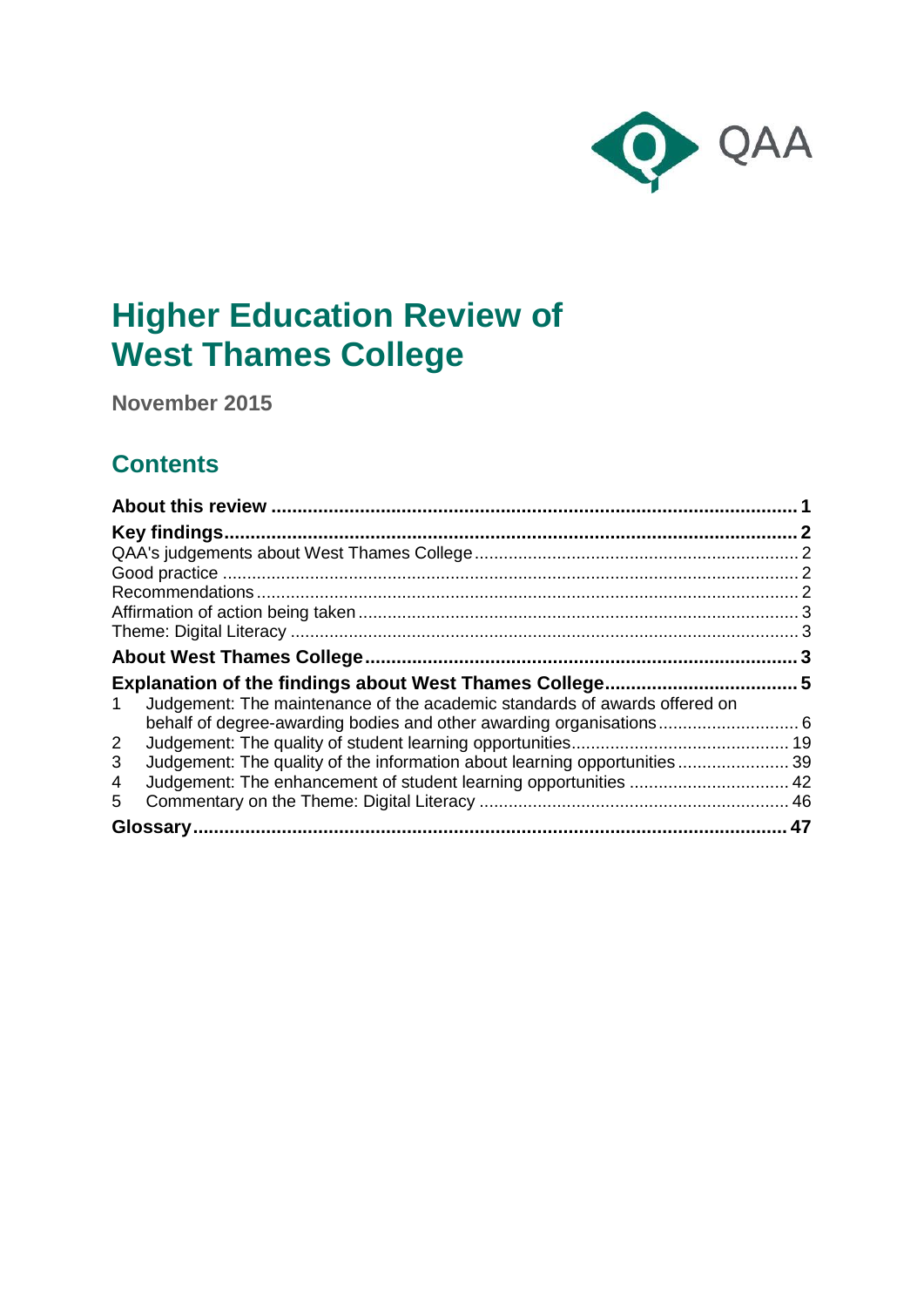QAA

# Higher Education Review of West Thames College

**November 2015**

## Contents

**About this review** ..... **1**

**Key findings** ..... **2**

QAA's judgements about West Thames College ..... 2

Good practice ..... 2

Recommendations ..... 2

Affirmation of action being taken ..... 3

Theme: Digital Literacy ..... 3

**About West Thames College** ..... **3**

**Explanation of the findings about West Thames College** ..... **5**

1 Judgement: The maintenance of the academic standards of awards offered on behalf of degree-awarding bodies and other awarding organisations ..... 6

2 Judgement: The quality of student learning opportunities ..... 19

3 Judgement: The quality of the information about learning opportunities ..... 39

4 Judgement: The enhancement of student learning opportunities ..... 42

5 Commentary on the Theme: Digital Literacy ..... 46

**Glossary** ..... **47**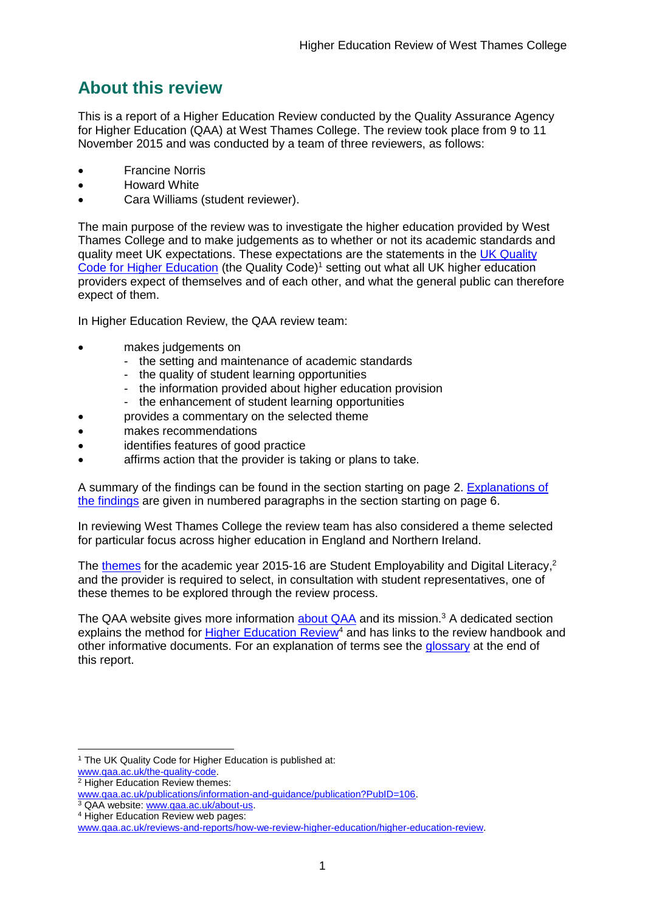## About this review

This is a report of a Higher Education Review conducted by the Quality Assurance Agency for Higher Education (QAA) at West Thames College. The review took place from 9 to 11 November 2015 and was conducted by a team of three reviewers, as follows:

- Francine Norris
- Howard White
- Cara Williams (student reviewer).

The main purpose of the review was to investigate the higher education provided by West Thames College and to make judgements as to whether or not its academic standards and quality meet UK expectations. These expectations are the statements in the UK Quality Code for Higher Education (the Quality Code)[1] setting out what all UK higher education providers expect of themselves and of each other, and what the general public can therefore expect of them.

In Higher Education Review, the QAA review team:

- makes judgements on
  - the setting and maintenance of academic standards
  - the quality of student learning opportunities
  - the information provided about higher education provision
  - the enhancement of student learning opportunities
- provides a commentary on the selected theme
- makes recommendations
- identifies features of good practice
- affirms action that the provider is taking or plans to take.

A summary of the findings can be found in the section starting on page 2. Explanations of the findings are given in numbered paragraphs in the section starting on page 6.

In reviewing West Thames College the review team has also considered a theme selected for particular focus across higher education in England and Northern Ireland.

The themes for the academic year 2015-16 are Student Employability and Digital Literacy,[2] and the provider is required to select, in consultation with student representatives, one of these themes to be explored through the review process.

The QAA website gives more information about QAA and its mission.[3] A dedicated section explains the method for Higher Education Review[4] and has links to the review handbook and other informative documents. For an explanation of terms see the glossary at the end of this report.

---

[1] The UK Quality Code for Higher Education is published at: www.qaa.ac.uk/the-quality-code.

[2] Higher Education Review themes: www.qaa.ac.uk/publications/information-and-guidance/publication?PubID=106.

[3] QAA website: www.qaa.ac.uk/about-us.

[4] Higher Education Review web pages: www.qaa.ac.uk/reviews-and-reports/how-we-review-higher-education/higher-education-review.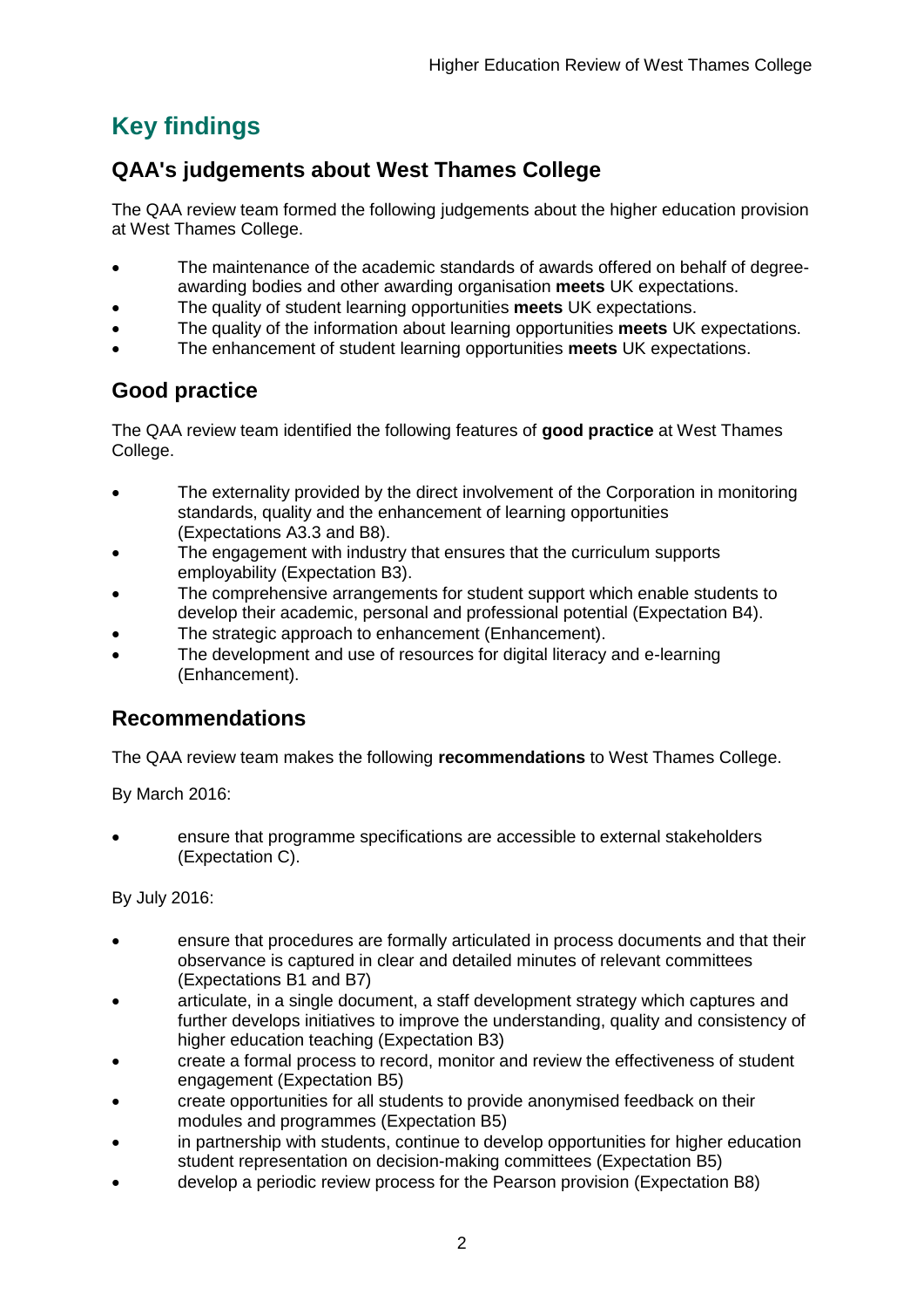# Key findings

## QAA's judgements about West Thames College

The QAA review team formed the following judgements about the higher education provision at West Thames College.

- The maintenance of the academic standards of awards offered on behalf of degree-awarding bodies and other awarding organisation **meets** UK expectations.
- The quality of student learning opportunities **meets** UK expectations.
- The quality of the information about learning opportunities **meets** UK expectations.
- The enhancement of student learning opportunities **meets** UK expectations.

## Good practice

The QAA review team identified the following features of **good practice** at West Thames College.

- The externality provided by the direct involvement of the Corporation in monitoring standards, quality and the enhancement of learning opportunities (Expectations A3.3 and B8).
- The engagement with industry that ensures that the curriculum supports employability (Expectation B3).
- The comprehensive arrangements for student support which enable students to develop their academic, personal and professional potential (Expectation B4).
- The strategic approach to enhancement (Enhancement).
- The development and use of resources for digital literacy and e-learning (Enhancement).

## Recommendations

The QAA review team makes the following **recommendations** to West Thames College.

By March 2016:

- ensure that programme specifications are accessible to external stakeholders (Expectation C).

By July 2016:

- ensure that procedures are formally articulated in process documents and that their observance is captured in clear and detailed minutes of relevant committees (Expectations B1 and B7)
- articulate, in a single document, a staff development strategy which captures and further develops initiatives to improve the understanding, quality and consistency of higher education teaching (Expectation B3)
- create a formal process to record, monitor and review the effectiveness of student engagement (Expectation B5)
- create opportunities for all students to provide anonymised feedback on their modules and programmes (Expectation B5)
- in partnership with students, continue to develop opportunities for higher education student representation on decision-making committees (Expectation B5)
- develop a periodic review process for the Pearson provision (Expectation B8)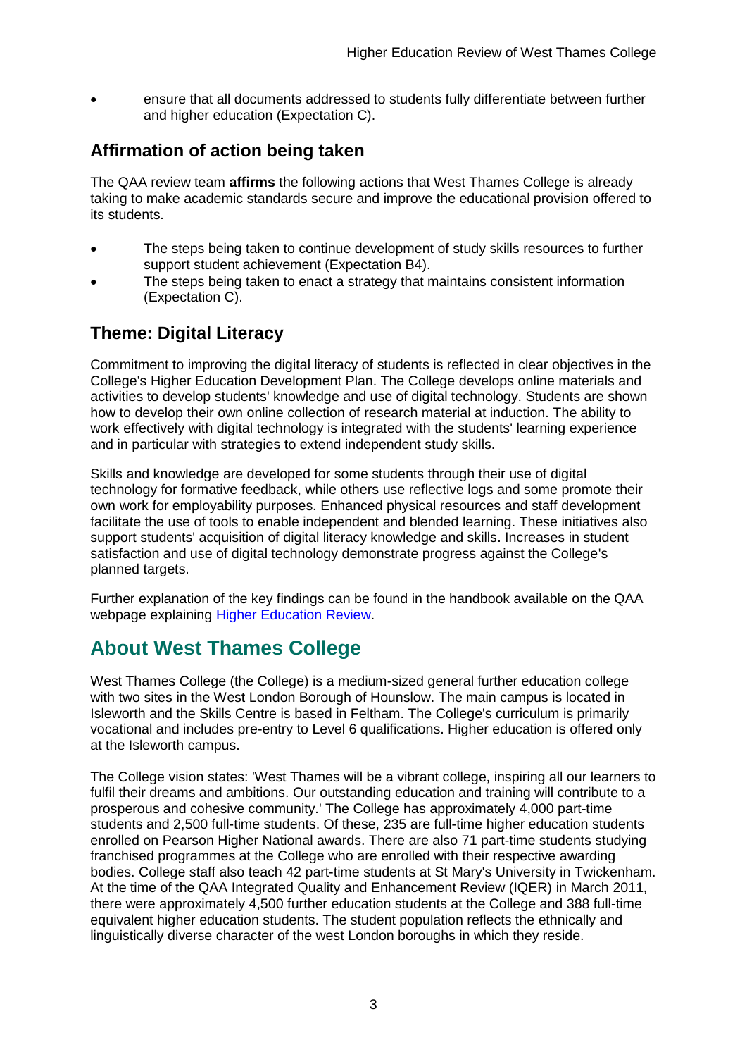- ensure that all documents addressed to students fully differentiate between further and higher education (Expectation C).

## Affirmation of action being taken

The QAA review team **affirms** the following actions that West Thames College is already taking to make academic standards secure and improve the educational provision offered to its students.

- The steps being taken to continue development of study skills resources to further support student achievement (Expectation B4).
- The steps being taken to enact a strategy that maintains consistent information (Expectation C).

## Theme: Digital Literacy

Commitment to improving the digital literacy of students is reflected in clear objectives in the College's Higher Education Development Plan. The College develops online materials and activities to develop students' knowledge and use of digital technology. Students are shown how to develop their own online collection of research material at induction. The ability to work effectively with digital technology is integrated with the students' learning experience and in particular with strategies to extend independent study skills.

Skills and knowledge are developed for some students through their use of digital technology for formative feedback, while others use reflective logs and some promote their own work for employability purposes. Enhanced physical resources and staff development facilitate the use of tools to enable independent and blended learning. These initiatives also support students' acquisition of digital literacy knowledge and skills. Increases in student satisfaction and use of digital technology demonstrate progress against the College's planned targets.

Further explanation of the key findings can be found in the handbook available on the QAA webpage explaining Higher Education Review.

# About West Thames College

West Thames College (the College) is a medium-sized general further education college with two sites in the West London Borough of Hounslow. The main campus is located in Isleworth and the Skills Centre is based in Feltham. The College's curriculum is primarily vocational and includes pre-entry to Level 6 qualifications. Higher education is offered only at the Isleworth campus.

The College vision states: 'West Thames will be a vibrant college, inspiring all our learners to fulfil their dreams and ambitions. Our outstanding education and training will contribute to a prosperous and cohesive community.' The College has approximately 4,000 part-time students and 2,500 full-time students. Of these, 235 are full-time higher education students enrolled on Pearson Higher National awards. There are also 71 part-time students studying franchised programmes at the College who are enrolled with their respective awarding bodies. College staff also teach 42 part-time students at St Mary's University in Twickenham. At the time of the QAA Integrated Quality and Enhancement Review (IQER) in March 2011, there were approximately 4,500 further education students at the College and 388 full-time equivalent higher education students. The student population reflects the ethnically and linguistically diverse character of the west London boroughs in which they reside.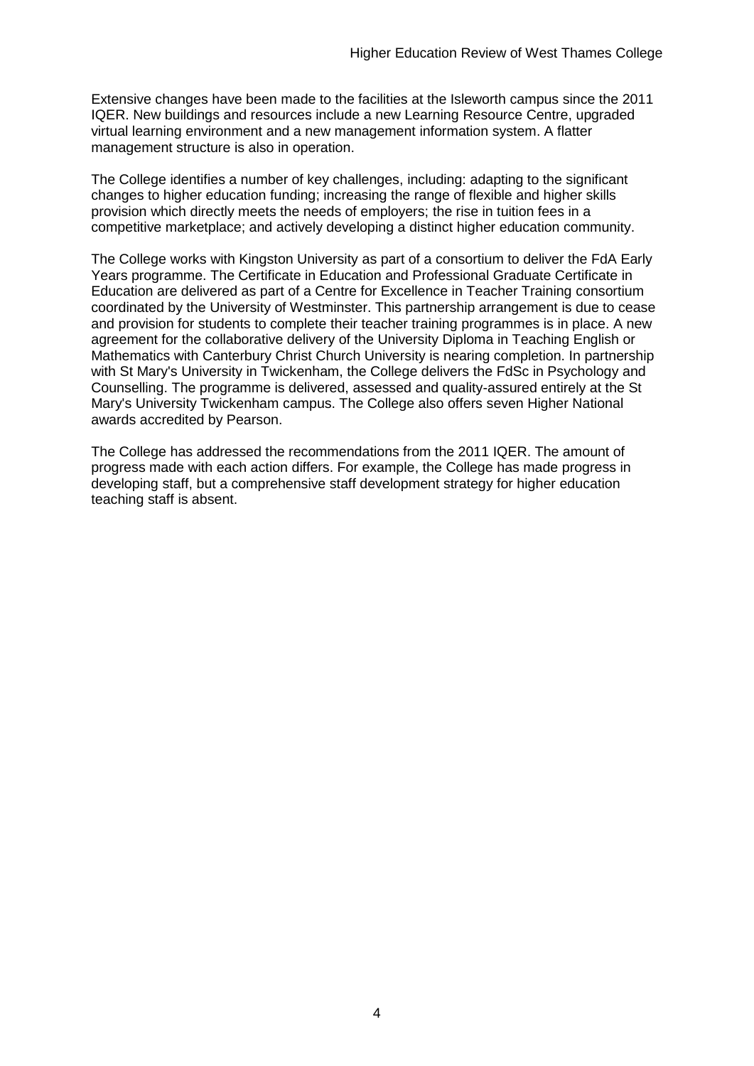Extensive changes have been made to the facilities at the Isleworth campus since the 2011 IQER. New buildings and resources include a new Learning Resource Centre, upgraded virtual learning environment and a new management information system. A flatter management structure is also in operation.

The College identifies a number of key challenges, including: adapting to the significant changes to higher education funding; increasing the range of flexible and higher skills provision which directly meets the needs of employers; the rise in tuition fees in a competitive marketplace; and actively developing a distinct higher education community.

The College works with Kingston University as part of a consortium to deliver the FdA Early Years programme. The Certificate in Education and Professional Graduate Certificate in Education are delivered as part of a Centre for Excellence in Teacher Training consortium coordinated by the University of Westminster. This partnership arrangement is due to cease and provision for students to complete their teacher training programmes is in place. A new agreement for the collaborative delivery of the University Diploma in Teaching English or Mathematics with Canterbury Christ Church University is nearing completion. In partnership with St Mary's University in Twickenham, the College delivers the FdSc in Psychology and Counselling. The programme is delivered, assessed and quality-assured entirely at the St Mary's University Twickenham campus. The College also offers seven Higher National awards accredited by Pearson.

The College has addressed the recommendations from the 2011 IQER. The amount of progress made with each action differs. For example, the College has made progress in developing staff, but a comprehensive staff development strategy for higher education teaching staff is absent.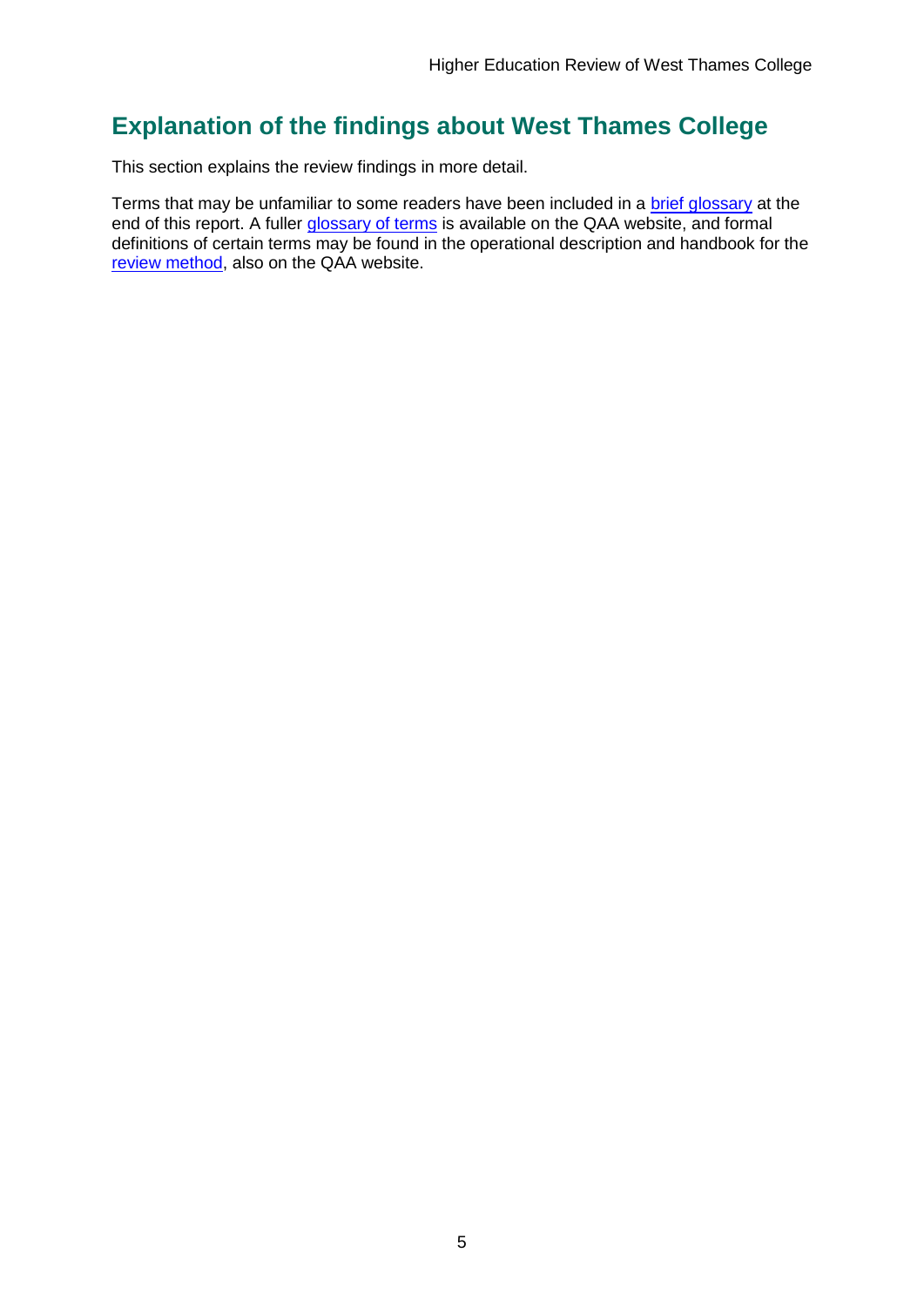## Explanation of the findings about West Thames College

This section explains the review findings in more detail.

Terms that may be unfamiliar to some readers have been included in a brief glossary at the end of this report. A fuller glossary of terms is available on the QAA website, and formal definitions of certain terms may be found in the operational description and handbook for the review method, also on the QAA website.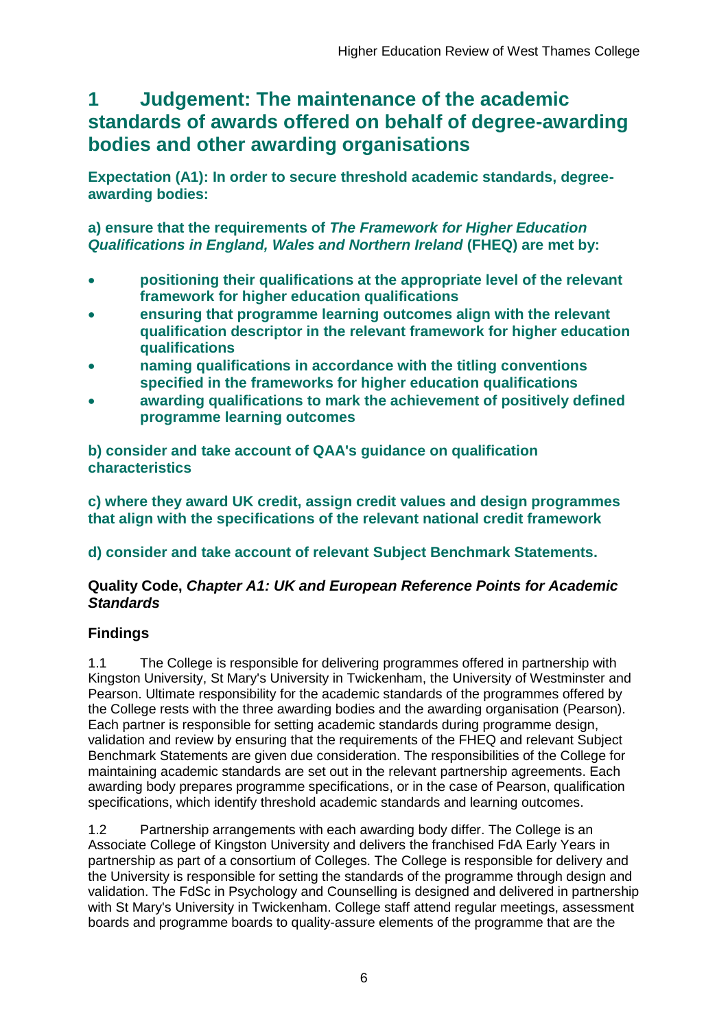# 1 Judgement: The maintenance of the academic standards of awards offered on behalf of degree-awarding bodies and other awarding organisations

**Expectation (A1): In order to secure threshold academic standards, degree-awarding bodies:**

**a) ensure that the requirements of *The Framework for Higher Education Qualifications in England, Wales and Northern Ireland* (FHEQ) are met by:**

- **positioning their qualifications at the appropriate level of the relevant framework for higher education qualifications**
- **ensuring that programme learning outcomes align with the relevant qualification descriptor in the relevant framework for higher education qualifications**
- **naming qualifications in accordance with the titling conventions specified in the frameworks for higher education qualifications**
- **awarding qualifications to mark the achievement of positively defined programme learning outcomes**

**b) consider and take account of QAA's guidance on qualification characteristics**

**c) where they award UK credit, assign credit values and design programmes that align with the specifications of the relevant national credit framework**

**d) consider and take account of relevant Subject Benchmark Statements.**

**Quality Code, *Chapter A1: UK and European Reference Points for Academic Standards***

## Findings

1.1 The College is responsible for delivering programmes offered in partnership with Kingston University, St Mary's University in Twickenham, the University of Westminster and Pearson. Ultimate responsibility for the academic standards of the programmes offered by the College rests with the three awarding bodies and the awarding organisation (Pearson). Each partner is responsible for setting academic standards during programme design, validation and review by ensuring that the requirements of the FHEQ and relevant Subject Benchmark Statements are given due consideration. The responsibilities of the College for maintaining academic standards are set out in the relevant partnership agreements. Each awarding body prepares programme specifications, or in the case of Pearson, qualification specifications, which identify threshold academic standards and learning outcomes.

1.2 Partnership arrangements with each awarding body differ. The College is an Associate College of Kingston University and delivers the franchised FdA Early Years in partnership as part of a consortium of Colleges. The College is responsible for delivery and the University is responsible for setting the standards of the programme through design and validation. The FdSc in Psychology and Counselling is designed and delivered in partnership with St Mary's University in Twickenham. College staff attend regular meetings, assessment boards and programme boards to quality-assure elements of the programme that are the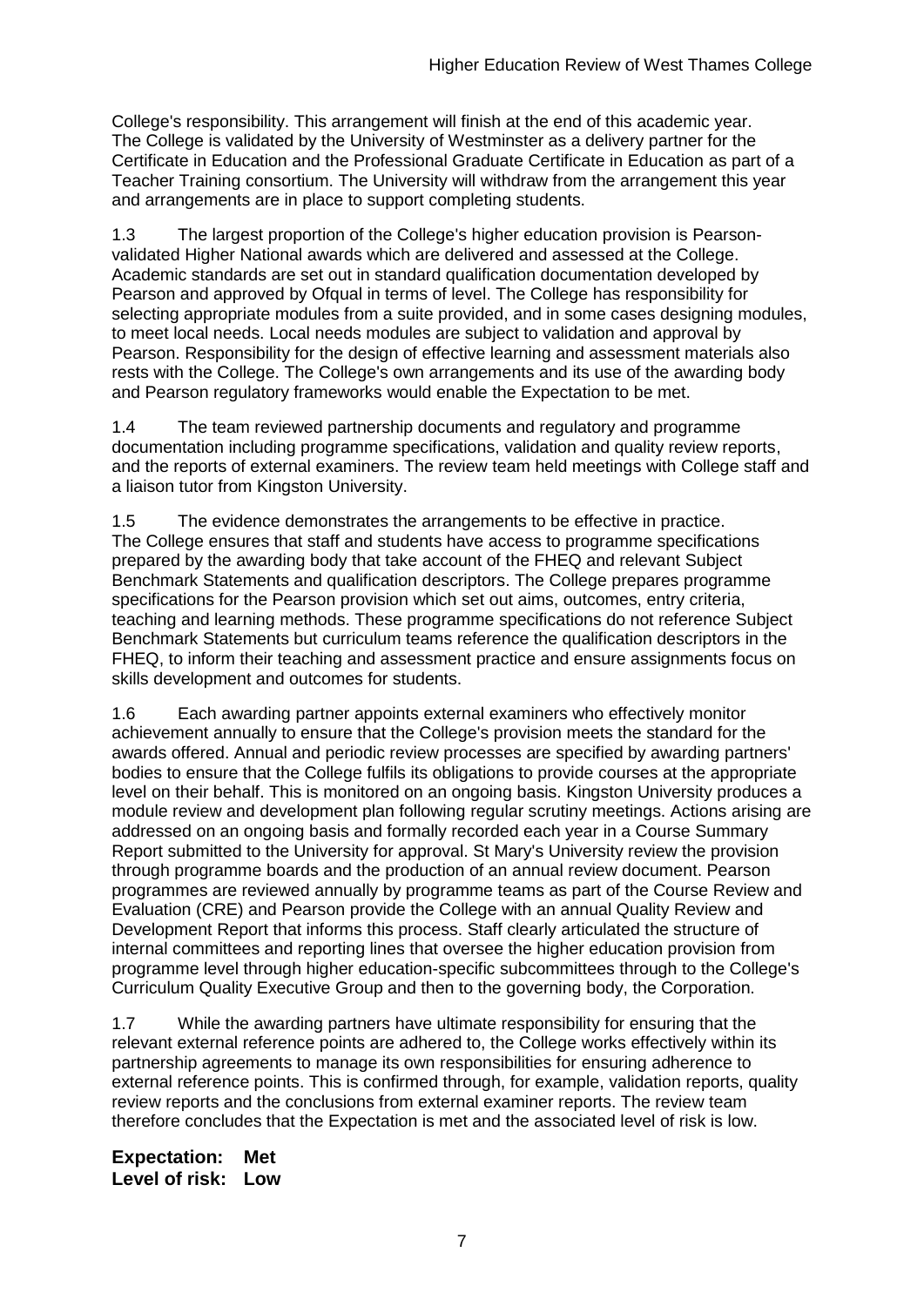College's responsibility. This arrangement will finish at the end of this academic year. The College is validated by the University of Westminster as a delivery partner for the Certificate in Education and the Professional Graduate Certificate in Education as part of a Teacher Training consortium. The University will withdraw from the arrangement this year and arrangements are in place to support completing students.

1.3 The largest proportion of the College's higher education provision is Pearson-validated Higher National awards which are delivered and assessed at the College. Academic standards are set out in standard qualification documentation developed by Pearson and approved by Ofqual in terms of level. The College has responsibility for selecting appropriate modules from a suite provided, and in some cases designing modules, to meet local needs. Local needs modules are subject to validation and approval by Pearson. Responsibility for the design of effective learning and assessment materials also rests with the College. The College's own arrangements and its use of the awarding body and Pearson regulatory frameworks would enable the Expectation to be met.

1.4 The team reviewed partnership documents and regulatory and programme documentation including programme specifications, validation and quality review reports, and the reports of external examiners. The review team held meetings with College staff and a liaison tutor from Kingston University.

1.5 The evidence demonstrates the arrangements to be effective in practice. The College ensures that staff and students have access to programme specifications prepared by the awarding body that take account of the FHEQ and relevant Subject Benchmark Statements and qualification descriptors. The College prepares programme specifications for the Pearson provision which set out aims, outcomes, entry criteria, teaching and learning methods. These programme specifications do not reference Subject Benchmark Statements but curriculum teams reference the qualification descriptors in the FHEQ, to inform their teaching and assessment practice and ensure assignments focus on skills development and outcomes for students.

1.6 Each awarding partner appoints external examiners who effectively monitor achievement annually to ensure that the College's provision meets the standard for the awards offered. Annual and periodic review processes are specified by awarding partners' bodies to ensure that the College fulfils its obligations to provide courses at the appropriate level on their behalf. This is monitored on an ongoing basis. Kingston University produces a module review and development plan following regular scrutiny meetings. Actions arising are addressed on an ongoing basis and formally recorded each year in a Course Summary Report submitted to the University for approval. St Mary's University review the provision through programme boards and the production of an annual review document. Pearson programmes are reviewed annually by programme teams as part of the Course Review and Evaluation (CRE) and Pearson provide the College with an annual Quality Review and Development Report that informs this process. Staff clearly articulated the structure of internal committees and reporting lines that oversee the higher education provision from programme level through higher education-specific subcommittees through to the College's Curriculum Quality Executive Group and then to the governing body, the Corporation.

1.7 While the awarding partners have ultimate responsibility for ensuring that the relevant external reference points are adhered to, the College works effectively within its partnership agreements to manage its own responsibilities for ensuring adherence to external reference points. This is confirmed through, for example, validation reports, quality review reports and the conclusions from external examiner reports. The review team therefore concludes that the Expectation is met and the associated level of risk is low.

**Expectation: Met**
**Level of risk: Low**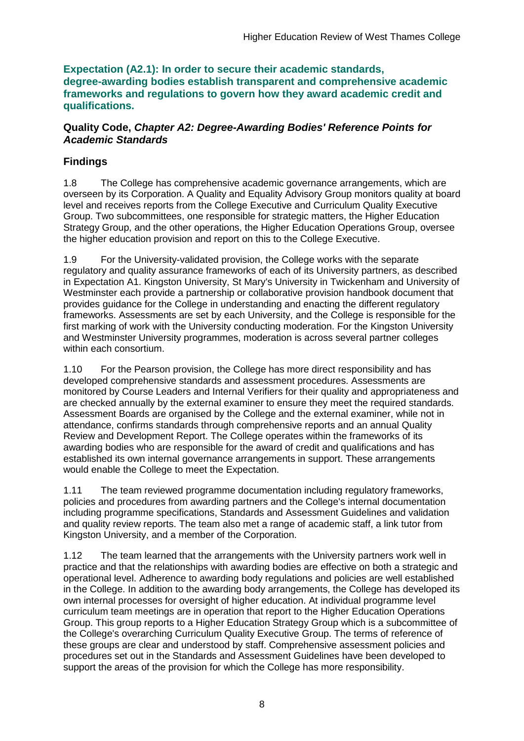**Expectation (A2.1): In order to secure their academic standards, degree-awarding bodies establish transparent and comprehensive academic frameworks and regulations to govern how they award academic credit and qualifications.**

**Quality Code, *Chapter A2: Degree-Awarding Bodies' Reference Points for Academic Standards***

### Findings

1.8 The College has comprehensive academic governance arrangements, which are overseen by its Corporation. A Quality and Equality Advisory Group monitors quality at board level and receives reports from the College Executive and Curriculum Quality Executive Group. Two subcommittees, one responsible for strategic matters, the Higher Education Strategy Group, and the other operations, the Higher Education Operations Group, oversee the higher education provision and report on this to the College Executive.

1.9 For the University-validated provision, the College works with the separate regulatory and quality assurance frameworks of each of its University partners, as described in Expectation A1. Kingston University, St Mary's University in Twickenham and University of Westminster each provide a partnership or collaborative provision handbook document that provides guidance for the College in understanding and enacting the different regulatory frameworks. Assessments are set by each University, and the College is responsible for the first marking of work with the University conducting moderation. For the Kingston University and Westminster University programmes, moderation is across several partner colleges within each consortium.

1.10 For the Pearson provision, the College has more direct responsibility and has developed comprehensive standards and assessment procedures. Assessments are monitored by Course Leaders and Internal Verifiers for their quality and appropriateness and are checked annually by the external examiner to ensure they meet the required standards. Assessment Boards are organised by the College and the external examiner, while not in attendance, confirms standards through comprehensive reports and an annual Quality Review and Development Report. The College operates within the frameworks of its awarding bodies who are responsible for the award of credit and qualifications and has established its own internal governance arrangements in support. These arrangements would enable the College to meet the Expectation.

1.11 The team reviewed programme documentation including regulatory frameworks, policies and procedures from awarding partners and the College's internal documentation including programme specifications, Standards and Assessment Guidelines and validation and quality review reports. The team also met a range of academic staff, a link tutor from Kingston University, and a member of the Corporation.

1.12 The team learned that the arrangements with the University partners work well in practice and that the relationships with awarding bodies are effective on both a strategic and operational level. Adherence to awarding body regulations and policies are well established in the College. In addition to the awarding body arrangements, the College has developed its own internal processes for oversight of higher education. At individual programme level curriculum team meetings are in operation that report to the Higher Education Operations Group. This group reports to a Higher Education Strategy Group which is a subcommittee of the College's overarching Curriculum Quality Executive Group. The terms of reference of these groups are clear and understood by staff. Comprehensive assessment policies and procedures set out in the Standards and Assessment Guidelines have been developed to support the areas of the provision for which the College has more responsibility.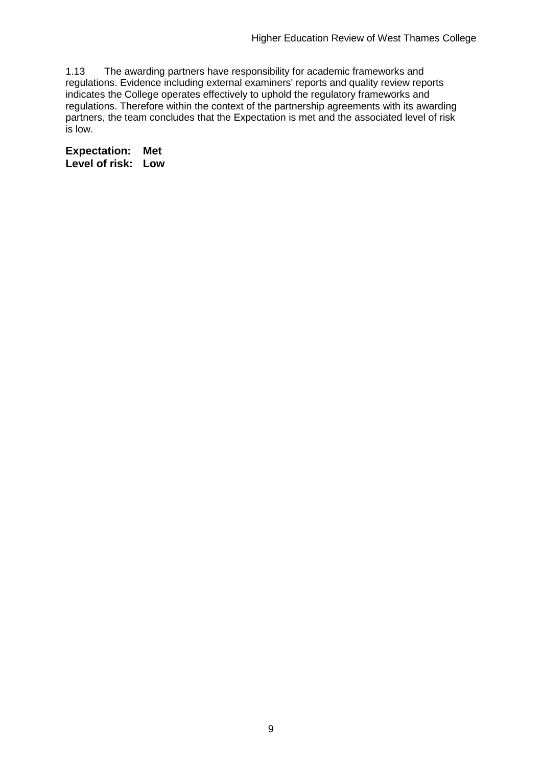1.13 The awarding partners have responsibility for academic frameworks and regulations. Evidence including external examiners' reports and quality review reports indicates the College operates effectively to uphold the regulatory frameworks and regulations. Therefore within the context of the partnership agreements with its awarding partners, the team concludes that the Expectation is met and the associated level of risk is low.

**Expectation: Met**
**Level of risk: Low**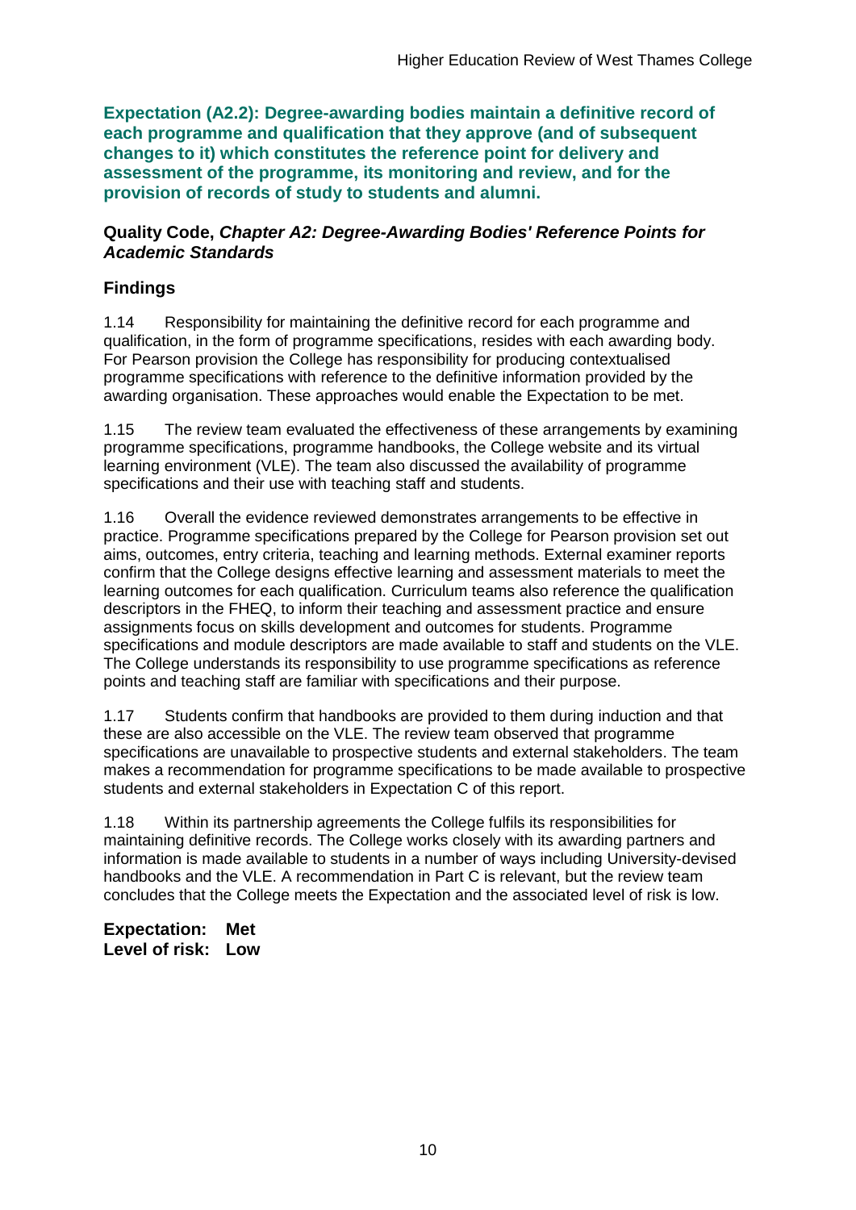**Expectation (A2.2): Degree-awarding bodies maintain a definitive record of each programme and qualification that they approve (and of subsequent changes to it) which constitutes the reference point for delivery and assessment of the programme, its monitoring and review, and for the provision of records of study to students and alumni.**

**Quality Code, *Chapter A2: Degree-Awarding Bodies' Reference Points for Academic Standards***

## Findings

1.14 Responsibility for maintaining the definitive record for each programme and qualification, in the form of programme specifications, resides with each awarding body. For Pearson provision the College has responsibility for producing contextualised programme specifications with reference to the definitive information provided by the awarding organisation. These approaches would enable the Expectation to be met.

1.15 The review team evaluated the effectiveness of these arrangements by examining programme specifications, programme handbooks, the College website and its virtual learning environment (VLE). The team also discussed the availability of programme specifications and their use with teaching staff and students.

1.16 Overall the evidence reviewed demonstrates arrangements to be effective in practice. Programme specifications prepared by the College for Pearson provision set out aims, outcomes, entry criteria, teaching and learning methods. External examiner reports confirm that the College designs effective learning and assessment materials to meet the learning outcomes for each qualification. Curriculum teams also reference the qualification descriptors in the FHEQ, to inform their teaching and assessment practice and ensure assignments focus on skills development and outcomes for students. Programme specifications and module descriptors are made available to staff and students on the VLE. The College understands its responsibility to use programme specifications as reference points and teaching staff are familiar with specifications and their purpose.

1.17 Students confirm that handbooks are provided to them during induction and that these are also accessible on the VLE. The review team observed that programme specifications are unavailable to prospective students and external stakeholders. The team makes a recommendation for programme specifications to be made available to prospective students and external stakeholders in Expectation C of this report.

1.18 Within its partnership agreements the College fulfils its responsibilities for maintaining definitive records. The College works closely with its awarding partners and information is made available to students in a number of ways including University-devised handbooks and the VLE. A recommendation in Part C is relevant, but the review team concludes that the College meets the Expectation and the associated level of risk is low.

**Expectation: Met**
**Level of risk: Low**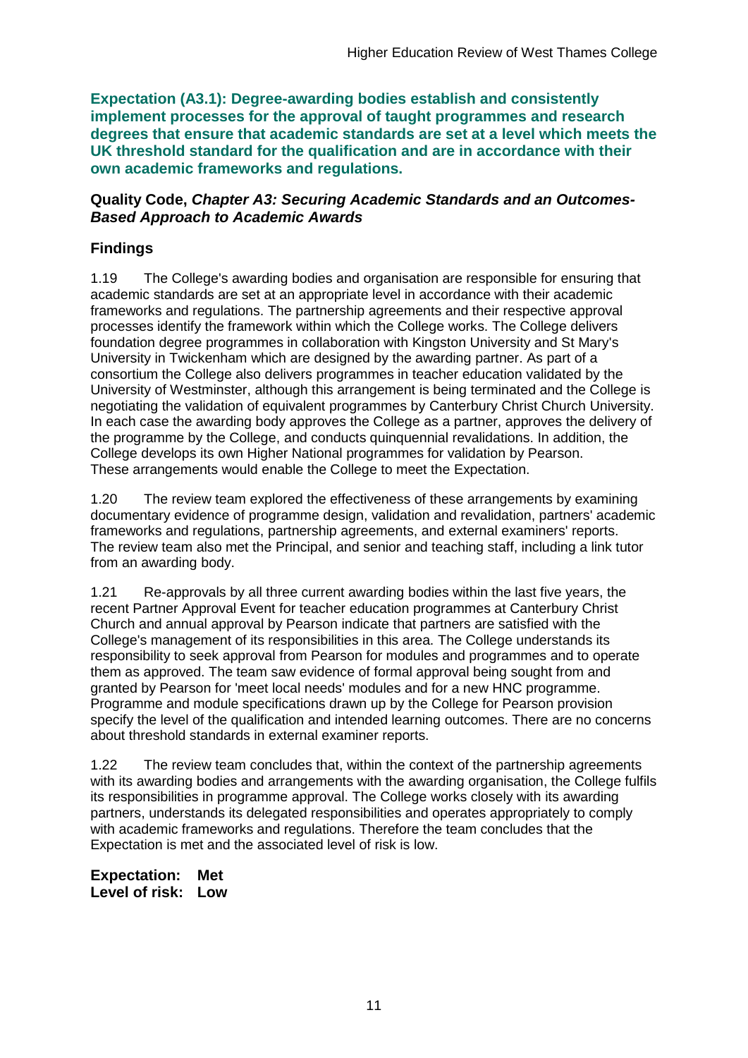**Expectation (A3.1): Degree-awarding bodies establish and consistently implement processes for the approval of taught programmes and research degrees that ensure that academic standards are set at a level which meets the UK threshold standard for the qualification and are in accordance with their own academic frameworks and regulations.**

**Quality Code, *Chapter A3: Securing Academic Standards and an Outcomes-Based Approach to Academic Awards***

## Findings

1.19 The College's awarding bodies and organisation are responsible for ensuring that academic standards are set at an appropriate level in accordance with their academic frameworks and regulations. The partnership agreements and their respective approval processes identify the framework within which the College works. The College delivers foundation degree programmes in collaboration with Kingston University and St Mary's University in Twickenham which are designed by the awarding partner. As part of a consortium the College also delivers programmes in teacher education validated by the University of Westminster, although this arrangement is being terminated and the College is negotiating the validation of equivalent programmes by Canterbury Christ Church University. In each case the awarding body approves the College as a partner, approves the delivery of the programme by the College, and conducts quinquennial revalidations. In addition, the College develops its own Higher National programmes for validation by Pearson. These arrangements would enable the College to meet the Expectation.

1.20 The review team explored the effectiveness of these arrangements by examining documentary evidence of programme design, validation and revalidation, partners' academic frameworks and regulations, partnership agreements, and external examiners' reports. The review team also met the Principal, and senior and teaching staff, including a link tutor from an awarding body.

1.21 Re-approvals by all three current awarding bodies within the last five years, the recent Partner Approval Event for teacher education programmes at Canterbury Christ Church and annual approval by Pearson indicate that partners are satisfied with the College's management of its responsibilities in this area. The College understands its responsibility to seek approval from Pearson for modules and programmes and to operate them as approved. The team saw evidence of formal approval being sought from and granted by Pearson for 'meet local needs' modules and for a new HNC programme. Programme and module specifications drawn up by the College for Pearson provision specify the level of the qualification and intended learning outcomes. There are no concerns about threshold standards in external examiner reports.

1.22 The review team concludes that, within the context of the partnership agreements with its awarding bodies and arrangements with the awarding organisation, the College fulfils its responsibilities in programme approval. The College works closely with its awarding partners, understands its delegated responsibilities and operates appropriately to comply with academic frameworks and regulations. Therefore the team concludes that the Expectation is met and the associated level of risk is low.

**Expectation: Met**
**Level of risk: Low**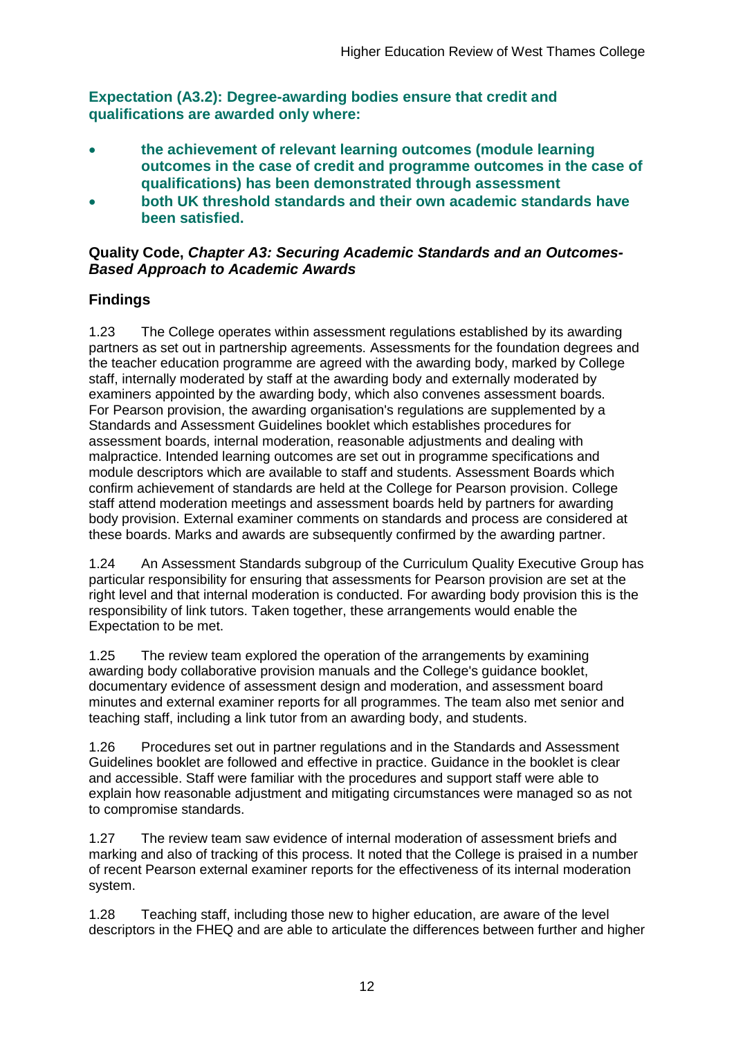**Expectation (A3.2): Degree-awarding bodies ensure that credit and qualifications are awarded only where:**

- **the achievement of relevant learning outcomes (module learning outcomes in the case of credit and programme outcomes in the case of qualifications) has been demonstrated through assessment**
- **both UK threshold standards and their own academic standards have been satisfied.**

**Quality Code, *Chapter A3: Securing Academic Standards and an Outcomes-Based Approach to Academic Awards***

## Findings

1.23 The College operates within assessment regulations established by its awarding partners as set out in partnership agreements. Assessments for the foundation degrees and the teacher education programme are agreed with the awarding body, marked by College staff, internally moderated by staff at the awarding body and externally moderated by examiners appointed by the awarding body, which also convenes assessment boards. For Pearson provision, the awarding organisation's regulations are supplemented by a Standards and Assessment Guidelines booklet which establishes procedures for assessment boards, internal moderation, reasonable adjustments and dealing with malpractice. Intended learning outcomes are set out in programme specifications and module descriptors which are available to staff and students. Assessment Boards which confirm achievement of standards are held at the College for Pearson provision. College staff attend moderation meetings and assessment boards held by partners for awarding body provision. External examiner comments on standards and process are considered at these boards. Marks and awards are subsequently confirmed by the awarding partner.

1.24 An Assessment Standards subgroup of the Curriculum Quality Executive Group has particular responsibility for ensuring that assessments for Pearson provision are set at the right level and that internal moderation is conducted. For awarding body provision this is the responsibility of link tutors. Taken together, these arrangements would enable the Expectation to be met.

1.25 The review team explored the operation of the arrangements by examining awarding body collaborative provision manuals and the College's guidance booklet, documentary evidence of assessment design and moderation, and assessment board minutes and external examiner reports for all programmes. The team also met senior and teaching staff, including a link tutor from an awarding body, and students.

1.26 Procedures set out in partner regulations and in the Standards and Assessment Guidelines booklet are followed and effective in practice. Guidance in the booklet is clear and accessible. Staff were familiar with the procedures and support staff were able to explain how reasonable adjustment and mitigating circumstances were managed so as not to compromise standards.

1.27 The review team saw evidence of internal moderation of assessment briefs and marking and also of tracking of this process. It noted that the College is praised in a number of recent Pearson external examiner reports for the effectiveness of its internal moderation system.

1.28 Teaching staff, including those new to higher education, are aware of the level descriptors in the FHEQ and are able to articulate the differences between further and higher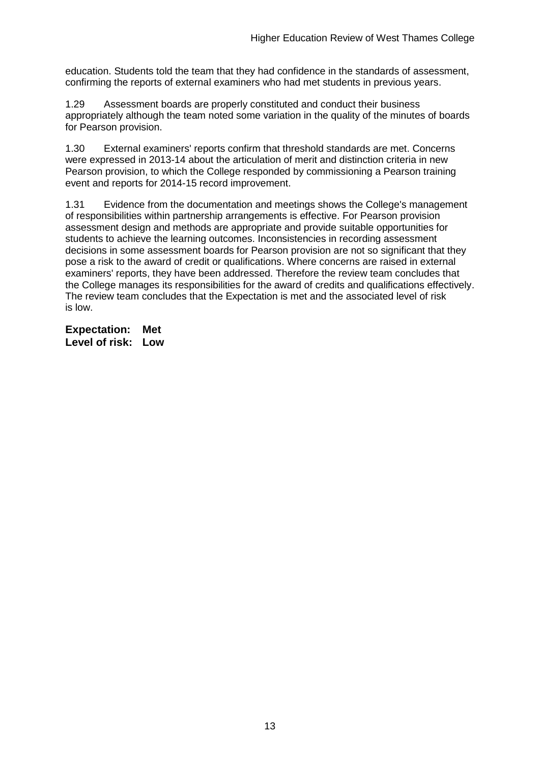education. Students told the team that they had confidence in the standards of assessment, confirming the reports of external examiners who had met students in previous years.

1.29 Assessment boards are properly constituted and conduct their business appropriately although the team noted some variation in the quality of the minutes of boards for Pearson provision.

1.30 External examiners' reports confirm that threshold standards are met. Concerns were expressed in 2013-14 about the articulation of merit and distinction criteria in new Pearson provision, to which the College responded by commissioning a Pearson training event and reports for 2014-15 record improvement.

1.31 Evidence from the documentation and meetings shows the College's management of responsibilities within partnership arrangements is effective. For Pearson provision assessment design and methods are appropriate and provide suitable opportunities for students to achieve the learning outcomes. Inconsistencies in recording assessment decisions in some assessment boards for Pearson provision are not so significant that they pose a risk to the award of credit or qualifications. Where concerns are raised in external examiners' reports, they have been addressed. Therefore the review team concludes that the College manages its responsibilities for the award of credits and qualifications effectively. The review team concludes that the Expectation is met and the associated level of risk is low.

**Expectation: Met**
**Level of risk: Low**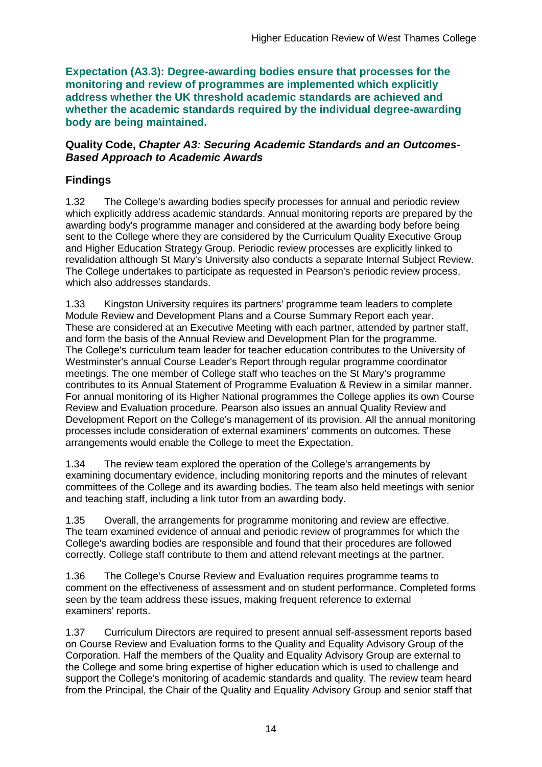**Expectation (A3.3): Degree-awarding bodies ensure that processes for the monitoring and review of programmes are implemented which explicitly address whether the UK threshold academic standards are achieved and whether the academic standards required by the individual degree-awarding body are being maintained.**

**Quality Code, *Chapter A3: Securing Academic Standards and an Outcomes-Based Approach to Academic Awards***

## Findings

1.32 The College's awarding bodies specify processes for annual and periodic review which explicitly address academic standards. Annual monitoring reports are prepared by the awarding body's programme manager and considered at the awarding body before being sent to the College where they are considered by the Curriculum Quality Executive Group and Higher Education Strategy Group. Periodic review processes are explicitly linked to revalidation although St Mary's University also conducts a separate Internal Subject Review. The College undertakes to participate as requested in Pearson's periodic review process, which also addresses standards.

1.33 Kingston University requires its partners' programme team leaders to complete Module Review and Development Plans and a Course Summary Report each year. These are considered at an Executive Meeting with each partner, attended by partner staff, and form the basis of the Annual Review and Development Plan for the programme. The College's curriculum team leader for teacher education contributes to the University of Westminster's annual Course Leader's Report through regular programme coordinator meetings. The one member of College staff who teaches on the St Mary's programme contributes to its Annual Statement of Programme Evaluation & Review in a similar manner. For annual monitoring of its Higher National programmes the College applies its own Course Review and Evaluation procedure. Pearson also issues an annual Quality Review and Development Report on the College's management of its provision. All the annual monitoring processes include consideration of external examiners' comments on outcomes. These arrangements would enable the College to meet the Expectation.

1.34 The review team explored the operation of the College's arrangements by examining documentary evidence, including monitoring reports and the minutes of relevant committees of the College and its awarding bodies. The team also held meetings with senior and teaching staff, including a link tutor from an awarding body.

1.35 Overall, the arrangements for programme monitoring and review are effective. The team examined evidence of annual and periodic review of programmes for which the College's awarding bodies are responsible and found that their procedures are followed correctly. College staff contribute to them and attend relevant meetings at the partner.

1.36 The College's Course Review and Evaluation requires programme teams to comment on the effectiveness of assessment and on student performance. Completed forms seen by the team address these issues, making frequent reference to external examiners' reports.

1.37 Curriculum Directors are required to present annual self-assessment reports based on Course Review and Evaluation forms to the Quality and Equality Advisory Group of the Corporation. Half the members of the Quality and Equality Advisory Group are external to the College and some bring expertise of higher education which is used to challenge and support the College's monitoring of academic standards and quality. The review team heard from the Principal, the Chair of the Quality and Equality Advisory Group and senior staff that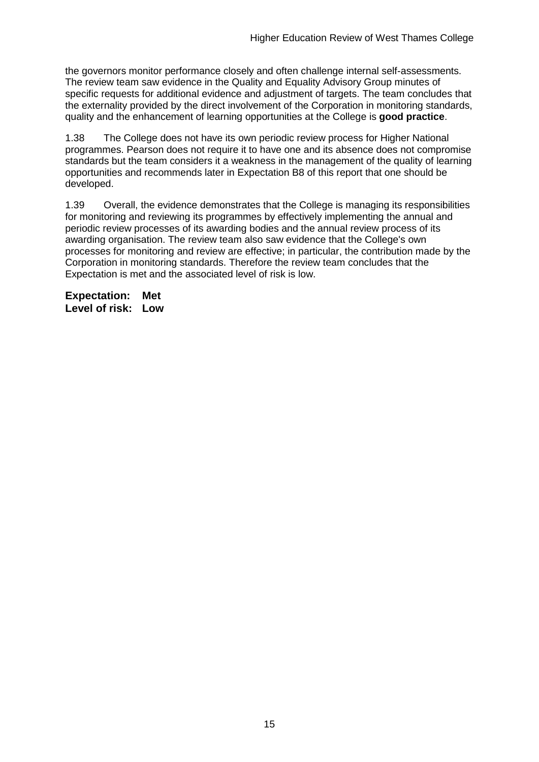the governors monitor performance closely and often challenge internal self-assessments. The review team saw evidence in the Quality and Equality Advisory Group minutes of specific requests for additional evidence and adjustment of targets. The team concludes that the externality provided by the direct involvement of the Corporation in monitoring standards, quality and the enhancement of learning opportunities at the College is **good practice**.

1.38 The College does not have its own periodic review process for Higher National programmes. Pearson does not require it to have one and its absence does not compromise standards but the team considers it a weakness in the management of the quality of learning opportunities and recommends later in Expectation B8 of this report that one should be developed.

1.39 Overall, the evidence demonstrates that the College is managing its responsibilities for monitoring and reviewing its programmes by effectively implementing the annual and periodic review processes of its awarding bodies and the annual review process of its awarding organisation. The review team also saw evidence that the College's own processes for monitoring and review are effective; in particular, the contribution made by the Corporation in monitoring standards. Therefore the review team concludes that the Expectation is met and the associated level of risk is low.

**Expectation: Met**
**Level of risk: Low**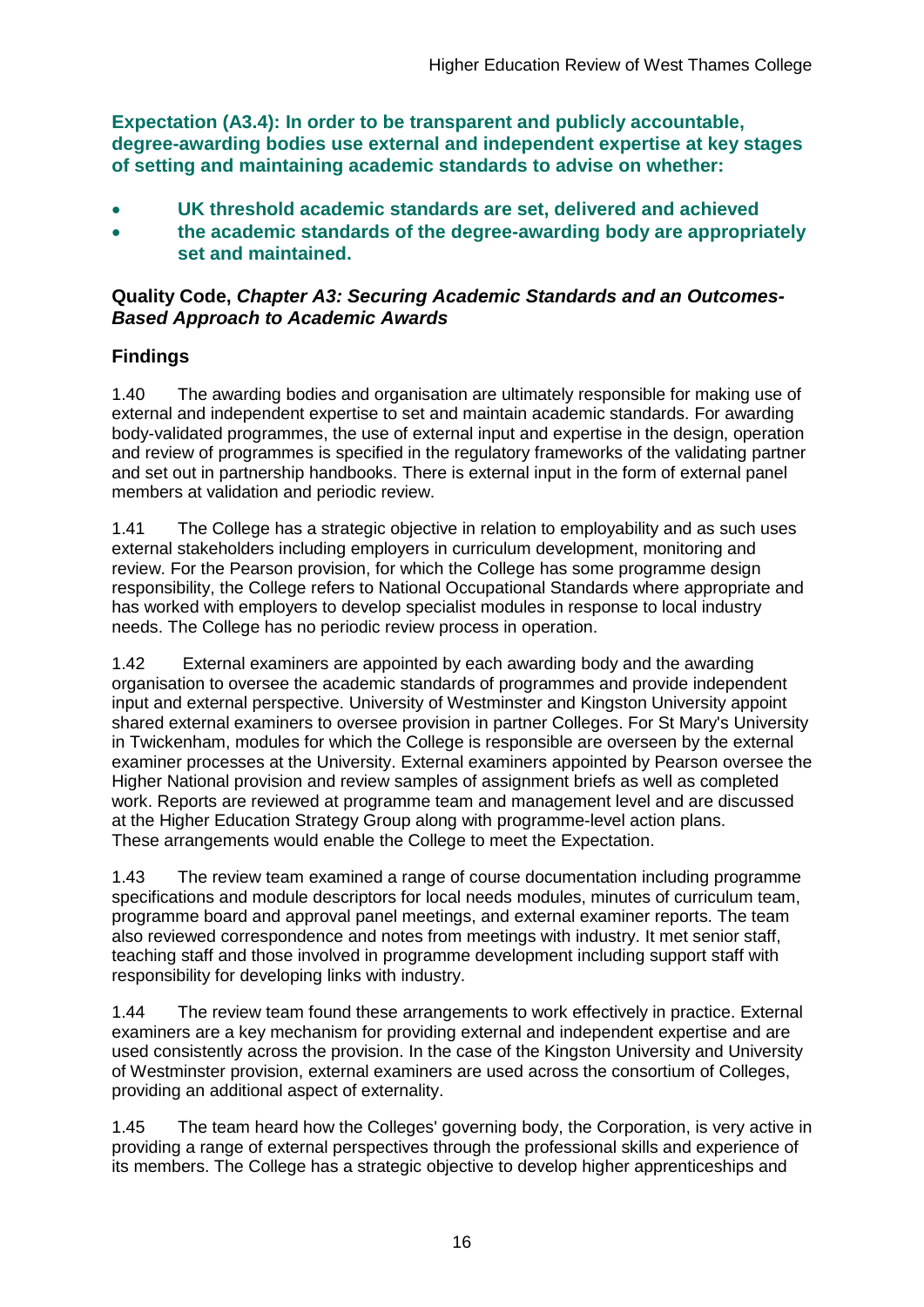**Expectation (A3.4): In order to be transparent and publicly accountable, degree-awarding bodies use external and independent expertise at key stages of setting and maintaining academic standards to advise on whether:**

- **UK threshold academic standards are set, delivered and achieved**
- **the academic standards of the degree-awarding body are appropriately set and maintained.**

**Quality Code, *Chapter A3: Securing Academic Standards and an Outcomes-Based Approach to Academic Awards***

## Findings

1.40 The awarding bodies and organisation are ultimately responsible for making use of external and independent expertise to set and maintain academic standards. For awarding body-validated programmes, the use of external input and expertise in the design, operation and review of programmes is specified in the regulatory frameworks of the validating partner and set out in partnership handbooks. There is external input in the form of external panel members at validation and periodic review.

1.41 The College has a strategic objective in relation to employability and as such uses external stakeholders including employers in curriculum development, monitoring and review. For the Pearson provision, for which the College has some programme design responsibility, the College refers to National Occupational Standards where appropriate and has worked with employers to develop specialist modules in response to local industry needs. The College has no periodic review process in operation.

1.42 External examiners are appointed by each awarding body and the awarding organisation to oversee the academic standards of programmes and provide independent input and external perspective. University of Westminster and Kingston University appoint shared external examiners to oversee provision in partner Colleges. For St Mary's University in Twickenham, modules for which the College is responsible are overseen by the external examiner processes at the University. External examiners appointed by Pearson oversee the Higher National provision and review samples of assignment briefs as well as completed work. Reports are reviewed at programme team and management level and are discussed at the Higher Education Strategy Group along with programme-level action plans. These arrangements would enable the College to meet the Expectation.

1.43 The review team examined a range of course documentation including programme specifications and module descriptors for local needs modules, minutes of curriculum team, programme board and approval panel meetings, and external examiner reports. The team also reviewed correspondence and notes from meetings with industry. It met senior staff, teaching staff and those involved in programme development including support staff with responsibility for developing links with industry.

1.44 The review team found these arrangements to work effectively in practice. External examiners are a key mechanism for providing external and independent expertise and are used consistently across the provision. In the case of the Kingston University and University of Westminster provision, external examiners are used across the consortium of Colleges, providing an additional aspect of externality.

1.45 The team heard how the Colleges' governing body, the Corporation, is very active in providing a range of external perspectives through the professional skills and experience of its members. The College has a strategic objective to develop higher apprenticeships and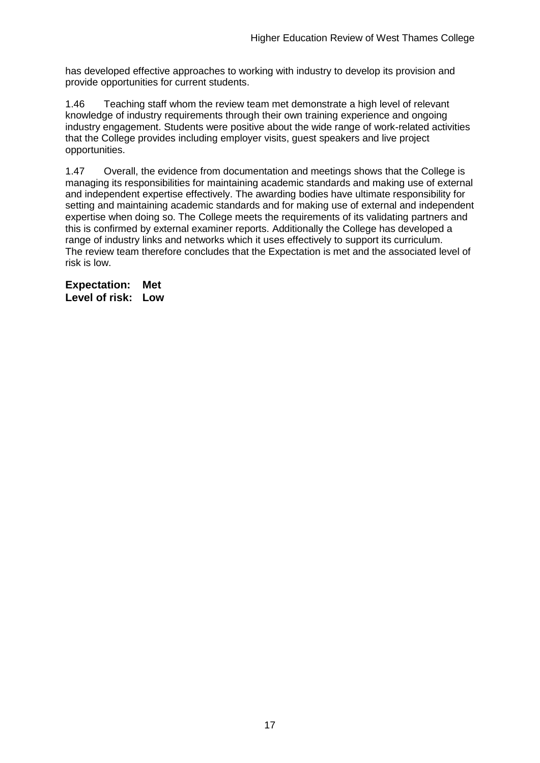has developed effective approaches to working with industry to develop its provision and provide opportunities for current students.

1.46 Teaching staff whom the review team met demonstrate a high level of relevant knowledge of industry requirements through their own training experience and ongoing industry engagement. Students were positive about the wide range of work-related activities that the College provides including employer visits, guest speakers and live project opportunities.

1.47 Overall, the evidence from documentation and meetings shows that the College is managing its responsibilities for maintaining academic standards and making use of external and independent expertise effectively. The awarding bodies have ultimate responsibility for setting and maintaining academic standards and for making use of external and independent expertise when doing so. The College meets the requirements of its validating partners and this is confirmed by external examiner reports. Additionally the College has developed a range of industry links and networks which it uses effectively to support its curriculum. The review team therefore concludes that the Expectation is met and the associated level of risk is low.

**Expectation: Met**
**Level of risk: Low**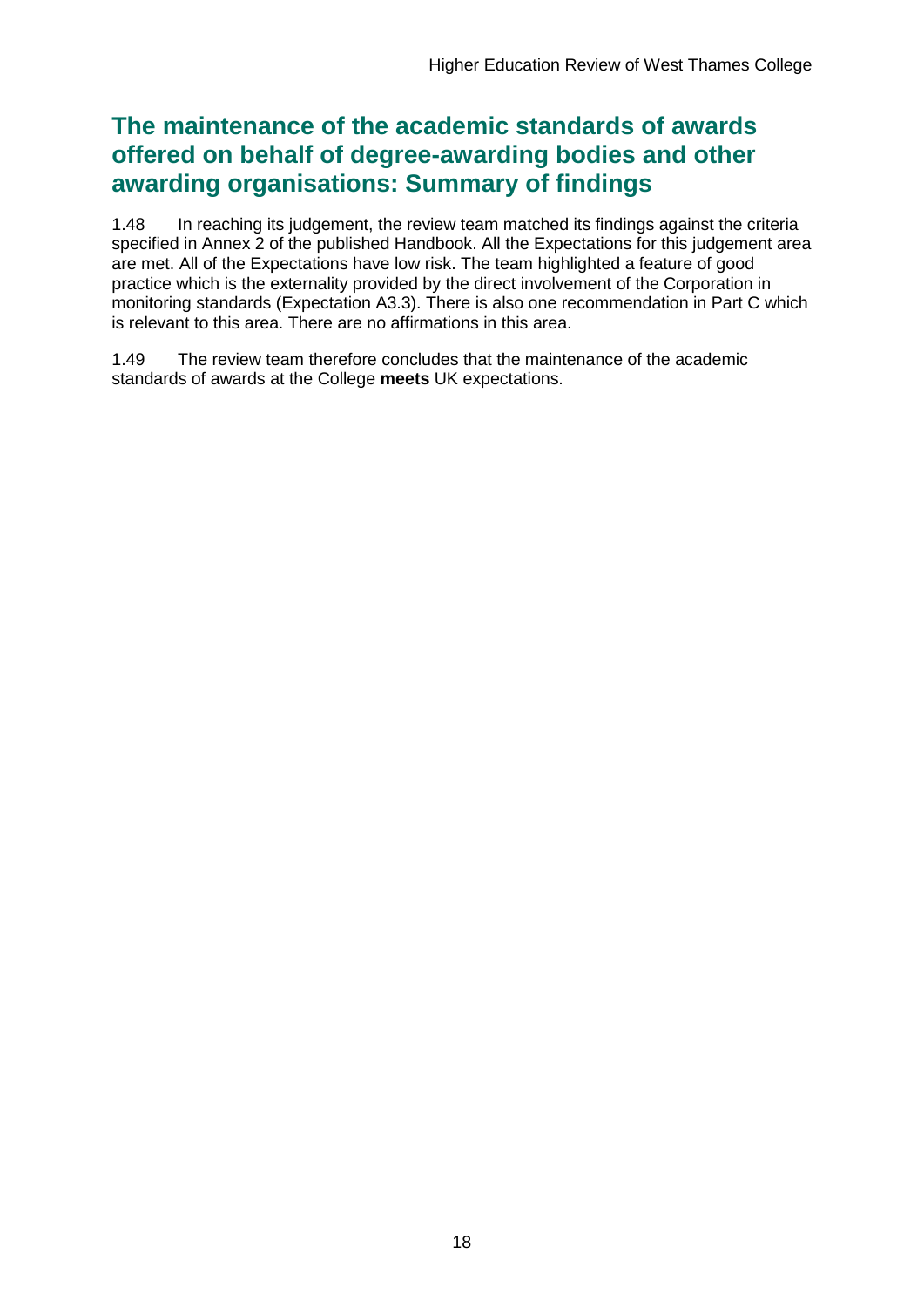## The maintenance of the academic standards of awards offered on behalf of degree-awarding bodies and other awarding organisations: Summary of findings

1.48 In reaching its judgement, the review team matched its findings against the criteria specified in Annex 2 of the published Handbook. All the Expectations for this judgement area are met. All of the Expectations have low risk. The team highlighted a feature of good practice which is the externality provided by the direct involvement of the Corporation in monitoring standards (Expectation A3.3). There is also one recommendation in Part C which is relevant to this area. There are no affirmations in this area.

1.49 The review team therefore concludes that the maintenance of the academic standards of awards at the College **meets** UK expectations.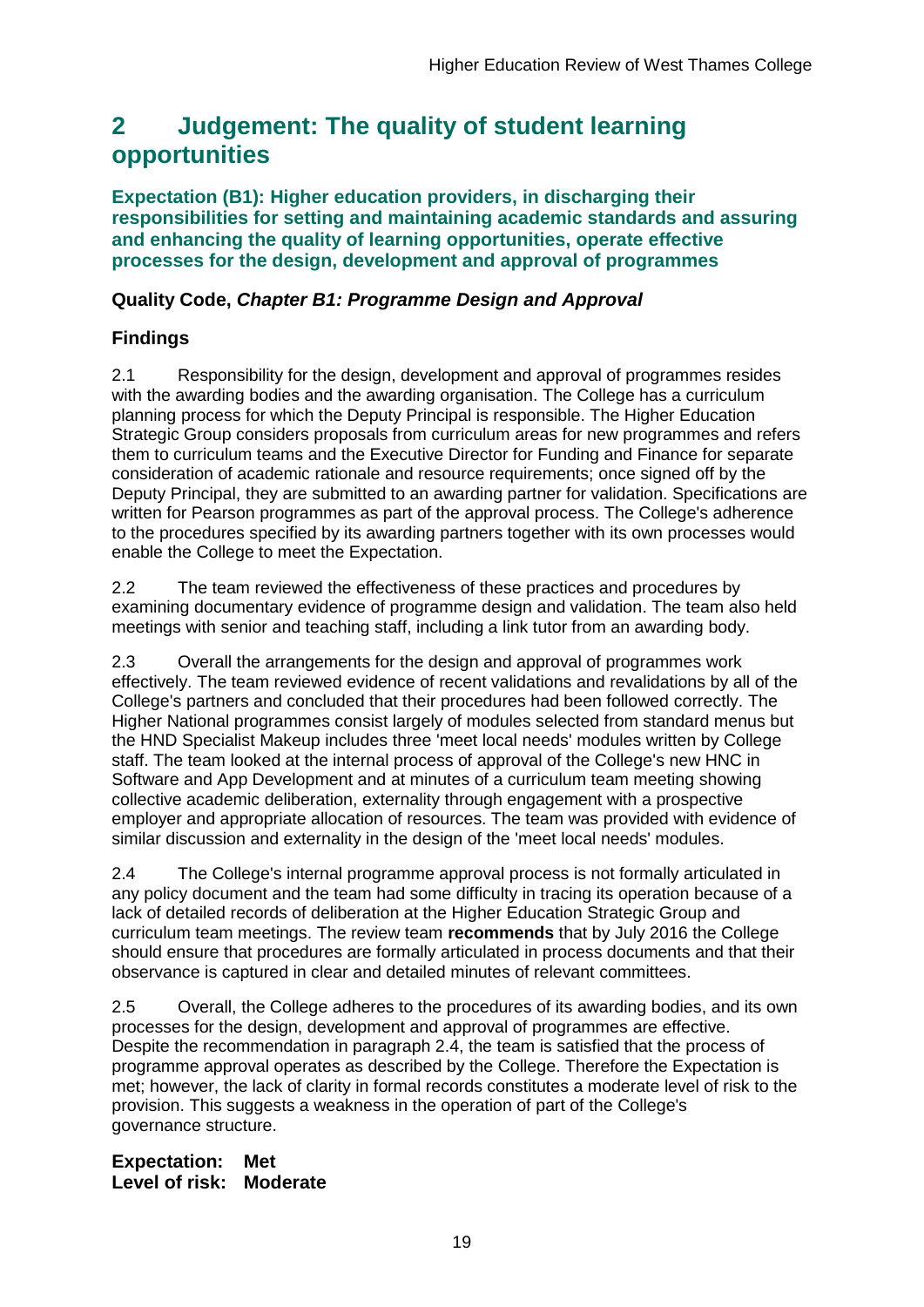# 2 Judgement: The quality of student learning opportunities

**Expectation (B1): Higher education providers, in discharging their responsibilities for setting and maintaining academic standards and assuring and enhancing the quality of learning opportunities, operate effective processes for the design, development and approval of programmes**

### Quality Code, *Chapter B1: Programme Design and Approval*

### Findings

2.1 Responsibility for the design, development and approval of programmes resides with the awarding bodies and the awarding organisation. The College has a curriculum planning process for which the Deputy Principal is responsible. The Higher Education Strategic Group considers proposals from curriculum areas for new programmes and refers them to curriculum teams and the Executive Director for Funding and Finance for separate consideration of academic rationale and resource requirements; once signed off by the Deputy Principal, they are submitted to an awarding partner for validation. Specifications are written for Pearson programmes as part of the approval process. The College's adherence to the procedures specified by its awarding partners together with its own processes would enable the College to meet the Expectation.

2.2 The team reviewed the effectiveness of these practices and procedures by examining documentary evidence of programme design and validation. The team also held meetings with senior and teaching staff, including a link tutor from an awarding body.

2.3 Overall the arrangements for the design and approval of programmes work effectively. The team reviewed evidence of recent validations and revalidations by all of the College's partners and concluded that their procedures had been followed correctly. The Higher National programmes consist largely of modules selected from standard menus but the HND Specialist Makeup includes three 'meet local needs' modules written by College staff. The team looked at the internal process of approval of the College's new HNC in Software and App Development and at minutes of a curriculum team meeting showing collective academic deliberation, externality through engagement with a prospective employer and appropriate allocation of resources. The team was provided with evidence of similar discussion and externality in the design of the 'meet local needs' modules.

2.4 The College's internal programme approval process is not formally articulated in any policy document and the team had some difficulty in tracing its operation because of a lack of detailed records of deliberation at the Higher Education Strategic Group and curriculum team meetings. The review team **recommends** that by July 2016 the College should ensure that procedures are formally articulated in process documents and that their observance is captured in clear and detailed minutes of relevant committees.

2.5 Overall, the College adheres to the procedures of its awarding bodies, and its own processes for the design, development and approval of programmes are effective. Despite the recommendation in paragraph 2.4, the team is satisfied that the process of programme approval operates as described by the College. Therefore the Expectation is met; however, the lack of clarity in formal records constitutes a moderate level of risk to the provision. This suggests a weakness in the operation of part of the College's governance structure.

**Expectation: Met**
**Level of risk: Moderate**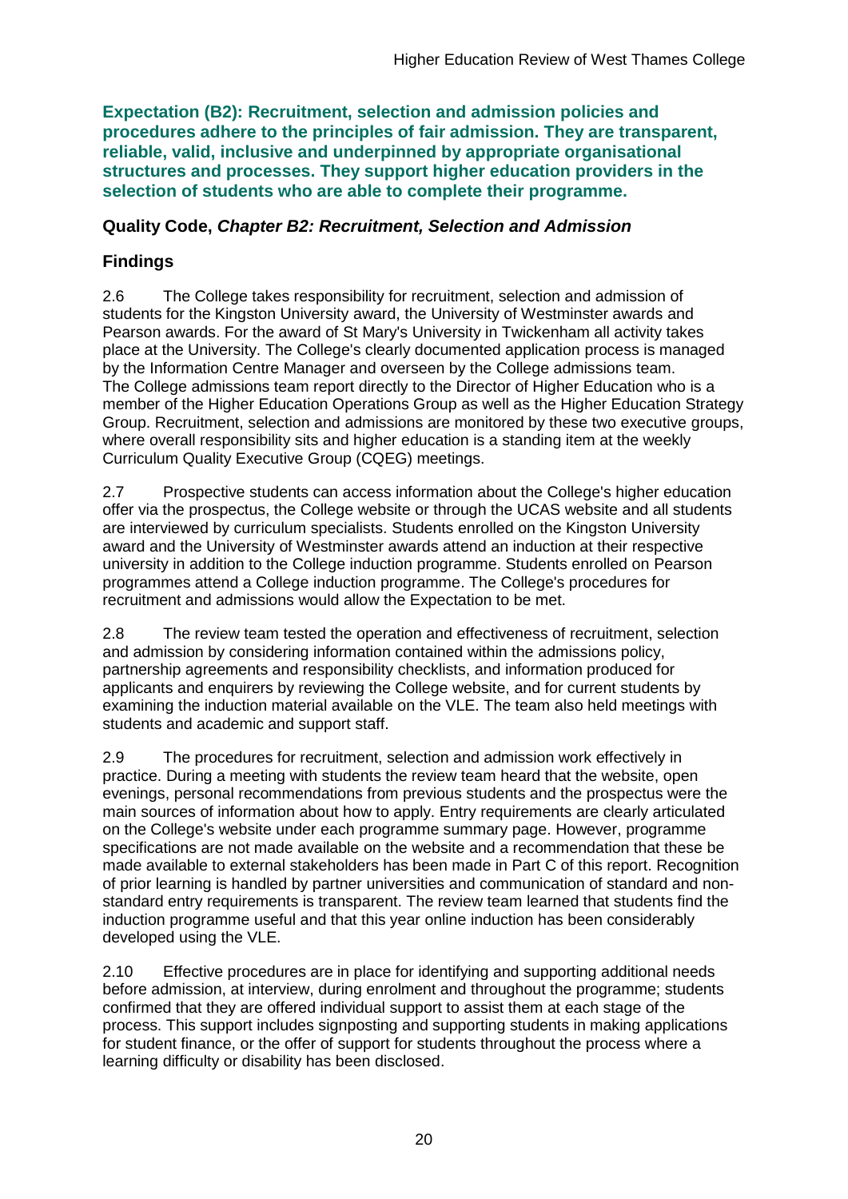**Expectation (B2): Recruitment, selection and admission policies and procedures adhere to the principles of fair admission. They are transparent, reliable, valid, inclusive and underpinned by appropriate organisational structures and processes. They support higher education providers in the selection of students who are able to complete their programme.**

### Quality Code, *Chapter B2: Recruitment, Selection and Admission*

### Findings

2.6 The College takes responsibility for recruitment, selection and admission of students for the Kingston University award, the University of Westminster awards and Pearson awards. For the award of St Mary's University in Twickenham all activity takes place at the University. The College's clearly documented application process is managed by the Information Centre Manager and overseen by the College admissions team. The College admissions team report directly to the Director of Higher Education who is a member of the Higher Education Operations Group as well as the Higher Education Strategy Group. Recruitment, selection and admissions are monitored by these two executive groups, where overall responsibility sits and higher education is a standing item at the weekly Curriculum Quality Executive Group (CQEG) meetings.

2.7 Prospective students can access information about the College's higher education offer via the prospectus, the College website or through the UCAS website and all students are interviewed by curriculum specialists. Students enrolled on the Kingston University award and the University of Westminster awards attend an induction at their respective university in addition to the College induction programme. Students enrolled on Pearson programmes attend a College induction programme. The College's procedures for recruitment and admissions would allow the Expectation to be met.

2.8 The review team tested the operation and effectiveness of recruitment, selection and admission by considering information contained within the admissions policy, partnership agreements and responsibility checklists, and information produced for applicants and enquirers by reviewing the College website, and for current students by examining the induction material available on the VLE. The team also held meetings with students and academic and support staff.

2.9 The procedures for recruitment, selection and admission work effectively in practice. During a meeting with students the review team heard that the website, open evenings, personal recommendations from previous students and the prospectus were the main sources of information about how to apply. Entry requirements are clearly articulated on the College's website under each programme summary page. However, programme specifications are not made available on the website and a recommendation that these be made available to external stakeholders has been made in Part C of this report. Recognition of prior learning is handled by partner universities and communication of standard and non-standard entry requirements is transparent. The review team learned that students find the induction programme useful and that this year online induction has been considerably developed using the VLE.

2.10 Effective procedures are in place for identifying and supporting additional needs before admission, at interview, during enrolment and throughout the programme; students confirmed that they are offered individual support to assist them at each stage of the process. This support includes signposting and supporting students in making applications for student finance, or the offer of support for students throughout the process where a learning difficulty or disability has been disclosed.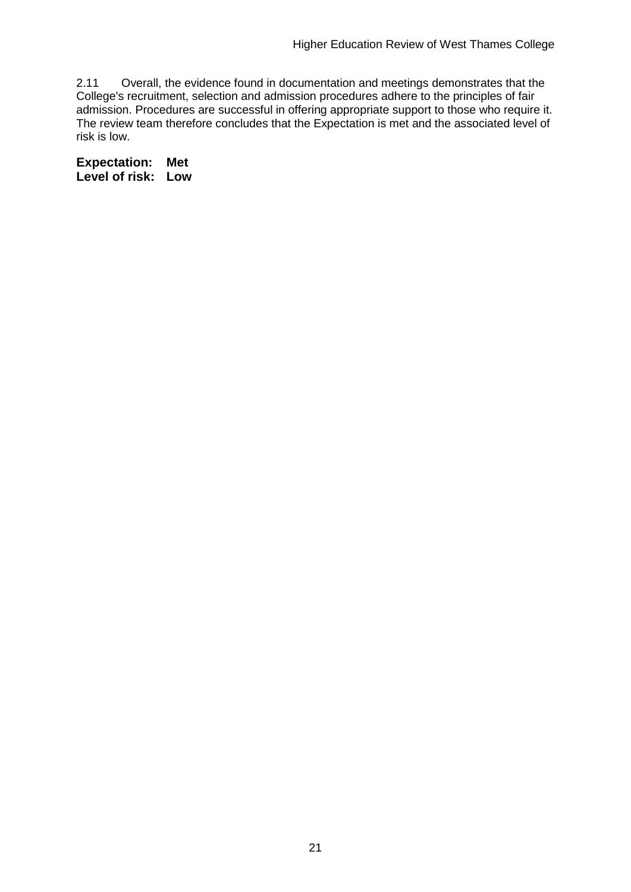2.11 Overall, the evidence found in documentation and meetings demonstrates that the College's recruitment, selection and admission procedures adhere to the principles of fair admission. Procedures are successful in offering appropriate support to those who require it. The review team therefore concludes that the Expectation is met and the associated level of risk is low.

**Expectation: Met**
**Level of risk: Low**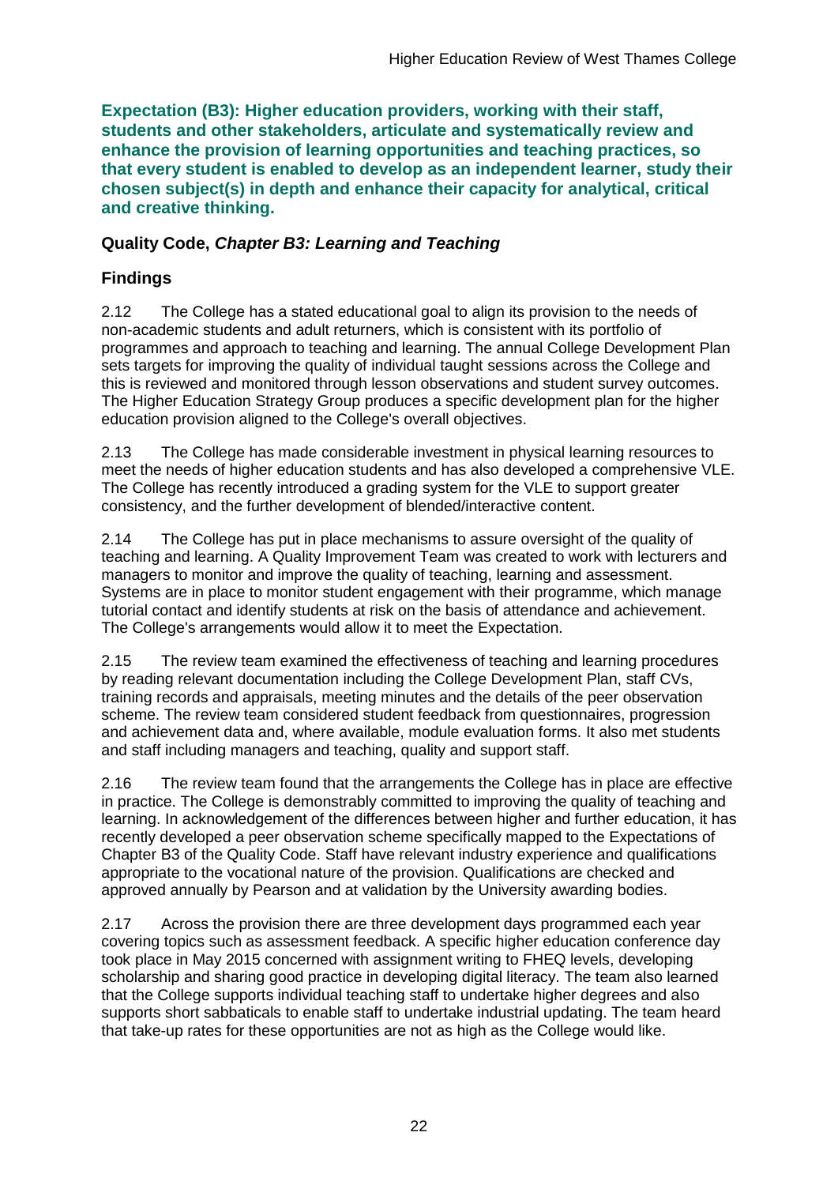**Expectation (B3): Higher education providers, working with their staff, students and other stakeholders, articulate and systematically review and enhance the provision of learning opportunities and teaching practices, so that every student is enabled to develop as an independent learner, study their chosen subject(s) in depth and enhance their capacity for analytical, critical and creative thinking.**

## Quality Code, *Chapter B3: Learning and Teaching*

## Findings

2.12 The College has a stated educational goal to align its provision to the needs of non-academic students and adult returners, which is consistent with its portfolio of programmes and approach to teaching and learning. The annual College Development Plan sets targets for improving the quality of individual taught sessions across the College and this is reviewed and monitored through lesson observations and student survey outcomes. The Higher Education Strategy Group produces a specific development plan for the higher education provision aligned to the College's overall objectives.

2.13 The College has made considerable investment in physical learning resources to meet the needs of higher education students and has also developed a comprehensive VLE. The College has recently introduced a grading system for the VLE to support greater consistency, and the further development of blended/interactive content.

2.14 The College has put in place mechanisms to assure oversight of the quality of teaching and learning. A Quality Improvement Team was created to work with lecturers and managers to monitor and improve the quality of teaching, learning and assessment. Systems are in place to monitor student engagement with their programme, which manage tutorial contact and identify students at risk on the basis of attendance and achievement. The College's arrangements would allow it to meet the Expectation.

2.15 The review team examined the effectiveness of teaching and learning procedures by reading relevant documentation including the College Development Plan, staff CVs, training records and appraisals, meeting minutes and the details of the peer observation scheme. The review team considered student feedback from questionnaires, progression and achievement data and, where available, module evaluation forms. It also met students and staff including managers and teaching, quality and support staff.

2.16 The review team found that the arrangements the College has in place are effective in practice. The College is demonstrably committed to improving the quality of teaching and learning. In acknowledgement of the differences between higher and further education, it has recently developed a peer observation scheme specifically mapped to the Expectations of Chapter B3 of the Quality Code. Staff have relevant industry experience and qualifications appropriate to the vocational nature of the provision. Qualifications are checked and approved annually by Pearson and at validation by the University awarding bodies.

2.17 Across the provision there are three development days programmed each year covering topics such as assessment feedback. A specific higher education conference day took place in May 2015 concerned with assignment writing to FHEQ levels, developing scholarship and sharing good practice in developing digital literacy. The team also learned that the College supports individual teaching staff to undertake higher degrees and also supports short sabbaticals to enable staff to undertake industrial updating. The team heard that take-up rates for these opportunities are not as high as the College would like.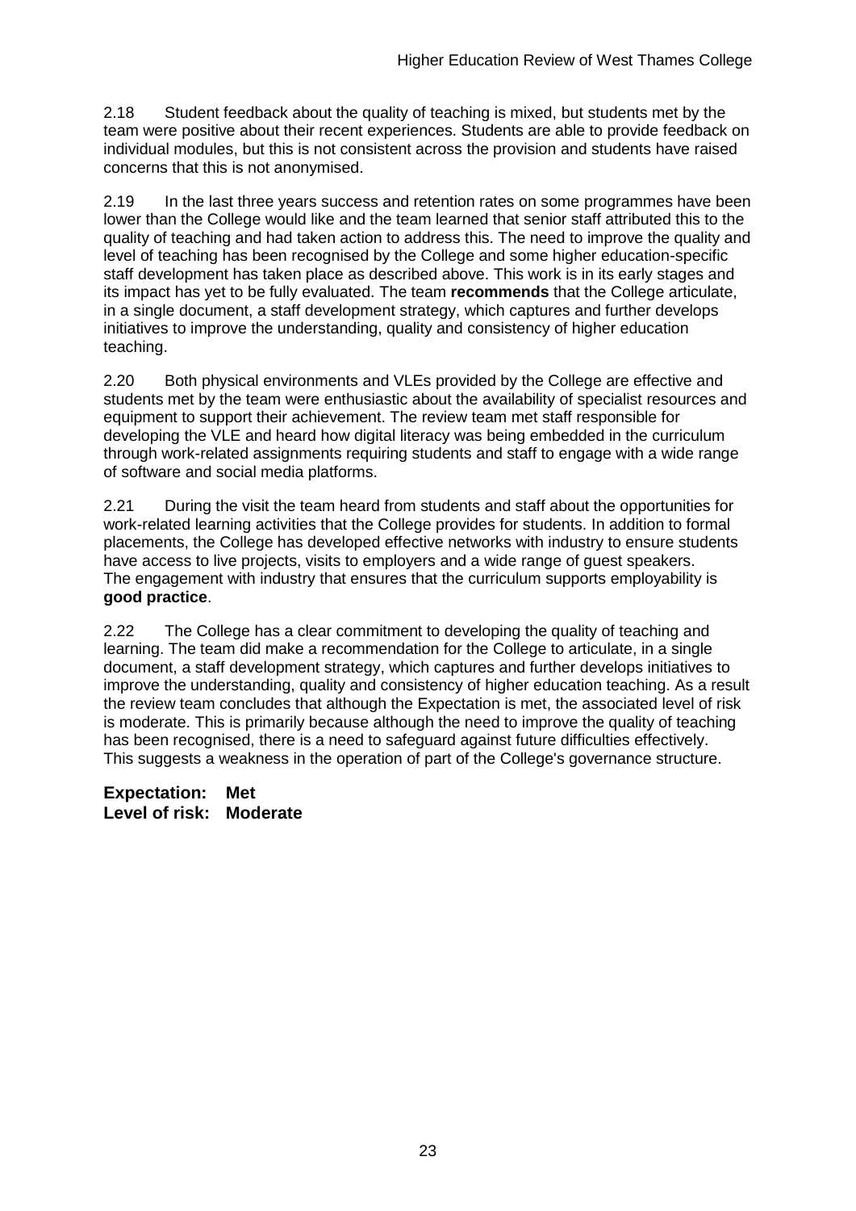2.18 Student feedback about the quality of teaching is mixed, but students met by the team were positive about their recent experiences. Students are able to provide feedback on individual modules, but this is not consistent across the provision and students have raised concerns that this is not anonymised.

2.19 In the last three years success and retention rates on some programmes have been lower than the College would like and the team learned that senior staff attributed this to the quality of teaching and had taken action to address this. The need to improve the quality and level of teaching has been recognised by the College and some higher education-specific staff development has taken place as described above. This work is in its early stages and its impact has yet to be fully evaluated. The team **recommends** that the College articulate, in a single document, a staff development strategy, which captures and further develops initiatives to improve the understanding, quality and consistency of higher education teaching.

2.20 Both physical environments and VLEs provided by the College are effective and students met by the team were enthusiastic about the availability of specialist resources and equipment to support their achievement. The review team met staff responsible for developing the VLE and heard how digital literacy was being embedded in the curriculum through work-related assignments requiring students and staff to engage with a wide range of software and social media platforms.

2.21 During the visit the team heard from students and staff about the opportunities for work-related learning activities that the College provides for students. In addition to formal placements, the College has developed effective networks with industry to ensure students have access to live projects, visits to employers and a wide range of guest speakers. The engagement with industry that ensures that the curriculum supports employability is **good practice**.

2.22 The College has a clear commitment to developing the quality of teaching and learning. The team did make a recommendation for the College to articulate, in a single document, a staff development strategy, which captures and further develops initiatives to improve the understanding, quality and consistency of higher education teaching. As a result the review team concludes that although the Expectation is met, the associated level of risk is moderate. This is primarily because although the need to improve the quality of teaching has been recognised, there is a need to safeguard against future difficulties effectively. This suggests a weakness in the operation of part of the College's governance structure.

**Expectation: Met**
**Level of risk: Moderate**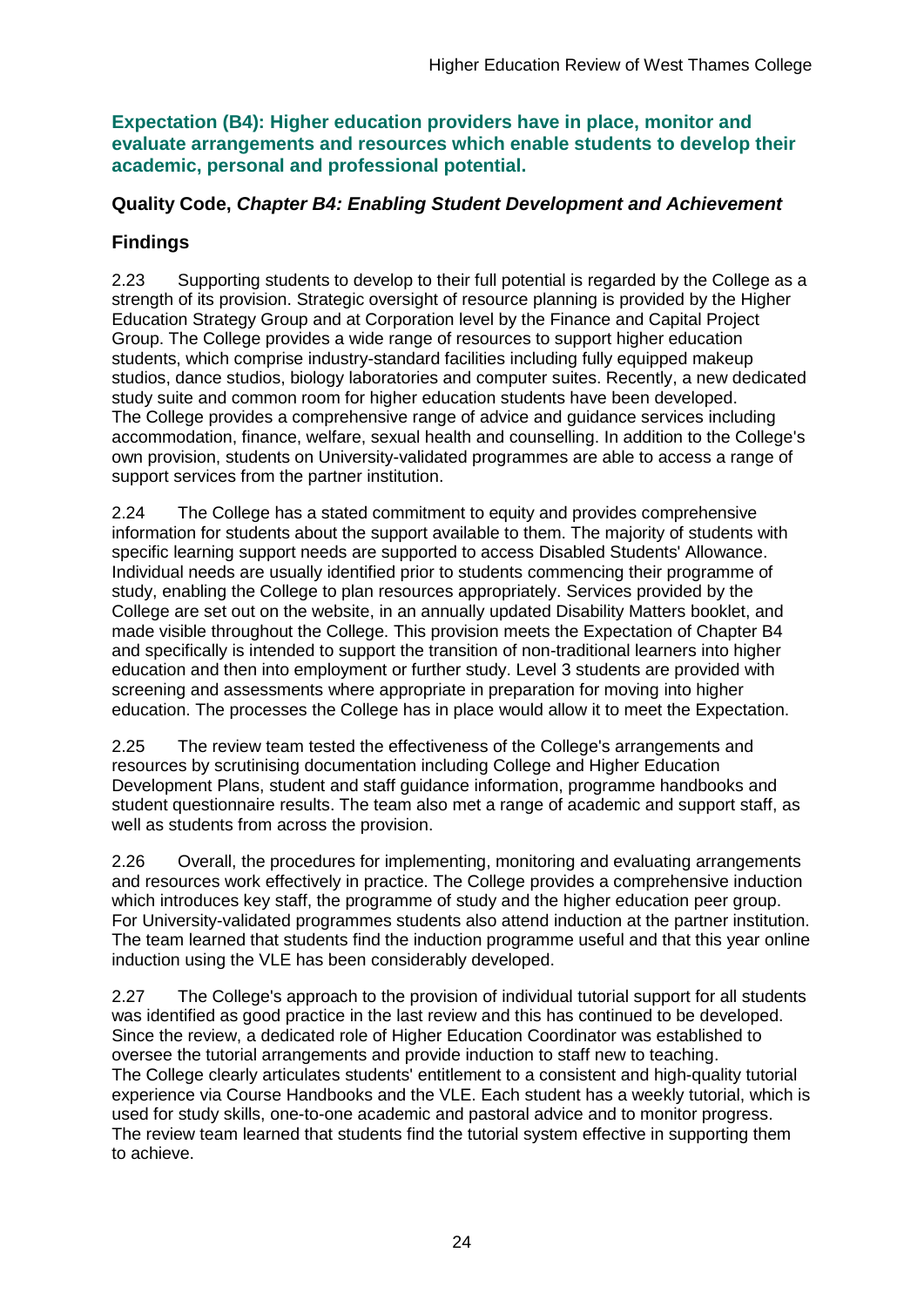**Expectation (B4): Higher education providers have in place, monitor and evaluate arrangements and resources which enable students to develop their academic, personal and professional potential.**

### Quality Code, *Chapter B4: Enabling Student Development and Achievement*

### Findings

2.23 Supporting students to develop to their full potential is regarded by the College as a strength of its provision. Strategic oversight of resource planning is provided by the Higher Education Strategy Group and at Corporation level by the Finance and Capital Project Group. The College provides a wide range of resources to support higher education students, which comprise industry-standard facilities including fully equipped makeup studios, dance studios, biology laboratories and computer suites. Recently, a new dedicated study suite and common room for higher education students have been developed. The College provides a comprehensive range of advice and guidance services including accommodation, finance, welfare, sexual health and counselling. In addition to the College's own provision, students on University-validated programmes are able to access a range of support services from the partner institution.

2.24 The College has a stated commitment to equity and provides comprehensive information for students about the support available to them. The majority of students with specific learning support needs are supported to access Disabled Students' Allowance. Individual needs are usually identified prior to students commencing their programme of study, enabling the College to plan resources appropriately. Services provided by the College are set out on the website, in an annually updated Disability Matters booklet, and made visible throughout the College. This provision meets the Expectation of Chapter B4 and specifically is intended to support the transition of non-traditional learners into higher education and then into employment or further study. Level 3 students are provided with screening and assessments where appropriate in preparation for moving into higher education. The processes the College has in place would allow it to meet the Expectation.

2.25 The review team tested the effectiveness of the College's arrangements and resources by scrutinising documentation including College and Higher Education Development Plans, student and staff guidance information, programme handbooks and student questionnaire results. The team also met a range of academic and support staff, as well as students from across the provision.

2.26 Overall, the procedures for implementing, monitoring and evaluating arrangements and resources work effectively in practice. The College provides a comprehensive induction which introduces key staff, the programme of study and the higher education peer group. For University-validated programmes students also attend induction at the partner institution. The team learned that students find the induction programme useful and that this year online induction using the VLE has been considerably developed.

2.27 The College's approach to the provision of individual tutorial support for all students was identified as good practice in the last review and this has continued to be developed. Since the review, a dedicated role of Higher Education Coordinator was established to oversee the tutorial arrangements and provide induction to staff new to teaching. The College clearly articulates students' entitlement to a consistent and high-quality tutorial experience via Course Handbooks and the VLE. Each student has a weekly tutorial, which is used for study skills, one-to-one academic and pastoral advice and to monitor progress. The review team learned that students find the tutorial system effective in supporting them to achieve.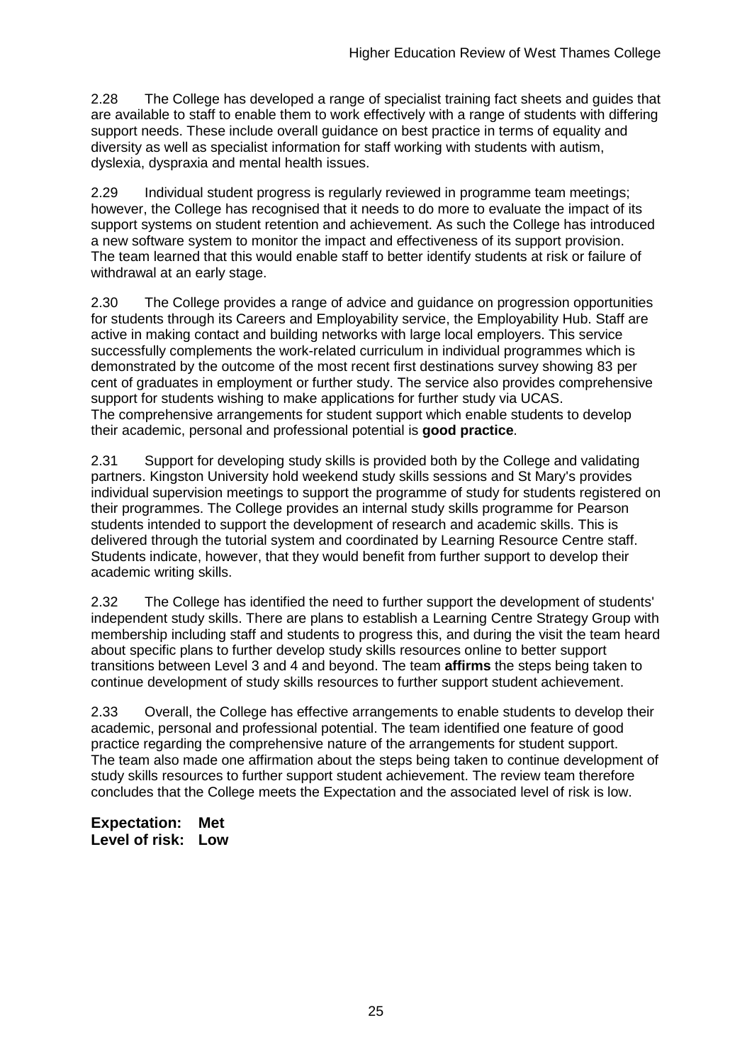2.28 The College has developed a range of specialist training fact sheets and guides that are available to staff to enable them to work effectively with a range of students with differing support needs. These include overall guidance on best practice in terms of equality and diversity as well as specialist information for staff working with students with autism, dyslexia, dyspraxia and mental health issues.

2.29 Individual student progress is regularly reviewed in programme team meetings; however, the College has recognised that it needs to do more to evaluate the impact of its support systems on student retention and achievement. As such the College has introduced a new software system to monitor the impact and effectiveness of its support provision. The team learned that this would enable staff to better identify students at risk or failure of withdrawal at an early stage.

2.30 The College provides a range of advice and guidance on progression opportunities for students through its Careers and Employability service, the Employability Hub. Staff are active in making contact and building networks with large local employers. This service successfully complements the work-related curriculum in individual programmes which is demonstrated by the outcome of the most recent first destinations survey showing 83 per cent of graduates in employment or further study. The service also provides comprehensive support for students wishing to make applications for further study via UCAS. The comprehensive arrangements for student support which enable students to develop their academic, personal and professional potential is **good practice**.

2.31 Support for developing study skills is provided both by the College and validating partners. Kingston University hold weekend study skills sessions and St Mary's provides individual supervision meetings to support the programme of study for students registered on their programmes. The College provides an internal study skills programme for Pearson students intended to support the development of research and academic skills. This is delivered through the tutorial system and coordinated by Learning Resource Centre staff. Students indicate, however, that they would benefit from further support to develop their academic writing skills.

2.32 The College has identified the need to further support the development of students' independent study skills. There are plans to establish a Learning Centre Strategy Group with membership including staff and students to progress this, and during the visit the team heard about specific plans to further develop study skills resources online to better support transitions between Level 3 and 4 and beyond. The team **affirms** the steps being taken to continue development of study skills resources to further support student achievement.

2.33 Overall, the College has effective arrangements to enable students to develop their academic, personal and professional potential. The team identified one feature of good practice regarding the comprehensive nature of the arrangements for student support. The team also made one affirmation about the steps being taken to continue development of study skills resources to further support student achievement. The review team therefore concludes that the College meets the Expectation and the associated level of risk is low.

**Expectation: Met**
**Level of risk: Low**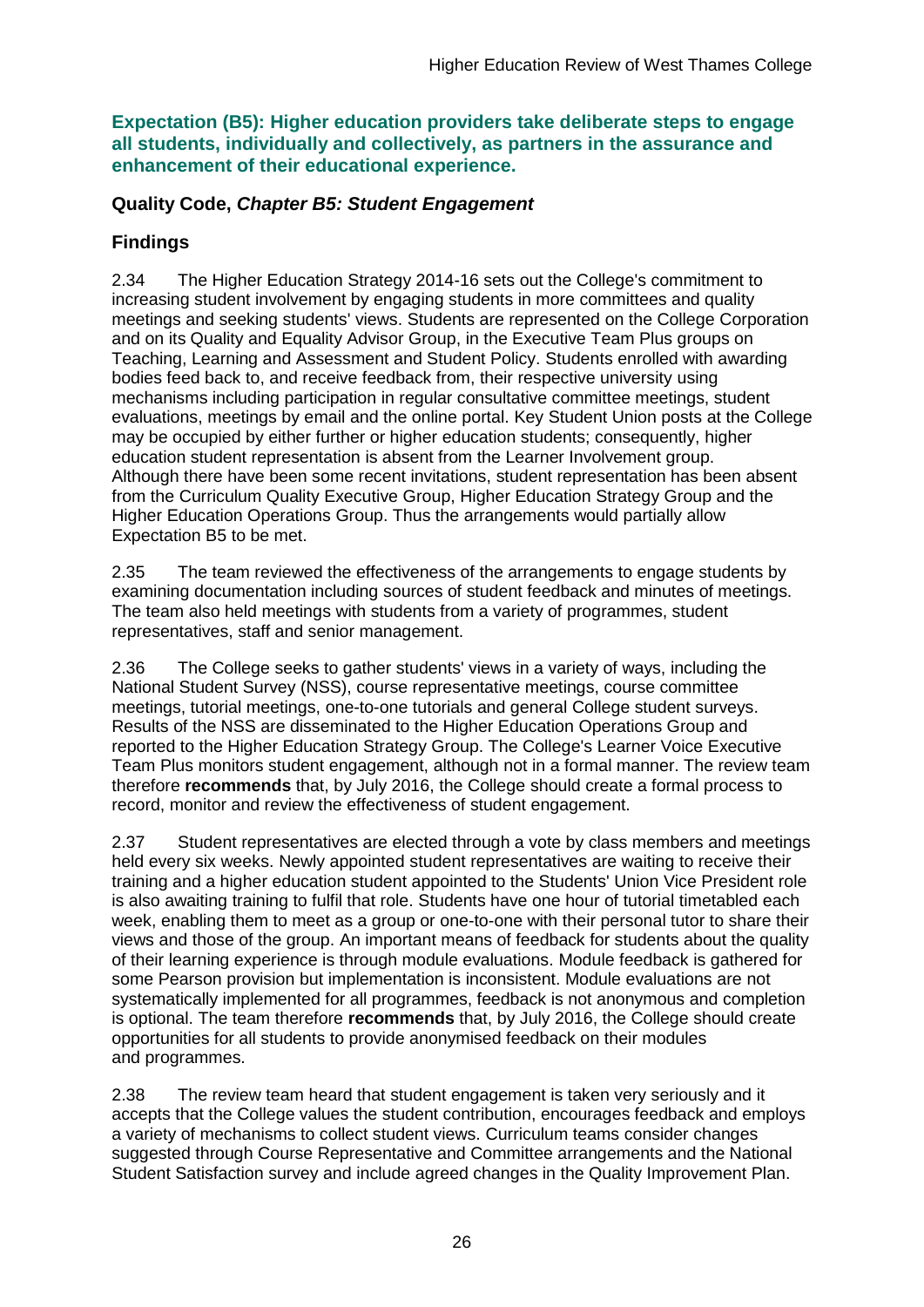**Expectation (B5): Higher education providers take deliberate steps to engage all students, individually and collectively, as partners in the assurance and enhancement of their educational experience.**

## Quality Code, *Chapter B5: Student Engagement*

## Findings

2.34 The Higher Education Strategy 2014-16 sets out the College's commitment to increasing student involvement by engaging students in more committees and quality meetings and seeking students' views. Students are represented on the College Corporation and on its Quality and Equality Advisor Group, in the Executive Team Plus groups on Teaching, Learning and Assessment and Student Policy. Students enrolled with awarding bodies feed back to, and receive feedback from, their respective university using mechanisms including participation in regular consultative committee meetings, student evaluations, meetings by email and the online portal. Key Student Union posts at the College may be occupied by either further or higher education students; consequently, higher education student representation is absent from the Learner Involvement group. Although there have been some recent invitations, student representation has been absent from the Curriculum Quality Executive Group, Higher Education Strategy Group and the Higher Education Operations Group. Thus the arrangements would partially allow Expectation B5 to be met.

2.35 The team reviewed the effectiveness of the arrangements to engage students by examining documentation including sources of student feedback and minutes of meetings. The team also held meetings with students from a variety of programmes, student representatives, staff and senior management.

2.36 The College seeks to gather students' views in a variety of ways, including the National Student Survey (NSS), course representative meetings, course committee meetings, tutorial meetings, one-to-one tutorials and general College student surveys. Results of the NSS are disseminated to the Higher Education Operations Group and reported to the Higher Education Strategy Group. The College's Learner Voice Executive Team Plus monitors student engagement, although not in a formal manner. The review team therefore **recommends** that, by July 2016, the College should create a formal process to record, monitor and review the effectiveness of student engagement.

2.37 Student representatives are elected through a vote by class members and meetings held every six weeks. Newly appointed student representatives are waiting to receive their training and a higher education student appointed to the Students' Union Vice President role is also awaiting training to fulfil that role. Students have one hour of tutorial timetabled each week, enabling them to meet as a group or one-to-one with their personal tutor to share their views and those of the group. An important means of feedback for students about the quality of their learning experience is through module evaluations. Module feedback is gathered for some Pearson provision but implementation is inconsistent. Module evaluations are not systematically implemented for all programmes, feedback is not anonymous and completion is optional. The team therefore **recommends** that, by July 2016, the College should create opportunities for all students to provide anonymised feedback on their modules and programmes.

2.38 The review team heard that student engagement is taken very seriously and it accepts that the College values the student contribution, encourages feedback and employs a variety of mechanisms to collect student views. Curriculum teams consider changes suggested through Course Representative and Committee arrangements and the National Student Satisfaction survey and include agreed changes in the Quality Improvement Plan.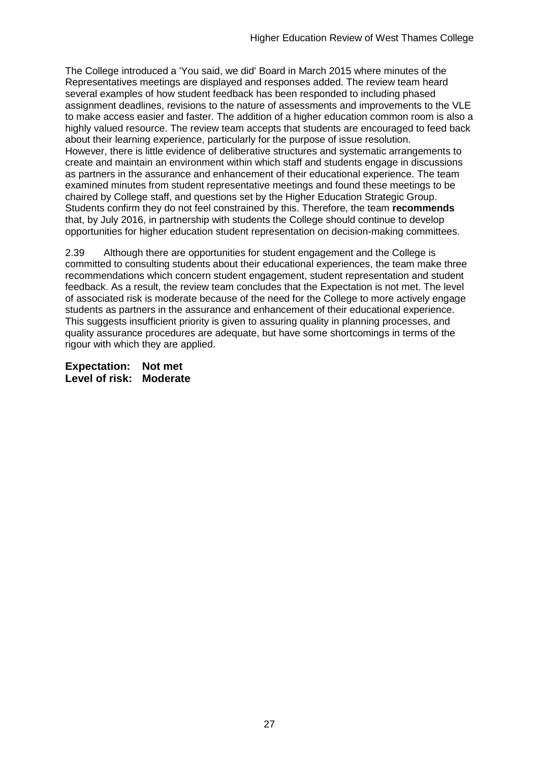The College introduced a 'You said, we did' Board in March 2015 where minutes of the Representatives meetings are displayed and responses added. The review team heard several examples of how student feedback has been responded to including phased assignment deadlines, revisions to the nature of assessments and improvements to the VLE to make access easier and faster. The addition of a higher education common room is also a highly valued resource. The review team accepts that students are encouraged to feed back about their learning experience, particularly for the purpose of issue resolution. However, there is little evidence of deliberative structures and systematic arrangements to create and maintain an environment within which staff and students engage in discussions as partners in the assurance and enhancement of their educational experience. The team examined minutes from student representative meetings and found these meetings to be chaired by College staff, and questions set by the Higher Education Strategic Group. Students confirm they do not feel constrained by this. Therefore, the team **recommends** that, by July 2016, in partnership with students the College should continue to develop opportunities for higher education student representation on decision-making committees.

2.39 Although there are opportunities for student engagement and the College is committed to consulting students about their educational experiences, the team make three recommendations which concern student engagement, student representation and student feedback. As a result, the review team concludes that the Expectation is not met. The level of associated risk is moderate because of the need for the College to more actively engage students as partners in the assurance and enhancement of their educational experience. This suggests insufficient priority is given to assuring quality in planning processes, and quality assurance procedures are adequate, but have some shortcomings in terms of the rigour with which they are applied.

**Expectation: Not met**
**Level of risk: Moderate**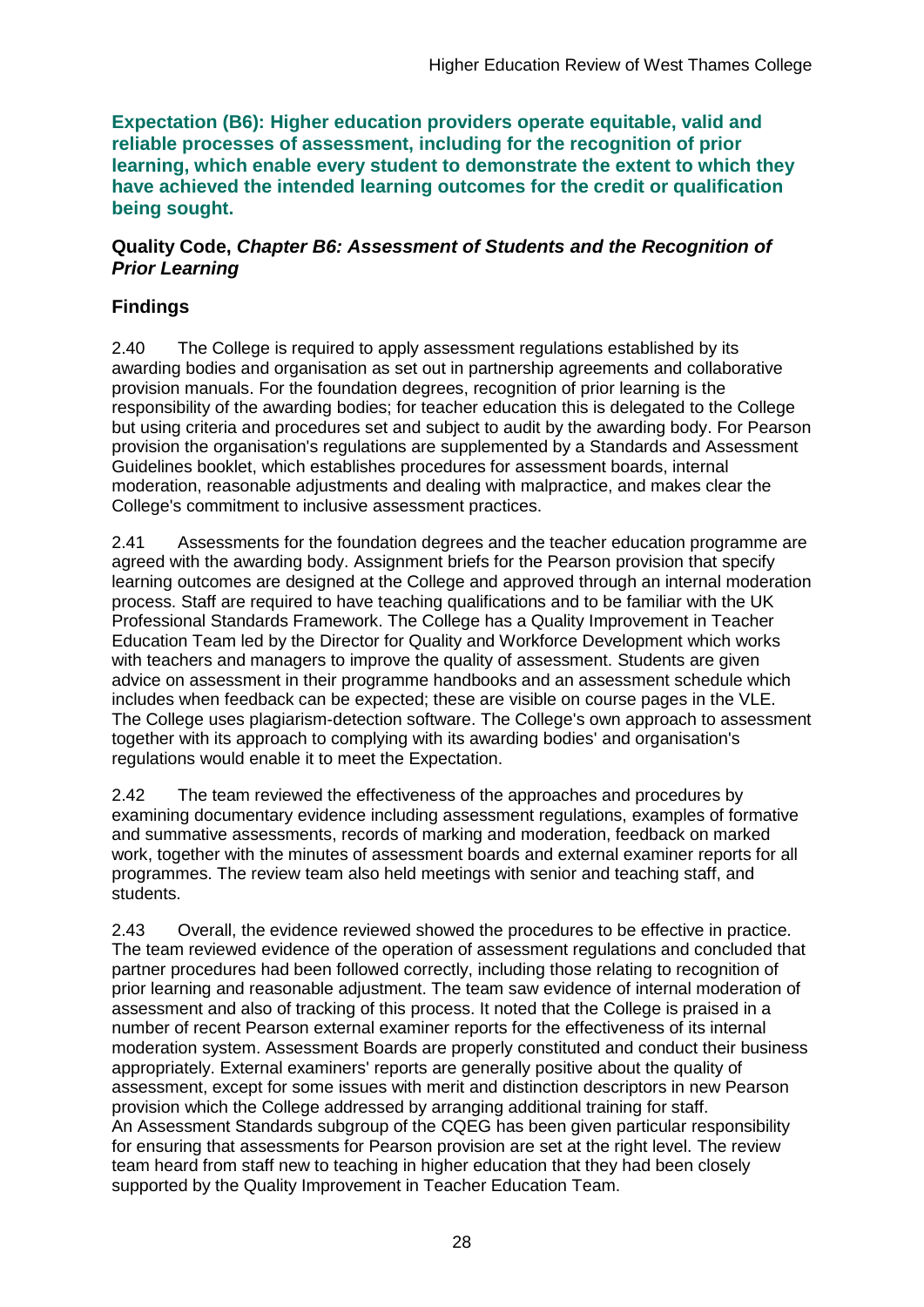**Expectation (B6): Higher education providers operate equitable, valid and reliable processes of assessment, including for the recognition of prior learning, which enable every student to demonstrate the extent to which they have achieved the intended learning outcomes for the credit or qualification being sought.**

**Quality Code, *Chapter B6: Assessment of Students and the Recognition of Prior Learning***

## Findings

2.40 The College is required to apply assessment regulations established by its awarding bodies and organisation as set out in partnership agreements and collaborative provision manuals. For the foundation degrees, recognition of prior learning is the responsibility of the awarding bodies; for teacher education this is delegated to the College but using criteria and procedures set and subject to audit by the awarding body. For Pearson provision the organisation's regulations are supplemented by a Standards and Assessment Guidelines booklet, which establishes procedures for assessment boards, internal moderation, reasonable adjustments and dealing with malpractice, and makes clear the College's commitment to inclusive assessment practices.

2.41 Assessments for the foundation degrees and the teacher education programme are agreed with the awarding body. Assignment briefs for the Pearson provision that specify learning outcomes are designed at the College and approved through an internal moderation process. Staff are required to have teaching qualifications and to be familiar with the UK Professional Standards Framework. The College has a Quality Improvement in Teacher Education Team led by the Director for Quality and Workforce Development which works with teachers and managers to improve the quality of assessment. Students are given advice on assessment in their programme handbooks and an assessment schedule which includes when feedback can be expected; these are visible on course pages in the VLE. The College uses plagiarism-detection software. The College's own approach to assessment together with its approach to complying with its awarding bodies' and organisation's regulations would enable it to meet the Expectation.

2.42 The team reviewed the effectiveness of the approaches and procedures by examining documentary evidence including assessment regulations, examples of formative and summative assessments, records of marking and moderation, feedback on marked work, together with the minutes of assessment boards and external examiner reports for all programmes. The review team also held meetings with senior and teaching staff, and students.

2.43 Overall, the evidence reviewed showed the procedures to be effective in practice. The team reviewed evidence of the operation of assessment regulations and concluded that partner procedures had been followed correctly, including those relating to recognition of prior learning and reasonable adjustment. The team saw evidence of internal moderation of assessment and also of tracking of this process. It noted that the College is praised in a number of recent Pearson external examiner reports for the effectiveness of its internal moderation system. Assessment Boards are properly constituted and conduct their business appropriately. External examiners' reports are generally positive about the quality of assessment, except for some issues with merit and distinction descriptors in new Pearson provision which the College addressed by arranging additional training for staff. An Assessment Standards subgroup of the CQEG has been given particular responsibility for ensuring that assessments for Pearson provision are set at the right level. The review team heard from staff new to teaching in higher education that they had been closely supported by the Quality Improvement in Teacher Education Team.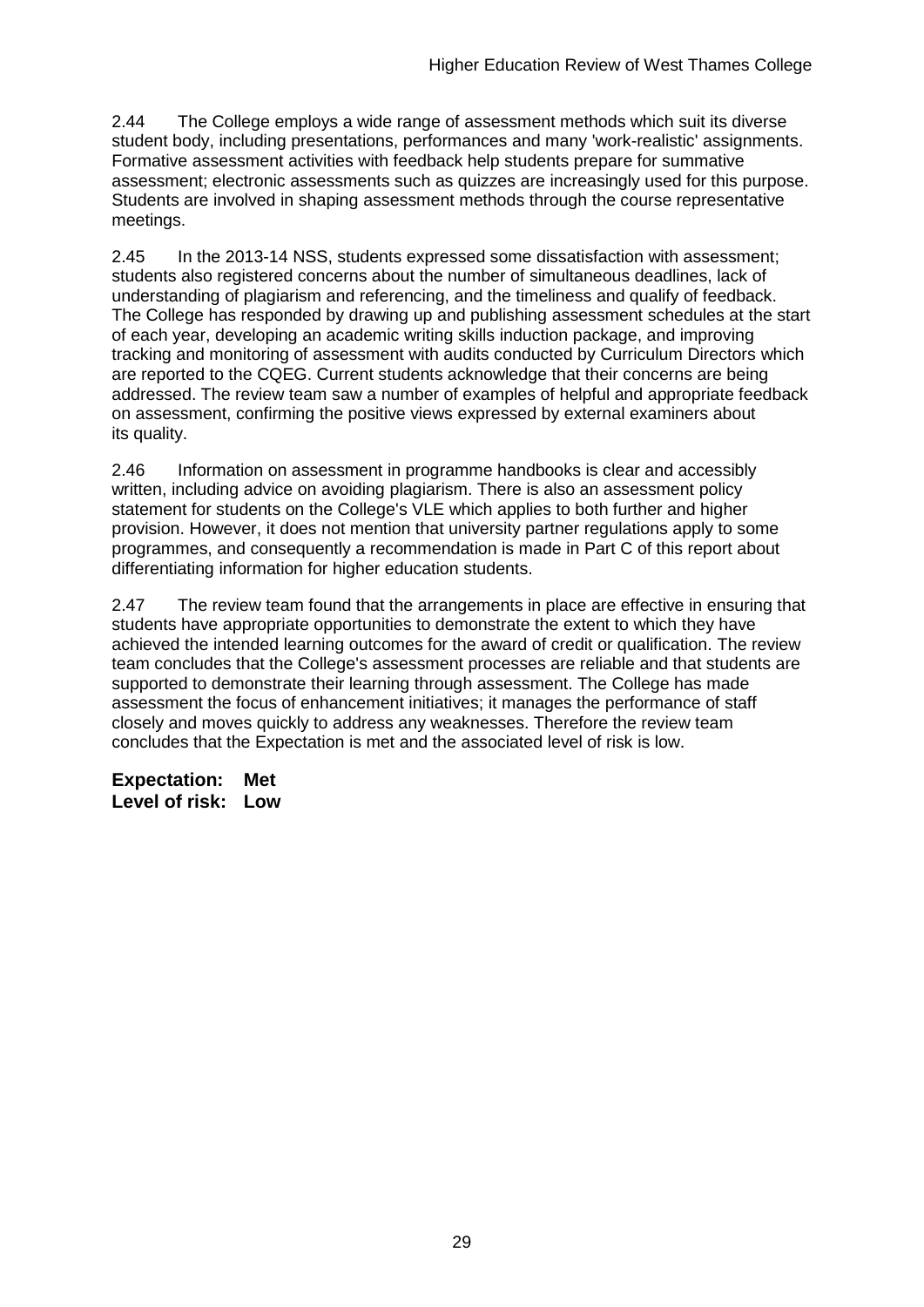2.44 The College employs a wide range of assessment methods which suit its diverse student body, including presentations, performances and many 'work-realistic' assignments. Formative assessment activities with feedback help students prepare for summative assessment; electronic assessments such as quizzes are increasingly used for this purpose. Students are involved in shaping assessment methods through the course representative meetings.

2.45 In the 2013-14 NSS, students expressed some dissatisfaction with assessment; students also registered concerns about the number of simultaneous deadlines, lack of understanding of plagiarism and referencing, and the timeliness and qualify of feedback. The College has responded by drawing up and publishing assessment schedules at the start of each year, developing an academic writing skills induction package, and improving tracking and monitoring of assessment with audits conducted by Curriculum Directors which are reported to the CQEG. Current students acknowledge that their concerns are being addressed. The review team saw a number of examples of helpful and appropriate feedback on assessment, confirming the positive views expressed by external examiners about its quality.

2.46 Information on assessment in programme handbooks is clear and accessibly written, including advice on avoiding plagiarism. There is also an assessment policy statement for students on the College's VLE which applies to both further and higher provision. However, it does not mention that university partner regulations apply to some programmes, and consequently a recommendation is made in Part C of this report about differentiating information for higher education students.

2.47 The review team found that the arrangements in place are effective in ensuring that students have appropriate opportunities to demonstrate the extent to which they have achieved the intended learning outcomes for the award of credit or qualification. The review team concludes that the College's assessment processes are reliable and that students are supported to demonstrate their learning through assessment. The College has made assessment the focus of enhancement initiatives; it manages the performance of staff closely and moves quickly to address any weaknesses. Therefore the review team concludes that the Expectation is met and the associated level of risk is low.

**Expectation: Met**
**Level of risk: Low**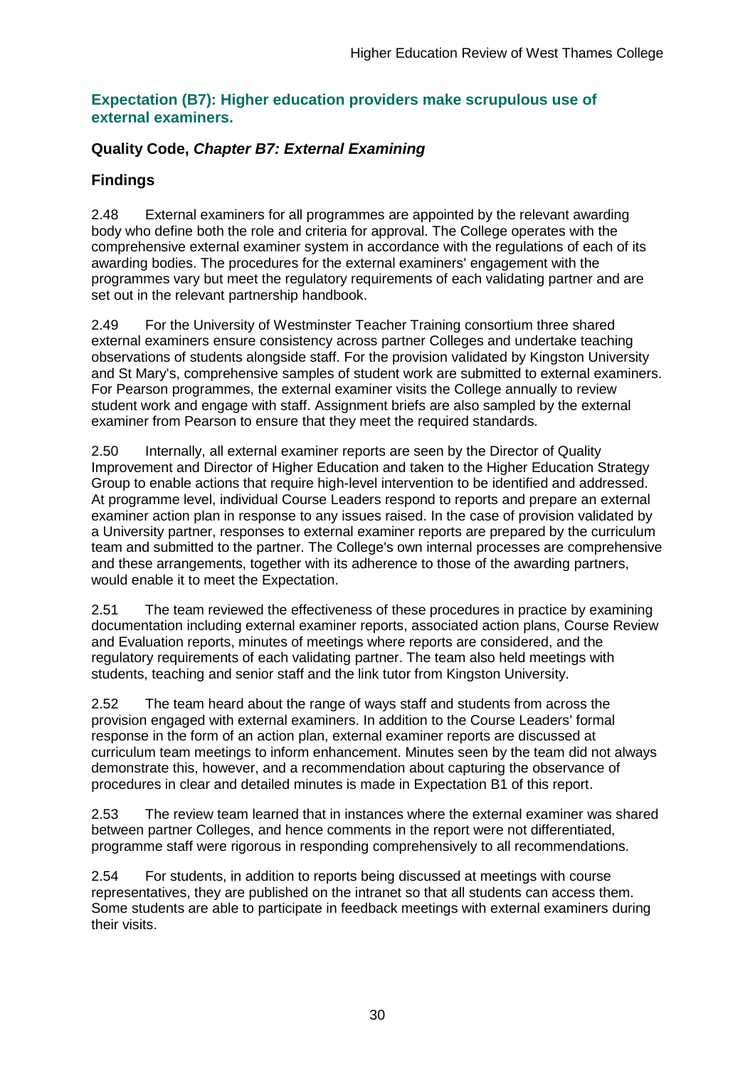### Expectation (B7): Higher education providers make scrupulous use of external examiners.

#### Quality Code, *Chapter B7: External Examining*

#### Findings

2.48 External examiners for all programmes are appointed by the relevant awarding body who define both the role and criteria for approval. The College operates with the comprehensive external examiner system in accordance with the regulations of each of its awarding bodies. The procedures for the external examiners' engagement with the programmes vary but meet the regulatory requirements of each validating partner and are set out in the relevant partnership handbook.

2.49 For the University of Westminster Teacher Training consortium three shared external examiners ensure consistency across partner Colleges and undertake teaching observations of students alongside staff. For the provision validated by Kingston University and St Mary's, comprehensive samples of student work are submitted to external examiners. For Pearson programmes, the external examiner visits the College annually to review student work and engage with staff. Assignment briefs are also sampled by the external examiner from Pearson to ensure that they meet the required standards.

2.50 Internally, all external examiner reports are seen by the Director of Quality Improvement and Director of Higher Education and taken to the Higher Education Strategy Group to enable actions that require high-level intervention to be identified and addressed. At programme level, individual Course Leaders respond to reports and prepare an external examiner action plan in response to any issues raised. In the case of provision validated by a University partner, responses to external examiner reports are prepared by the curriculum team and submitted to the partner. The College's own internal processes are comprehensive and these arrangements, together with its adherence to those of the awarding partners, would enable it to meet the Expectation.

2.51 The team reviewed the effectiveness of these procedures in practice by examining documentation including external examiner reports, associated action plans, Course Review and Evaluation reports, minutes of meetings where reports are considered, and the regulatory requirements of each validating partner. The team also held meetings with students, teaching and senior staff and the link tutor from Kingston University.

2.52 The team heard about the range of ways staff and students from across the provision engaged with external examiners. In addition to the Course Leaders' formal response in the form of an action plan, external examiner reports are discussed at curriculum team meetings to inform enhancement. Minutes seen by the team did not always demonstrate this, however, and a recommendation about capturing the observance of procedures in clear and detailed minutes is made in Expectation B1 of this report.

2.53 The review team learned that in instances where the external examiner was shared between partner Colleges, and hence comments in the report were not differentiated, programme staff were rigorous in responding comprehensively to all recommendations.

2.54 For students, in addition to reports being discussed at meetings with course representatives, they are published on the intranet so that all students can access them. Some students are able to participate in feedback meetings with external examiners during their visits.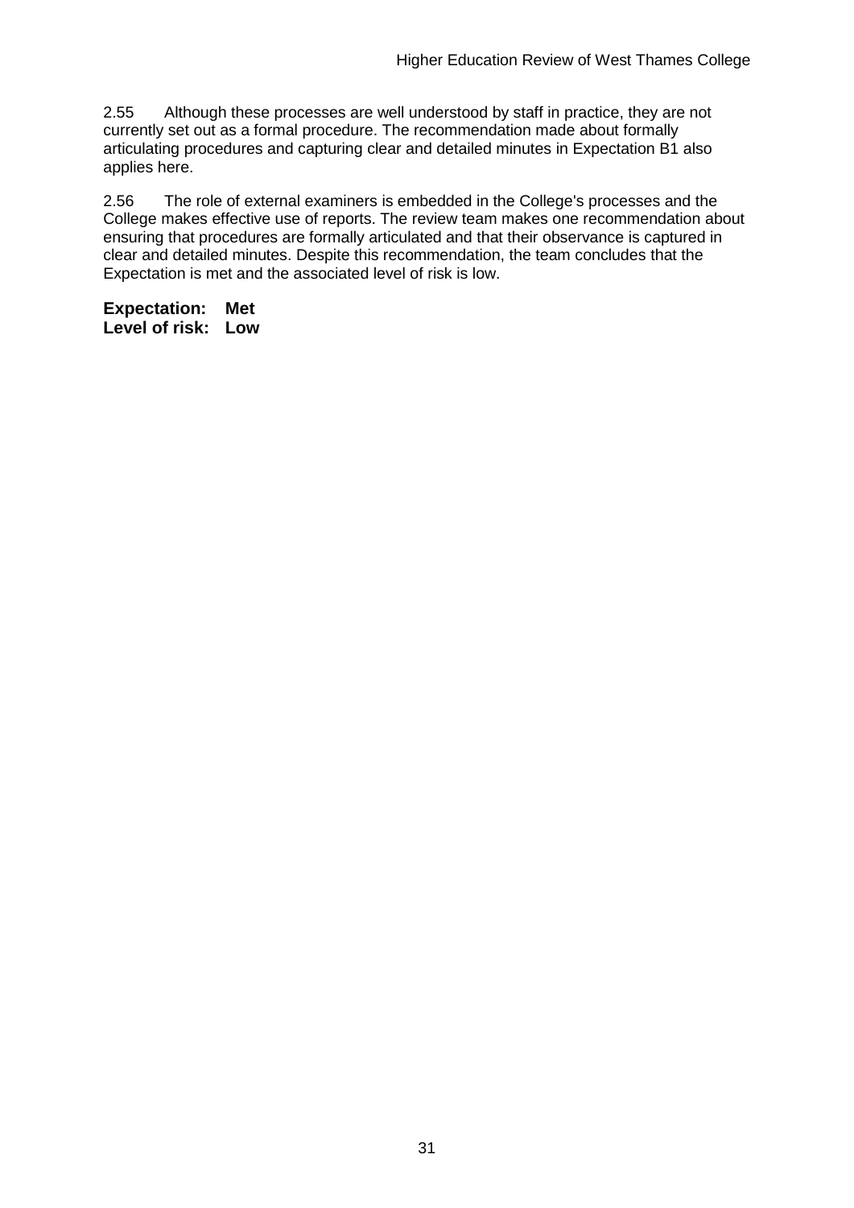2.55 Although these processes are well understood by staff in practice, they are not currently set out as a formal procedure. The recommendation made about formally articulating procedures and capturing clear and detailed minutes in Expectation B1 also applies here.

2.56 The role of external examiners is embedded in the College's processes and the College makes effective use of reports. The review team makes one recommendation about ensuring that procedures are formally articulated and that their observance is captured in clear and detailed minutes. Despite this recommendation, the team concludes that the Expectation is met and the associated level of risk is low.

**Expectation: Met**
**Level of risk: Low**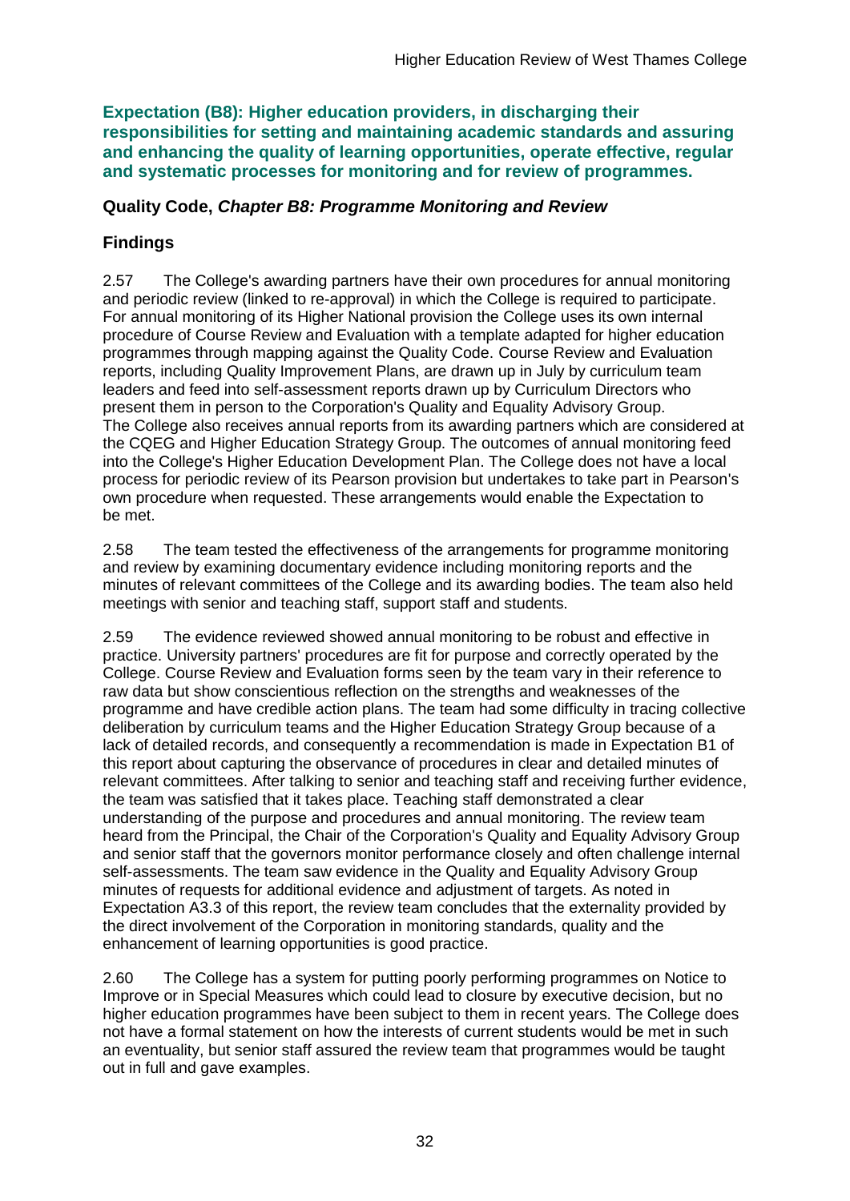**Expectation (B8): Higher education providers, in discharging their responsibilities for setting and maintaining academic standards and assuring and enhancing the quality of learning opportunities, operate effective, regular and systematic processes for monitoring and for review of programmes.**

### Quality Code, *Chapter B8: Programme Monitoring and Review*

### Findings

2.57 The College's awarding partners have their own procedures for annual monitoring and periodic review (linked to re-approval) in which the College is required to participate. For annual monitoring of its Higher National provision the College uses its own internal procedure of Course Review and Evaluation with a template adapted for higher education programmes through mapping against the Quality Code. Course Review and Evaluation reports, including Quality Improvement Plans, are drawn up in July by curriculum team leaders and feed into self-assessment reports drawn up by Curriculum Directors who present them in person to the Corporation's Quality and Equality Advisory Group. The College also receives annual reports from its awarding partners which are considered at the CQEG and Higher Education Strategy Group. The outcomes of annual monitoring feed into the College's Higher Education Development Plan. The College does not have a local process for periodic review of its Pearson provision but undertakes to take part in Pearson's own procedure when requested. These arrangements would enable the Expectation to be met.

2.58 The team tested the effectiveness of the arrangements for programme monitoring and review by examining documentary evidence including monitoring reports and the minutes of relevant committees of the College and its awarding bodies. The team also held meetings with senior and teaching staff, support staff and students.

2.59 The evidence reviewed showed annual monitoring to be robust and effective in practice. University partners' procedures are fit for purpose and correctly operated by the College. Course Review and Evaluation forms seen by the team vary in their reference to raw data but show conscientious reflection on the strengths and weaknesses of the programme and have credible action plans. The team had some difficulty in tracing collective deliberation by curriculum teams and the Higher Education Strategy Group because of a lack of detailed records, and consequently a recommendation is made in Expectation B1 of this report about capturing the observance of procedures in clear and detailed minutes of relevant committees. After talking to senior and teaching staff and receiving further evidence, the team was satisfied that it takes place. Teaching staff demonstrated a clear understanding of the purpose and procedures and annual monitoring. The review team heard from the Principal, the Chair of the Corporation's Quality and Equality Advisory Group and senior staff that the governors monitor performance closely and often challenge internal self-assessments. The team saw evidence in the Quality and Equality Advisory Group minutes of requests for additional evidence and adjustment of targets. As noted in Expectation A3.3 of this report, the review team concludes that the externality provided by the direct involvement of the Corporation in monitoring standards, quality and the enhancement of learning opportunities is good practice.

2.60 The College has a system for putting poorly performing programmes on Notice to Improve or in Special Measures which could lead to closure by executive decision, but no higher education programmes have been subject to them in recent years. The College does not have a formal statement on how the interests of current students would be met in such an eventuality, but senior staff assured the review team that programmes would be taught out in full and gave examples.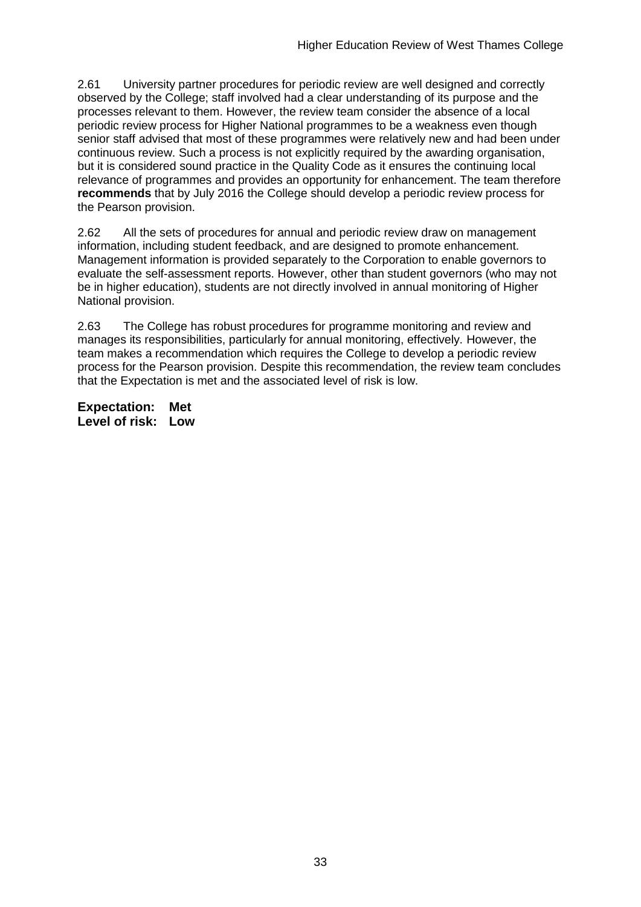2.61 University partner procedures for periodic review are well designed and correctly observed by the College; staff involved had a clear understanding of its purpose and the processes relevant to them. However, the review team consider the absence of a local periodic review process for Higher National programmes to be a weakness even though senior staff advised that most of these programmes were relatively new and had been under continuous review. Such a process is not explicitly required by the awarding organisation, but it is considered sound practice in the Quality Code as it ensures the continuing local relevance of programmes and provides an opportunity for enhancement. The team therefore **recommends** that by July 2016 the College should develop a periodic review process for the Pearson provision.

2.62 All the sets of procedures for annual and periodic review draw on management information, including student feedback, and are designed to promote enhancement. Management information is provided separately to the Corporation to enable governors to evaluate the self-assessment reports. However, other than student governors (who may not be in higher education), students are not directly involved in annual monitoring of Higher National provision.

2.63 The College has robust procedures for programme monitoring and review and manages its responsibilities, particularly for annual monitoring, effectively. However, the team makes a recommendation which requires the College to develop a periodic review process for the Pearson provision. Despite this recommendation, the review team concludes that the Expectation is met and the associated level of risk is low.

**Expectation: Met**
**Level of risk: Low**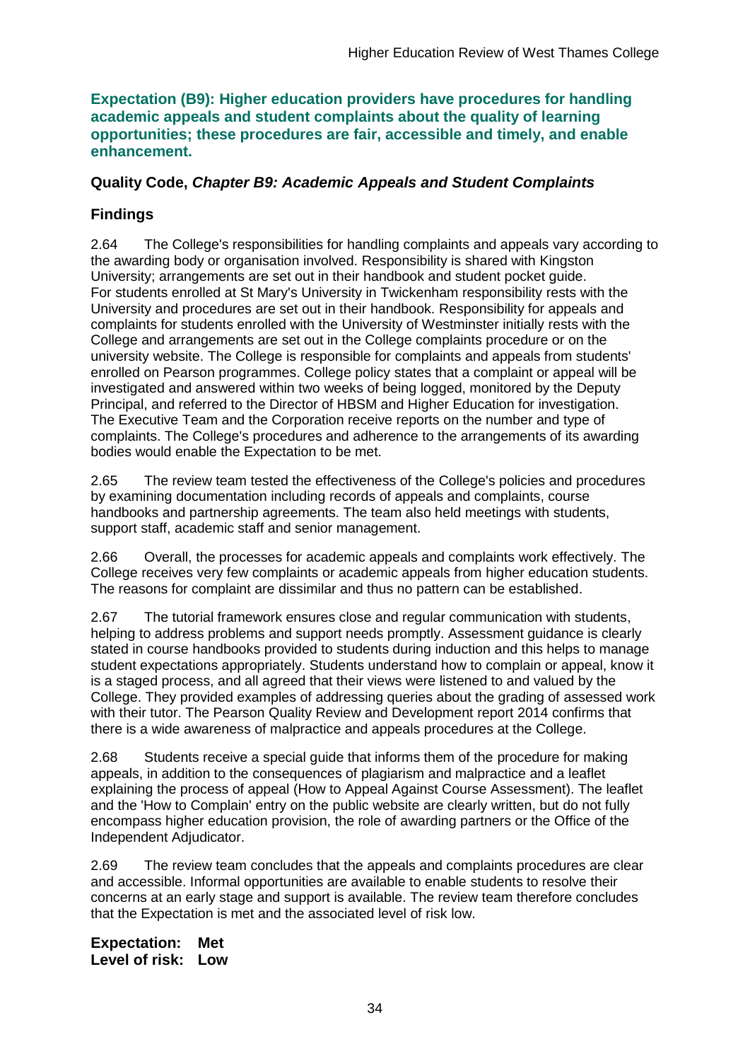**Expectation (B9): Higher education providers have procedures for handling academic appeals and student complaints about the quality of learning opportunities; these procedures are fair, accessible and timely, and enable enhancement.**

### Quality Code, *Chapter B9: Academic Appeals and Student Complaints*

### Findings

2.64 The College's responsibilities for handling complaints and appeals vary according to the awarding body or organisation involved. Responsibility is shared with Kingston University; arrangements are set out in their handbook and student pocket guide. For students enrolled at St Mary's University in Twickenham responsibility rests with the University and procedures are set out in their handbook. Responsibility for appeals and complaints for students enrolled with the University of Westminster initially rests with the College and arrangements are set out in the College complaints procedure or on the university website. The College is responsible for complaints and appeals from students' enrolled on Pearson programmes. College policy states that a complaint or appeal will be investigated and answered within two weeks of being logged, monitored by the Deputy Principal, and referred to the Director of HBSM and Higher Education for investigation. The Executive Team and the Corporation receive reports on the number and type of complaints. The College's procedures and adherence to the arrangements of its awarding bodies would enable the Expectation to be met.

2.65 The review team tested the effectiveness of the College's policies and procedures by examining documentation including records of appeals and complaints, course handbooks and partnership agreements. The team also held meetings with students, support staff, academic staff and senior management.

2.66 Overall, the processes for academic appeals and complaints work effectively. The College receives very few complaints or academic appeals from higher education students. The reasons for complaint are dissimilar and thus no pattern can be established.

2.67 The tutorial framework ensures close and regular communication with students, helping to address problems and support needs promptly. Assessment guidance is clearly stated in course handbooks provided to students during induction and this helps to manage student expectations appropriately. Students understand how to complain or appeal, know it is a staged process, and all agreed that their views were listened to and valued by the College. They provided examples of addressing queries about the grading of assessed work with their tutor. The Pearson Quality Review and Development report 2014 confirms that there is a wide awareness of malpractice and appeals procedures at the College.

2.68 Students receive a special guide that informs them of the procedure for making appeals, in addition to the consequences of plagiarism and malpractice and a leaflet explaining the process of appeal (How to Appeal Against Course Assessment). The leaflet and the 'How to Complain' entry on the public website are clearly written, but do not fully encompass higher education provision, the role of awarding partners or the Office of the Independent Adjudicator.

2.69 The review team concludes that the appeals and complaints procedures are clear and accessible. Informal opportunities are available to enable students to resolve their concerns at an early stage and support is available. The review team therefore concludes that the Expectation is met and the associated level of risk low.

**Expectation: Met**
**Level of risk: Low**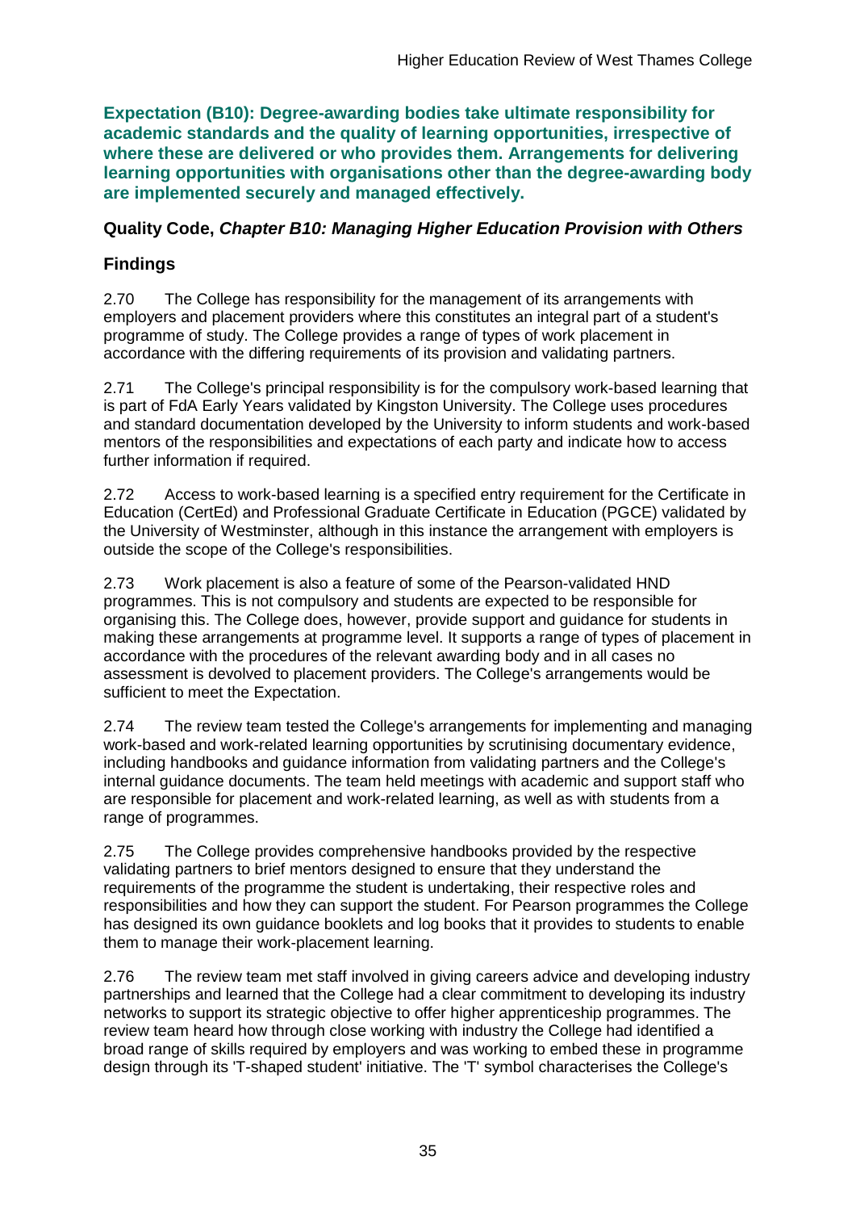**Expectation (B10): Degree-awarding bodies take ultimate responsibility for academic standards and the quality of learning opportunities, irrespective of where these are delivered or who provides them. Arrangements for delivering learning opportunities with organisations other than the degree-awarding body are implemented securely and managed effectively.**

### Quality Code, *Chapter B10: Managing Higher Education Provision with Others*

### Findings

2.70 The College has responsibility for the management of its arrangements with employers and placement providers where this constitutes an integral part of a student's programme of study. The College provides a range of types of work placement in accordance with the differing requirements of its provision and validating partners.

2.71 The College's principal responsibility is for the compulsory work-based learning that is part of FdA Early Years validated by Kingston University. The College uses procedures and standard documentation developed by the University to inform students and work-based mentors of the responsibilities and expectations of each party and indicate how to access further information if required.

2.72 Access to work-based learning is a specified entry requirement for the Certificate in Education (CertEd) and Professional Graduate Certificate in Education (PGCE) validated by the University of Westminster, although in this instance the arrangement with employers is outside the scope of the College's responsibilities.

2.73 Work placement is also a feature of some of the Pearson-validated HND programmes. This is not compulsory and students are expected to be responsible for organising this. The College does, however, provide support and guidance for students in making these arrangements at programme level. It supports a range of types of placement in accordance with the procedures of the relevant awarding body and in all cases no assessment is devolved to placement providers. The College's arrangements would be sufficient to meet the Expectation.

2.74 The review team tested the College's arrangements for implementing and managing work-based and work-related learning opportunities by scrutinising documentary evidence, including handbooks and guidance information from validating partners and the College's internal guidance documents. The team held meetings with academic and support staff who are responsible for placement and work-related learning, as well as with students from a range of programmes.

2.75 The College provides comprehensive handbooks provided by the respective validating partners to brief mentors designed to ensure that they understand the requirements of the programme the student is undertaking, their respective roles and responsibilities and how they can support the student. For Pearson programmes the College has designed its own guidance booklets and log books that it provides to students to enable them to manage their work-placement learning.

2.76 The review team met staff involved in giving careers advice and developing industry partnerships and learned that the College had a clear commitment to developing its industry networks to support its strategic objective to offer higher apprenticeship programmes. The review team heard how through close working with industry the College had identified a broad range of skills required by employers and was working to embed these in programme design through its 'T-shaped student' initiative. The 'T' symbol characterises the College's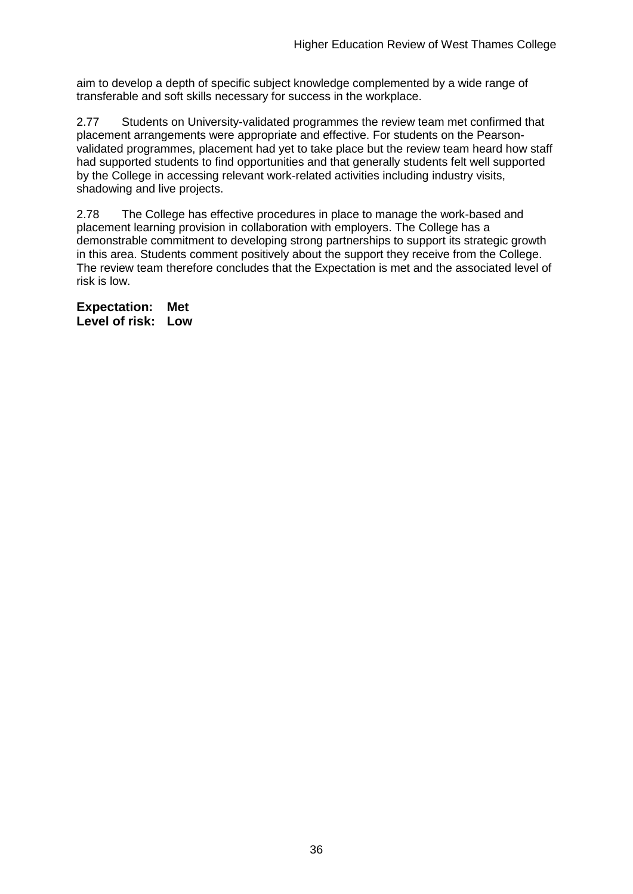aim to develop a depth of specific subject knowledge complemented by a wide range of transferable and soft skills necessary for success in the workplace.

2.77 Students on University-validated programmes the review team met confirmed that placement arrangements were appropriate and effective. For students on the Pearson-validated programmes, placement had yet to take place but the review team heard how staff had supported students to find opportunities and that generally students felt well supported by the College in accessing relevant work-related activities including industry visits, shadowing and live projects.

2.78 The College has effective procedures in place to manage the work-based and placement learning provision in collaboration with employers. The College has a demonstrable commitment to developing strong partnerships to support its strategic growth in this area. Students comment positively about the support they receive from the College. The review team therefore concludes that the Expectation is met and the associated level of risk is low.

**Expectation: Met**
**Level of risk: Low**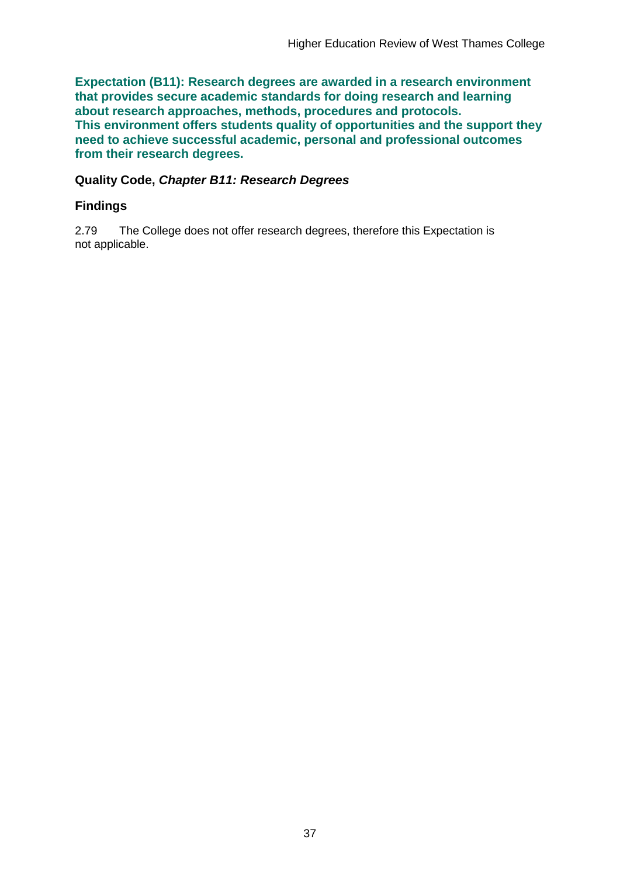**Expectation (B11): Research degrees are awarded in a research environment that provides secure academic standards for doing research and learning about research approaches, methods, procedures and protocols. This environment offers students quality of opportunities and the support they need to achieve successful academic, personal and professional outcomes from their research degrees.**

### Quality Code, *Chapter B11: Research Degrees*

### Findings

2.79 The College does not offer research degrees, therefore this Expectation is not applicable.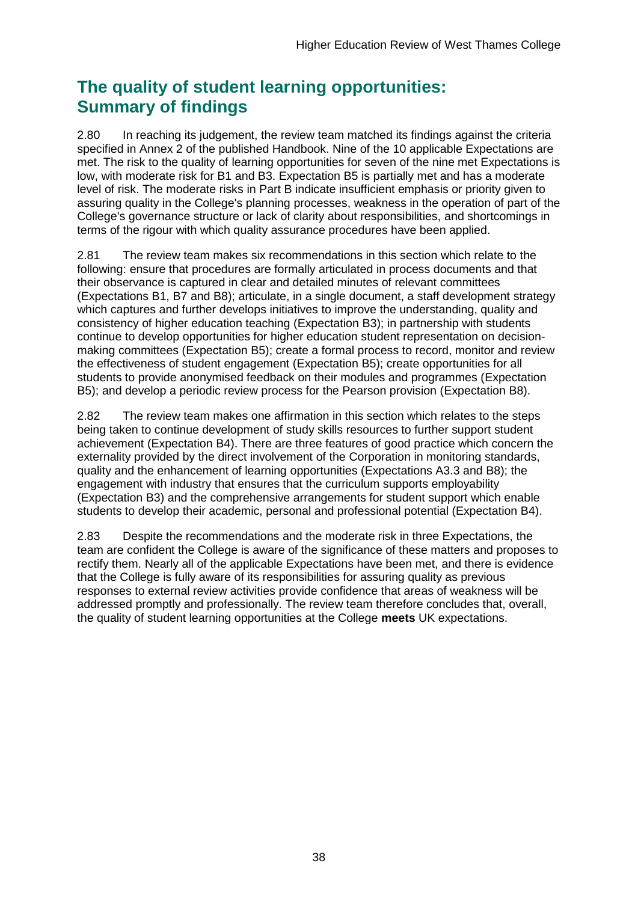## The quality of student learning opportunities: Summary of findings

2.80 In reaching its judgement, the review team matched its findings against the criteria specified in Annex 2 of the published Handbook. Nine of the 10 applicable Expectations are met. The risk to the quality of learning opportunities for seven of the nine met Expectations is low, with moderate risk for B1 and B3. Expectation B5 is partially met and has a moderate level of risk. The moderate risks in Part B indicate insufficient emphasis or priority given to assuring quality in the College's planning processes, weakness in the operation of part of the College's governance structure or lack of clarity about responsibilities, and shortcomings in terms of the rigour with which quality assurance procedures have been applied.

2.81 The review team makes six recommendations in this section which relate to the following: ensure that procedures are formally articulated in process documents and that their observance is captured in clear and detailed minutes of relevant committees (Expectations B1, B7 and B8); articulate, in a single document, a staff development strategy which captures and further develops initiatives to improve the understanding, quality and consistency of higher education teaching (Expectation B3); in partnership with students continue to develop opportunities for higher education student representation on decision-making committees (Expectation B5); create a formal process to record, monitor and review the effectiveness of student engagement (Expectation B5); create opportunities for all students to provide anonymised feedback on their modules and programmes (Expectation B5); and develop a periodic review process for the Pearson provision (Expectation B8).

2.82 The review team makes one affirmation in this section which relates to the steps being taken to continue development of study skills resources to further support student achievement (Expectation B4). There are three features of good practice which concern the externality provided by the direct involvement of the Corporation in monitoring standards, quality and the enhancement of learning opportunities (Expectations A3.3 and B8); the engagement with industry that ensures that the curriculum supports employability (Expectation B3) and the comprehensive arrangements for student support which enable students to develop their academic, personal and professional potential (Expectation B4).

2.83 Despite the recommendations and the moderate risk in three Expectations, the team are confident the College is aware of the significance of these matters and proposes to rectify them. Nearly all of the applicable Expectations have been met, and there is evidence that the College is fully aware of its responsibilities for assuring quality as previous responses to external review activities provide confidence that areas of weakness will be addressed promptly and professionally. The review team therefore concludes that, overall, the quality of student learning opportunities at the College **meets** UK expectations.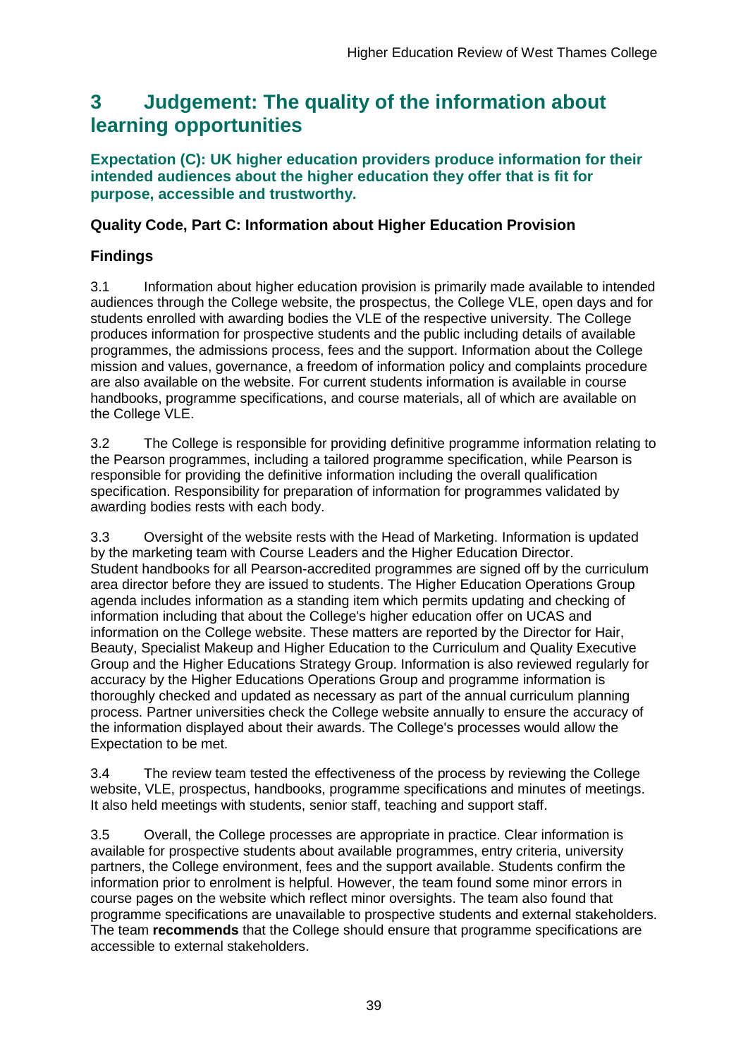# 3 Judgement: The quality of the information about learning opportunities

**Expectation (C): UK higher education providers produce information for their intended audiences about the higher education they offer that is fit for purpose, accessible and trustworthy.**

### Quality Code, Part C: Information about Higher Education Provision

### Findings

3.1 Information about higher education provision is primarily made available to intended audiences through the College website, the prospectus, the College VLE, open days and for students enrolled with awarding bodies the VLE of the respective university. The College produces information for prospective students and the public including details of available programmes, the admissions process, fees and the support. Information about the College mission and values, governance, a freedom of information policy and complaints procedure are also available on the website. For current students information is available in course handbooks, programme specifications, and course materials, all of which are available on the College VLE.

3.2 The College is responsible for providing definitive programme information relating to the Pearson programmes, including a tailored programme specification, while Pearson is responsible for providing the definitive information including the overall qualification specification. Responsibility for preparation of information for programmes validated by awarding bodies rests with each body.

3.3 Oversight of the website rests with the Head of Marketing. Information is updated by the marketing team with Course Leaders and the Higher Education Director. Student handbooks for all Pearson-accredited programmes are signed off by the curriculum area director before they are issued to students. The Higher Education Operations Group agenda includes information as a standing item which permits updating and checking of information including that about the College's higher education offer on UCAS and information on the College website. These matters are reported by the Director for Hair, Beauty, Specialist Makeup and Higher Education to the Curriculum and Quality Executive Group and the Higher Educations Strategy Group. Information is also reviewed regularly for accuracy by the Higher Educations Operations Group and programme information is thoroughly checked and updated as necessary as part of the annual curriculum planning process. Partner universities check the College website annually to ensure the accuracy of the information displayed about their awards. The College's processes would allow the Expectation to be met.

3.4 The review team tested the effectiveness of the process by reviewing the College website, VLE, prospectus, handbooks, programme specifications and minutes of meetings. It also held meetings with students, senior staff, teaching and support staff.

3.5 Overall, the College processes are appropriate in practice. Clear information is available for prospective students about available programmes, entry criteria, university partners, the College environment, fees and the support available. Students confirm the information prior to enrolment is helpful. However, the team found some minor errors in course pages on the website which reflect minor oversights. The team also found that programme specifications are unavailable to prospective students and external stakeholders. The team **recommends** that the College should ensure that programme specifications are accessible to external stakeholders.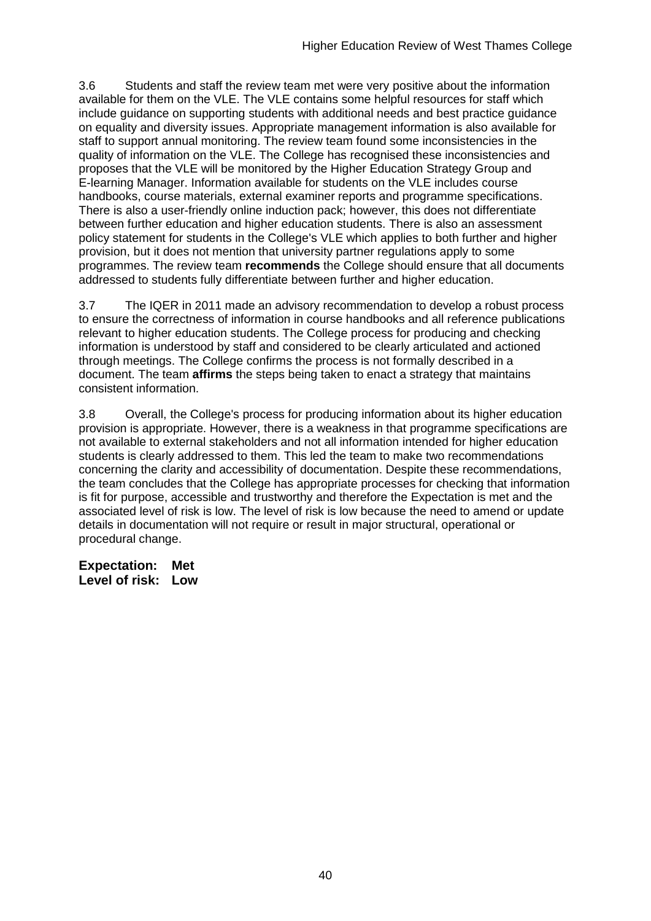3.6 Students and staff the review team met were very positive about the information available for them on the VLE. The VLE contains some helpful resources for staff which include guidance on supporting students with additional needs and best practice guidance on equality and diversity issues. Appropriate management information is also available for staff to support annual monitoring. The review team found some inconsistencies in the quality of information on the VLE. The College has recognised these inconsistencies and proposes that the VLE will be monitored by the Higher Education Strategy Group and E-learning Manager. Information available for students on the VLE includes course handbooks, course materials, external examiner reports and programme specifications. There is also a user-friendly online induction pack; however, this does not differentiate between further education and higher education students. There is also an assessment policy statement for students in the College's VLE which applies to both further and higher provision, but it does not mention that university partner regulations apply to some programmes. The review team **recommends** the College should ensure that all documents addressed to students fully differentiate between further and higher education.

3.7 The IQER in 2011 made an advisory recommendation to develop a robust process to ensure the correctness of information in course handbooks and all reference publications relevant to higher education students. The College process for producing and checking information is understood by staff and considered to be clearly articulated and actioned through meetings. The College confirms the process is not formally described in a document. The team **affirms** the steps being taken to enact a strategy that maintains consistent information.

3.8 Overall, the College's process for producing information about its higher education provision is appropriate. However, there is a weakness in that programme specifications are not available to external stakeholders and not all information intended for higher education students is clearly addressed to them. This led the team to make two recommendations concerning the clarity and accessibility of documentation. Despite these recommendations, the team concludes that the College has appropriate processes for checking that information is fit for purpose, accessible and trustworthy and therefore the Expectation is met and the associated level of risk is low. The level of risk is low because the need to amend or update details in documentation will not require or result in major structural, operational or procedural change.

**Expectation: Met**
**Level of risk: Low**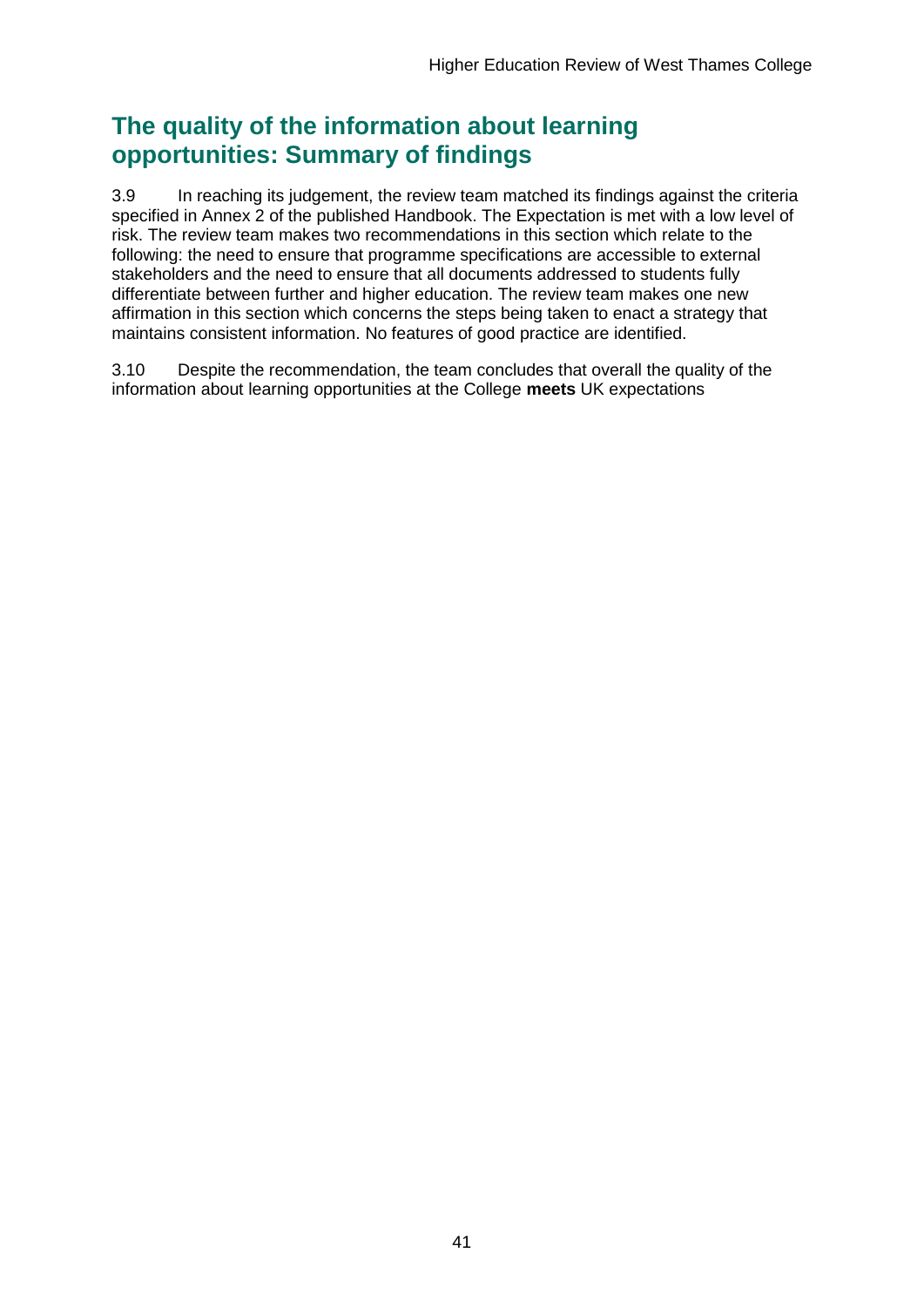## The quality of the information about learning opportunities: Summary of findings

3.9 In reaching its judgement, the review team matched its findings against the criteria specified in Annex 2 of the published Handbook. The Expectation is met with a low level of risk. The review team makes two recommendations in this section which relate to the following: the need to ensure that programme specifications are accessible to external stakeholders and the need to ensure that all documents addressed to students fully differentiate between further and higher education. The review team makes one new affirmation in this section which concerns the steps being taken to enact a strategy that maintains consistent information. No features of good practice are identified.

3.10 Despite the recommendation, the team concludes that overall the quality of the information about learning opportunities at the College **meets** UK expectations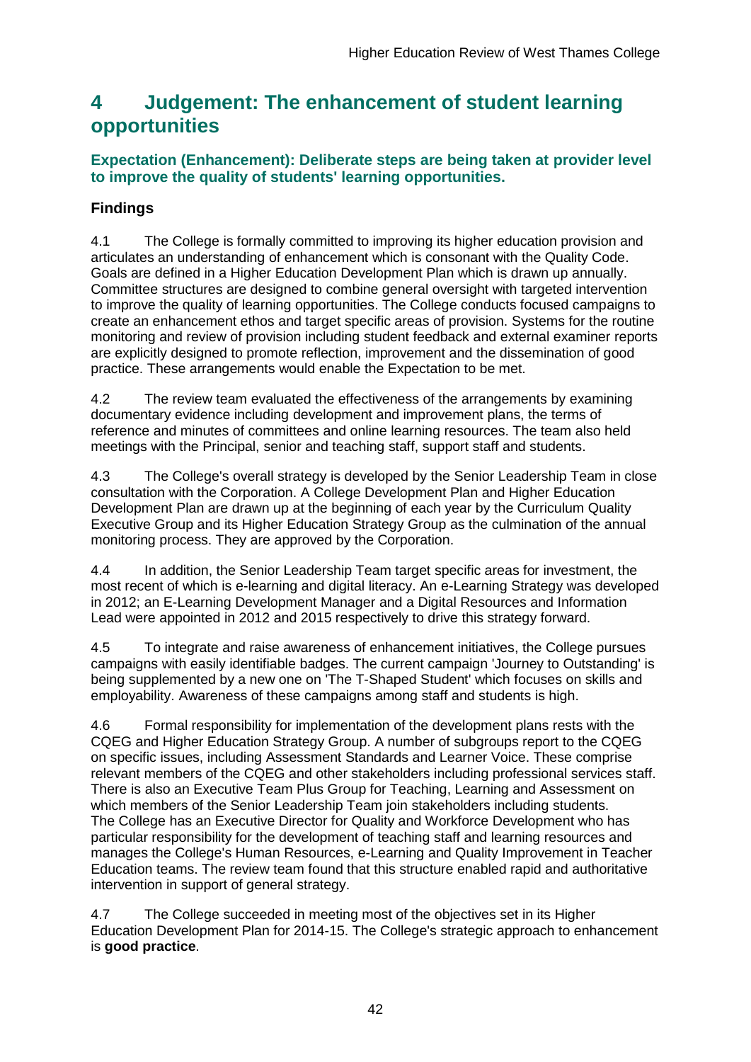# 4 Judgement: The enhancement of student learning opportunities

### Expectation (Enhancement): Deliberate steps are being taken at provider level to improve the quality of students' learning opportunities.

## Findings

4.1 The College is formally committed to improving its higher education provision and articulates an understanding of enhancement which is consonant with the Quality Code. Goals are defined in a Higher Education Development Plan which is drawn up annually. Committee structures are designed to combine general oversight with targeted intervention to improve the quality of learning opportunities. The College conducts focused campaigns to create an enhancement ethos and target specific areas of provision. Systems for the routine monitoring and review of provision including student feedback and external examiner reports are explicitly designed to promote reflection, improvement and the dissemination of good practice. These arrangements would enable the Expectation to be met.

4.2 The review team evaluated the effectiveness of the arrangements by examining documentary evidence including development and improvement plans, the terms of reference and minutes of committees and online learning resources. The team also held meetings with the Principal, senior and teaching staff, support staff and students.

4.3 The College's overall strategy is developed by the Senior Leadership Team in close consultation with the Corporation. A College Development Plan and Higher Education Development Plan are drawn up at the beginning of each year by the Curriculum Quality Executive Group and its Higher Education Strategy Group as the culmination of the annual monitoring process. They are approved by the Corporation.

4.4 In addition, the Senior Leadership Team target specific areas for investment, the most recent of which is e-learning and digital literacy. An e-Learning Strategy was developed in 2012; an E-Learning Development Manager and a Digital Resources and Information Lead were appointed in 2012 and 2015 respectively to drive this strategy forward.

4.5 To integrate and raise awareness of enhancement initiatives, the College pursues campaigns with easily identifiable badges. The current campaign 'Journey to Outstanding' is being supplemented by a new one on 'The T-Shaped Student' which focuses on skills and employability. Awareness of these campaigns among staff and students is high.

4.6 Formal responsibility for implementation of the development plans rests with the CQEG and Higher Education Strategy Group. A number of subgroups report to the CQEG on specific issues, including Assessment Standards and Learner Voice. These comprise relevant members of the CQEG and other stakeholders including professional services staff. There is also an Executive Team Plus Group for Teaching, Learning and Assessment on which members of the Senior Leadership Team join stakeholders including students. The College has an Executive Director for Quality and Workforce Development who has particular responsibility for the development of teaching staff and learning resources and manages the College's Human Resources, e-Learning and Quality Improvement in Teacher Education teams. The review team found that this structure enabled rapid and authoritative intervention in support of general strategy.

4.7 The College succeeded in meeting most of the objectives set in its Higher Education Development Plan for 2014-15. The College's strategic approach to enhancement is **good practice**.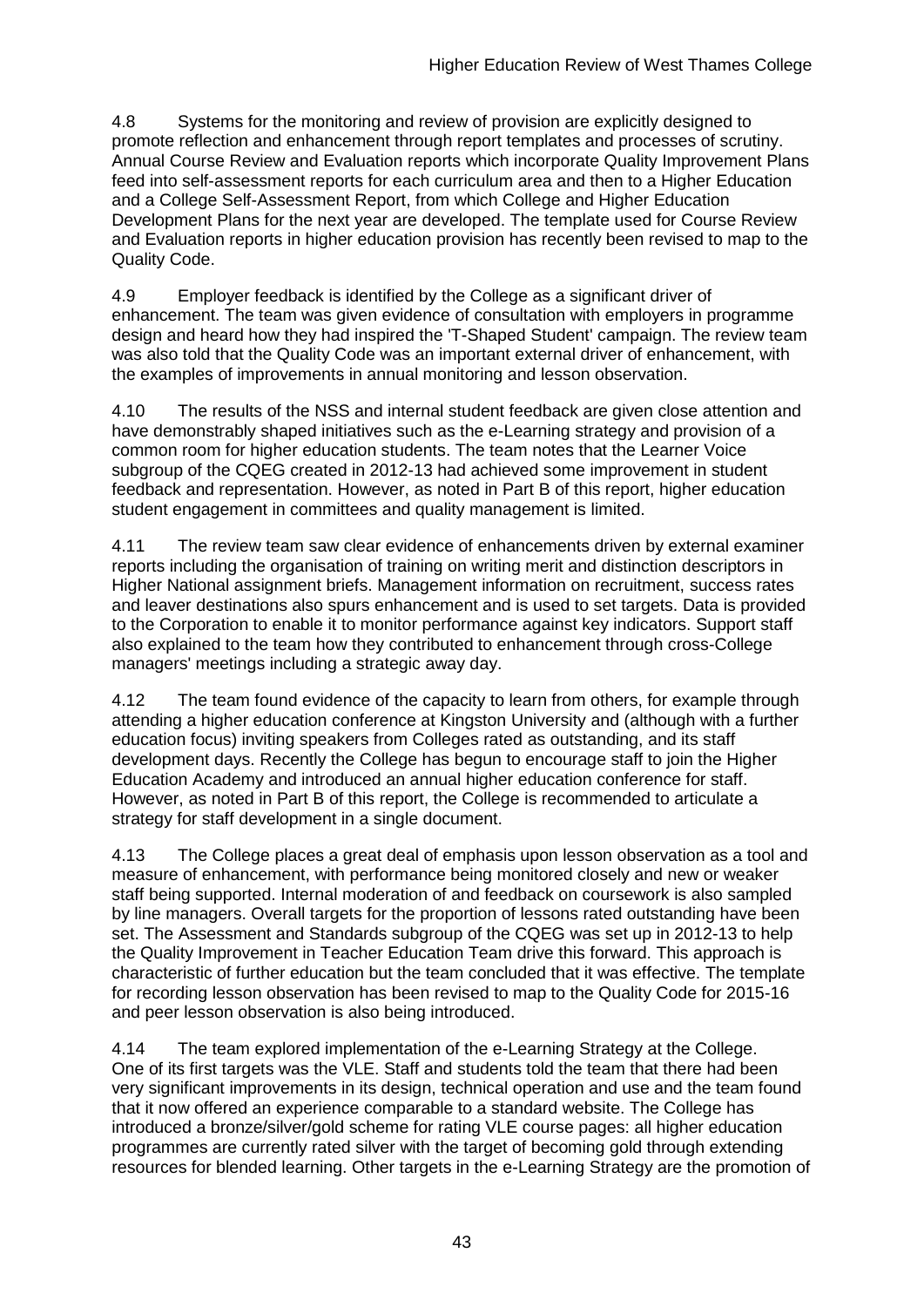4.8 Systems for the monitoring and review of provision are explicitly designed to promote reflection and enhancement through report templates and processes of scrutiny. Annual Course Review and Evaluation reports which incorporate Quality Improvement Plans feed into self-assessment reports for each curriculum area and then to a Higher Education and a College Self-Assessment Report, from which College and Higher Education Development Plans for the next year are developed. The template used for Course Review and Evaluation reports in higher education provision has recently been revised to map to the Quality Code.

4.9 Employer feedback is identified by the College as a significant driver of enhancement. The team was given evidence of consultation with employers in programme design and heard how they had inspired the 'T-Shaped Student' campaign. The review team was also told that the Quality Code was an important external driver of enhancement, with the examples of improvements in annual monitoring and lesson observation.

4.10 The results of the NSS and internal student feedback are given close attention and have demonstrably shaped initiatives such as the e-Learning strategy and provision of a common room for higher education students. The team notes that the Learner Voice subgroup of the CQEG created in 2012-13 had achieved some improvement in student feedback and representation. However, as noted in Part B of this report, higher education student engagement in committees and quality management is limited.

4.11 The review team saw clear evidence of enhancements driven by external examiner reports including the organisation of training on writing merit and distinction descriptors in Higher National assignment briefs. Management information on recruitment, success rates and leaver destinations also spurs enhancement and is used to set targets. Data is provided to the Corporation to enable it to monitor performance against key indicators. Support staff also explained to the team how they contributed to enhancement through cross-College managers' meetings including a strategic away day.

4.12 The team found evidence of the capacity to learn from others, for example through attending a higher education conference at Kingston University and (although with a further education focus) inviting speakers from Colleges rated as outstanding, and its staff development days. Recently the College has begun to encourage staff to join the Higher Education Academy and introduced an annual higher education conference for staff. However, as noted in Part B of this report, the College is recommended to articulate a strategy for staff development in a single document.

4.13 The College places a great deal of emphasis upon lesson observation as a tool and measure of enhancement, with performance being monitored closely and new or weaker staff being supported. Internal moderation of and feedback on coursework is also sampled by line managers. Overall targets for the proportion of lessons rated outstanding have been set. The Assessment and Standards subgroup of the CQEG was set up in 2012-13 to help the Quality Improvement in Teacher Education Team drive this forward. This approach is characteristic of further education but the team concluded that it was effective. The template for recording lesson observation has been revised to map to the Quality Code for 2015-16 and peer lesson observation is also being introduced.

4.14 The team explored implementation of the e-Learning Strategy at the College. One of its first targets was the VLE. Staff and students told the team that there had been very significant improvements in its design, technical operation and use and the team found that it now offered an experience comparable to a standard website. The College has introduced a bronze/silver/gold scheme for rating VLE course pages: all higher education programmes are currently rated silver with the target of becoming gold through extending resources for blended learning. Other targets in the e-Learning Strategy are the promotion of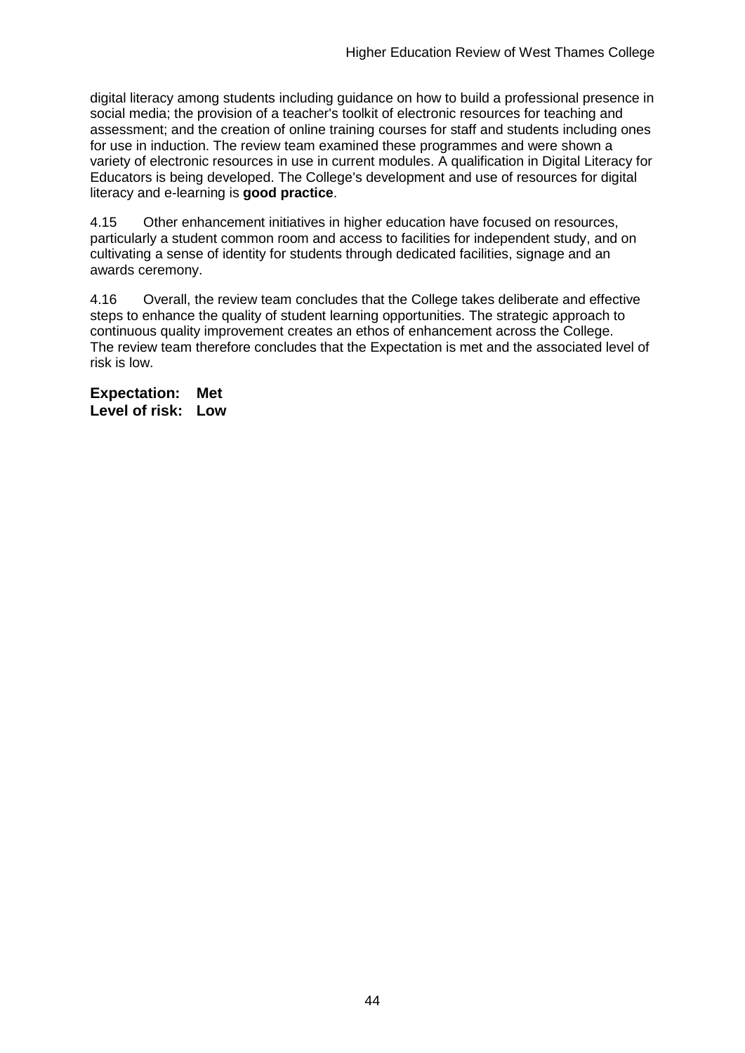digital literacy among students including guidance on how to build a professional presence in social media; the provision of a teacher's toolkit of electronic resources for teaching and assessment; and the creation of online training courses for staff and students including ones for use in induction. The review team examined these programmes and were shown a variety of electronic resources in use in current modules. A qualification in Digital Literacy for Educators is being developed. The College's development and use of resources for digital literacy and e-learning is **good practice**.

4.15 Other enhancement initiatives in higher education have focused on resources, particularly a student common room and access to facilities for independent study, and on cultivating a sense of identity for students through dedicated facilities, signage and an awards ceremony.

4.16 Overall, the review team concludes that the College takes deliberate and effective steps to enhance the quality of student learning opportunities. The strategic approach to continuous quality improvement creates an ethos of enhancement across the College. The review team therefore concludes that the Expectation is met and the associated level of risk is low.

**Expectation: Met**
**Level of risk: Low**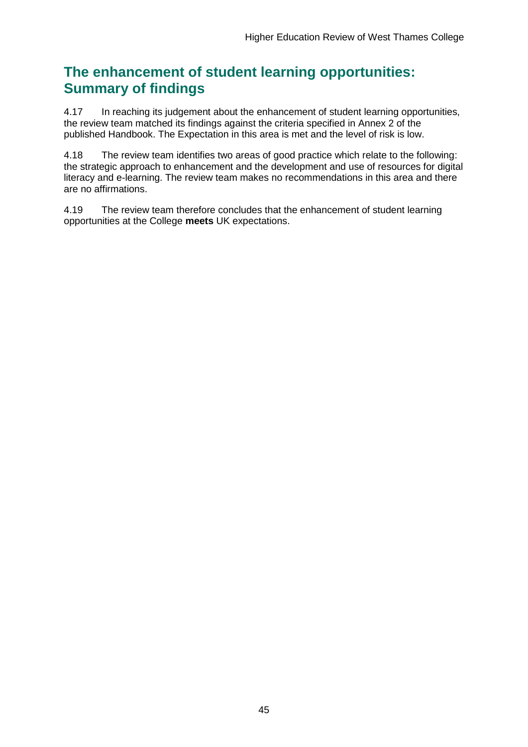## The enhancement of student learning opportunities: Summary of findings

4.17 In reaching its judgement about the enhancement of student learning opportunities, the review team matched its findings against the criteria specified in Annex 2 of the published Handbook. The Expectation in this area is met and the level of risk is low.

4.18 The review team identifies two areas of good practice which relate to the following: the strategic approach to enhancement and the development and use of resources for digital literacy and e-learning. The review team makes no recommendations in this area and there are no affirmations.

4.19 The review team therefore concludes that the enhancement of student learning opportunities at the College **meets** UK expectations.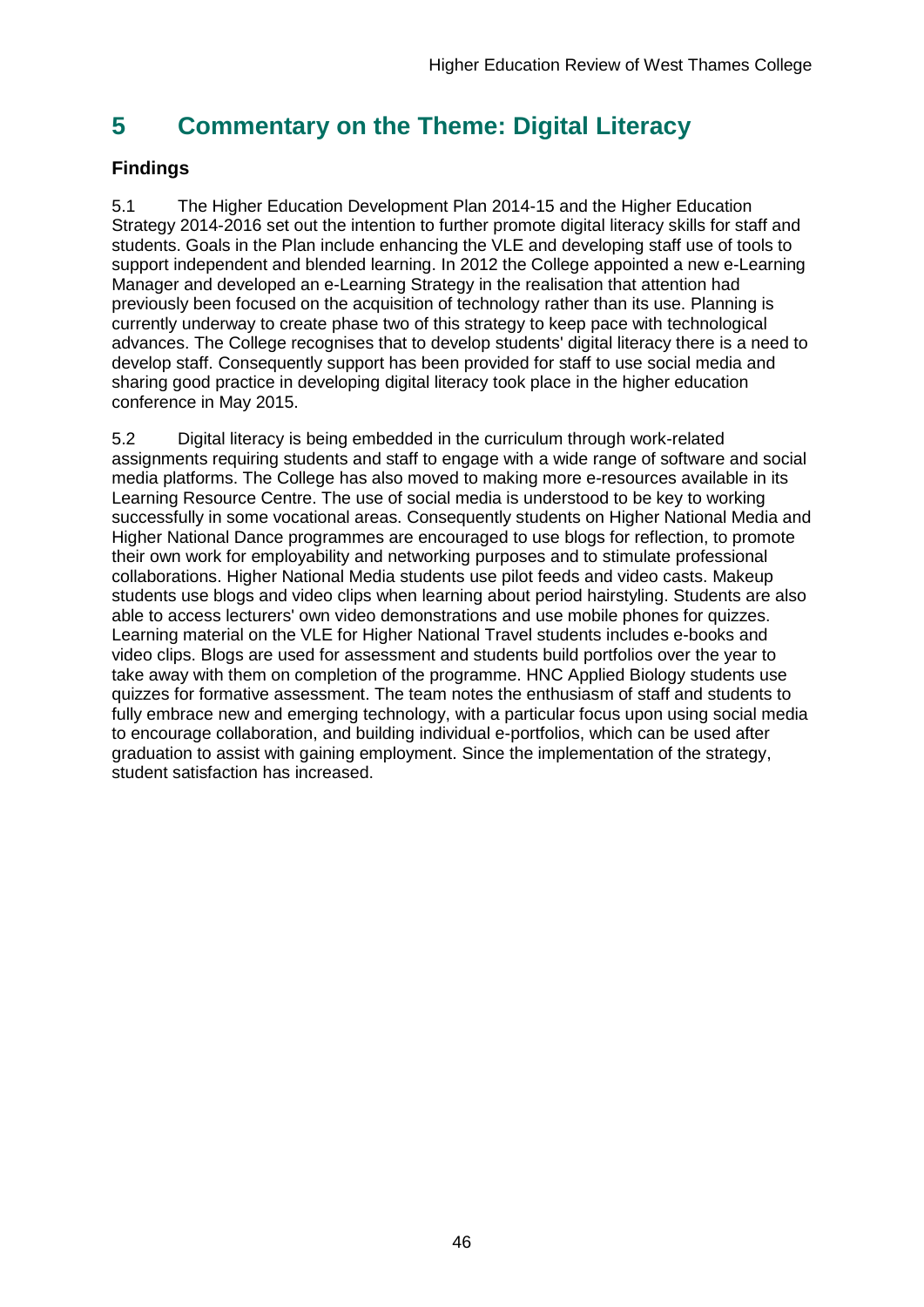# 5 Commentary on the Theme: Digital Literacy

## Findings

5.1 The Higher Education Development Plan 2014-15 and the Higher Education Strategy 2014-2016 set out the intention to further promote digital literacy skills for staff and students. Goals in the Plan include enhancing the VLE and developing staff use of tools to support independent and blended learning. In 2012 the College appointed a new e-Learning Manager and developed an e-Learning Strategy in the realisation that attention had previously been focused on the acquisition of technology rather than its use. Planning is currently underway to create phase two of this strategy to keep pace with technological advances. The College recognises that to develop students' digital literacy there is a need to develop staff. Consequently support has been provided for staff to use social media and sharing good practice in developing digital literacy took place in the higher education conference in May 2015.

5.2 Digital literacy is being embedded in the curriculum through work-related assignments requiring students and staff to engage with a wide range of software and social media platforms. The College has also moved to making more e-resources available in its Learning Resource Centre. The use of social media is understood to be key to working successfully in some vocational areas. Consequently students on Higher National Media and Higher National Dance programmes are encouraged to use blogs for reflection, to promote their own work for employability and networking purposes and to stimulate professional collaborations. Higher National Media students use pilot feeds and video casts. Makeup students use blogs and video clips when learning about period hairstyling. Students are also able to access lecturers' own video demonstrations and use mobile phones for quizzes. Learning material on the VLE for Higher National Travel students includes e-books and video clips. Blogs are used for assessment and students build portfolios over the year to take away with them on completion of the programme. HNC Applied Biology students use quizzes for formative assessment. The team notes the enthusiasm of staff and students to fully embrace new and emerging technology, with a particular focus upon using social media to encourage collaboration, and building individual e-portfolios, which can be used after graduation to assist with gaining employment. Since the implementation of the strategy, student satisfaction has increased.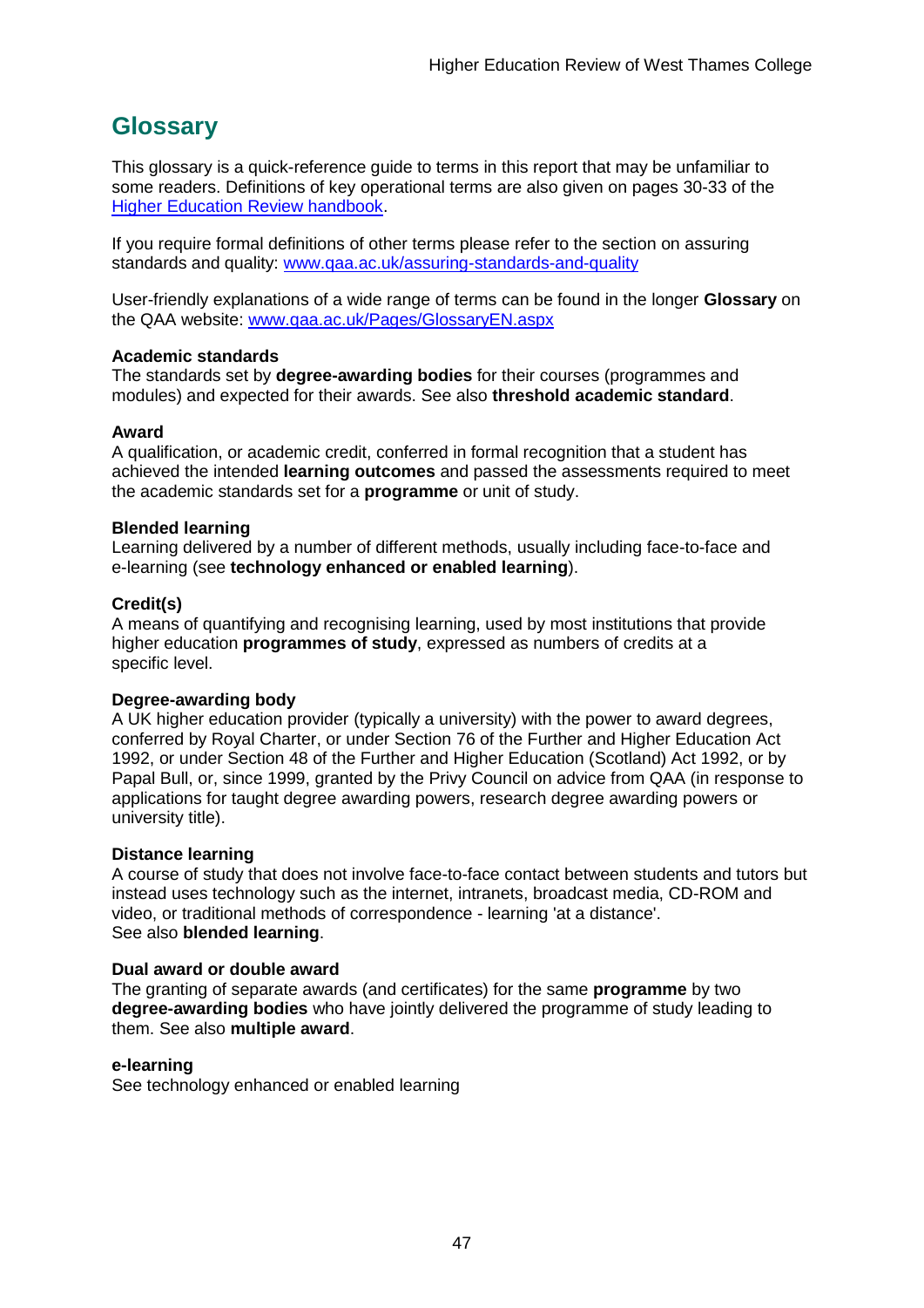# Glossary

This glossary is a quick-reference guide to terms in this report that may be unfamiliar to some readers. Definitions of key operational terms are also given on pages 30-33 of the [Higher Education Review handbook](Higher Education Review handbook).

If you require formal definitions of other terms please refer to the section on assuring standards and quality: [www.qaa.ac.uk/assuring-standards-and-quality](www.qaa.ac.uk/assuring-standards-and-quality)

User-friendly explanations of a wide range of terms can be found in the longer **Glossary** on the QAA website: [www.qaa.ac.uk/Pages/GlossaryEN.aspx](www.qaa.ac.uk/Pages/GlossaryEN.aspx)

**Academic standards**
The standards set by **degree-awarding bodies** for their courses (programmes and modules) and expected for their awards. See also **threshold academic standard**.

**Award**
A qualification, or academic credit, conferred in formal recognition that a student has achieved the intended **learning outcomes** and passed the assessments required to meet the academic standards set for a **programme** or unit of study.

**Blended learning**
Learning delivered by a number of different methods, usually including face-to-face and e-learning (see **technology enhanced or enabled learning**).

**Credit(s)**
A means of quantifying and recognising learning, used by most institutions that provide higher education **programmes of study**, expressed as numbers of credits at a specific level.

**Degree-awarding body**
A UK higher education provider (typically a university) with the power to award degrees, conferred by Royal Charter, or under Section 76 of the Further and Higher Education Act 1992, or under Section 48 of the Further and Higher Education (Scotland) Act 1992, or by Papal Bull, or, since 1999, granted by the Privy Council on advice from QAA (in response to applications for taught degree awarding powers, research degree awarding powers or university title).

**Distance learning**
A course of study that does not involve face-to-face contact between students and tutors but instead uses technology such as the internet, intranets, broadcast media, CD-ROM and video, or traditional methods of correspondence - learning 'at a distance'.
See also **blended learning**.

**Dual award or double award**
The granting of separate awards (and certificates) for the same **programme** by two **degree-awarding bodies** who have jointly delivered the programme of study leading to them. See also **multiple award**.

**e-learning**
See technology enhanced or enabled learning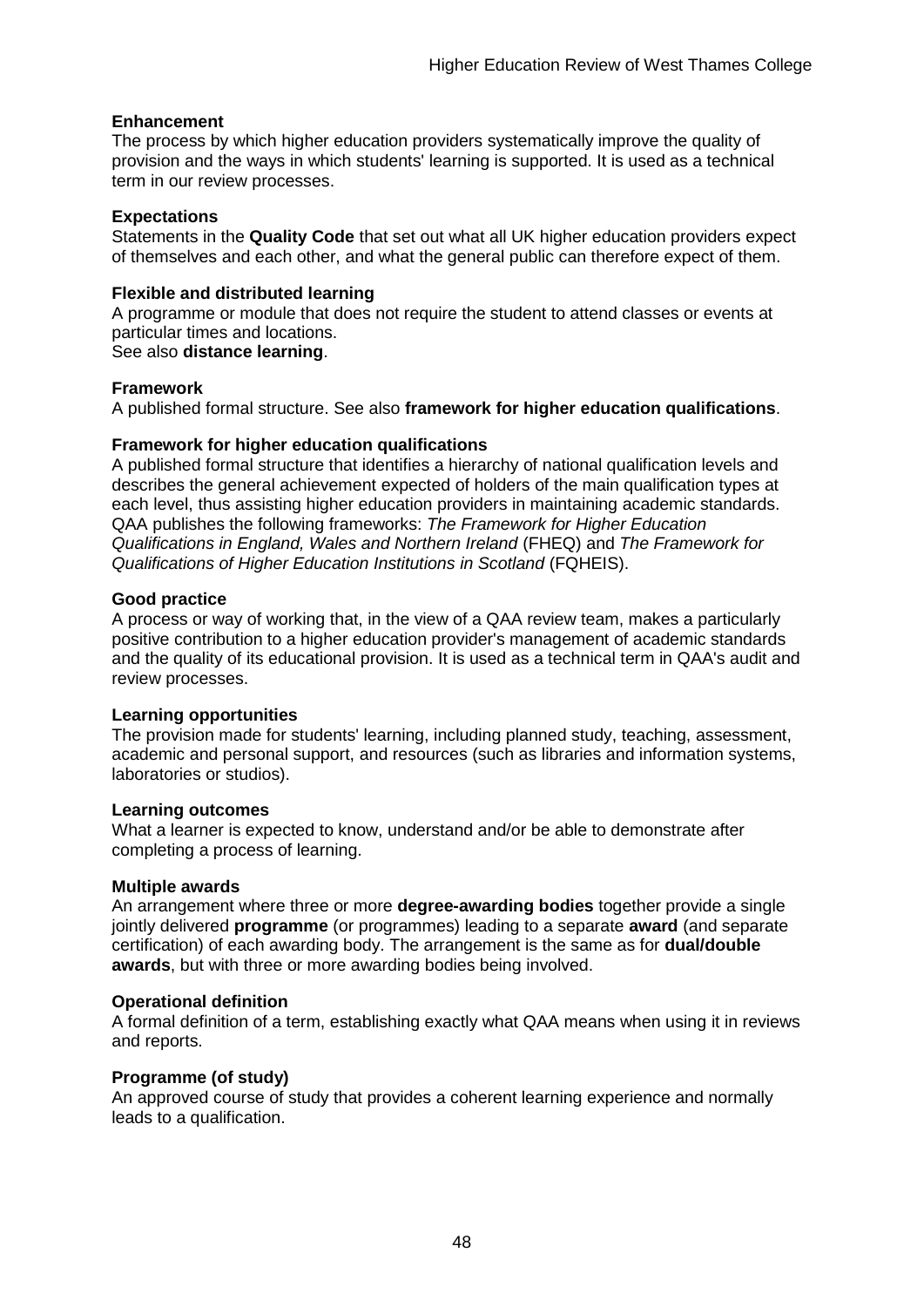**Enhancement**
The process by which higher education providers systematically improve the quality of provision and the ways in which students' learning is supported. It is used as a technical term in our review processes.

**Expectations**
Statements in the **Quality Code** that set out what all UK higher education providers expect of themselves and each other, and what the general public can therefore expect of them.

**Flexible and distributed learning**
A programme or module that does not require the student to attend classes or events at particular times and locations.
See also **distance learning**.

**Framework**
A published formal structure. See also **framework for higher education qualifications**.

**Framework for higher education qualifications**
A published formal structure that identifies a hierarchy of national qualification levels and describes the general achievement expected of holders of the main qualification types at each level, thus assisting higher education providers in maintaining academic standards. QAA publishes the following frameworks: *The Framework for Higher Education Qualifications in England, Wales and Northern Ireland* (FHEQ) and *The Framework for Qualifications of Higher Education Institutions in Scotland* (FQHEIS).

**Good practice**
A process or way of working that, in the view of a QAA review team, makes a particularly positive contribution to a higher education provider's management of academic standards and the quality of its educational provision. It is used as a technical term in QAA's audit and review processes.

**Learning opportunities**
The provision made for students' learning, including planned study, teaching, assessment, academic and personal support, and resources (such as libraries and information systems, laboratories or studios).

**Learning outcomes**
What a learner is expected to know, understand and/or be able to demonstrate after completing a process of learning.

**Multiple awards**
An arrangement where three or more **degree-awarding bodies** together provide a single jointly delivered **programme** (or programmes) leading to a separate **award** (and separate certification) of each awarding body. The arrangement is the same as for **dual/double awards**, but with three or more awarding bodies being involved.

**Operational definition**
A formal definition of a term, establishing exactly what QAA means when using it in reviews and reports.

**Programme (of study)**
An approved course of study that provides a coherent learning experience and normally leads to a qualification.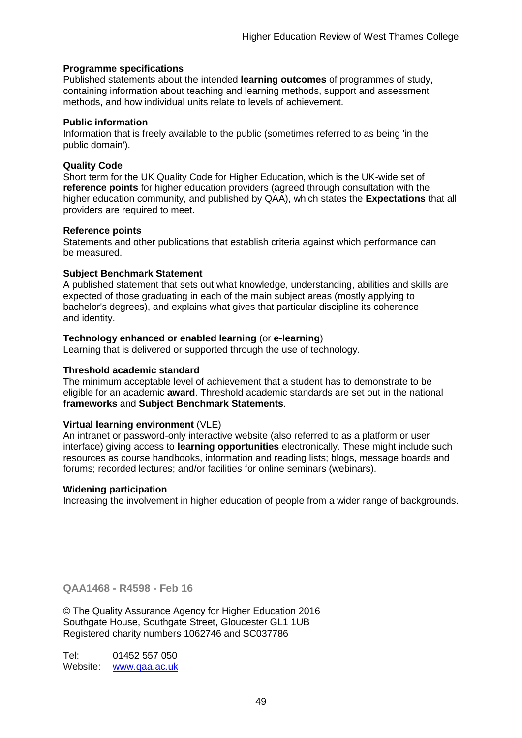**Programme specifications**
Published statements about the intended **learning outcomes** of programmes of study, containing information about teaching and learning methods, support and assessment methods, and how individual units relate to levels of achievement.

**Public information**
Information that is freely available to the public (sometimes referred to as being 'in the public domain').

**Quality Code**
Short term for the UK Quality Code for Higher Education, which is the UK-wide set of **reference points** for higher education providers (agreed through consultation with the higher education community, and published by QAA), which states the **Expectations** that all providers are required to meet.

**Reference points**
Statements and other publications that establish criteria against which performance can be measured.

**Subject Benchmark Statement**
A published statement that sets out what knowledge, understanding, abilities and skills are expected of those graduating in each of the main subject areas (mostly applying to bachelor's degrees), and explains what gives that particular discipline its coherence and identity.

**Technology enhanced or enabled learning** (or **e-learning**)
Learning that is delivered or supported through the use of technology.

**Threshold academic standard**
The minimum acceptable level of achievement that a student has to demonstrate to be eligible for an academic **award**. Threshold academic standards are set out in the national **frameworks** and **Subject Benchmark Statements**.

**Virtual learning environment** (VLE)
An intranet or password-only interactive website (also referred to as a platform or user interface) giving access to **learning opportunities** electronically. These might include such resources as course handbooks, information and reading lists; blogs, message boards and forums; recorded lectures; and/or facilities for online seminars (webinars).

**Widening participation**
Increasing the involvement in higher education of people from a wider range of backgrounds.

**QAA1468 - R4598 - Feb 16**

© The Quality Assurance Agency for Higher Education 2016
Southgate House, Southgate Street, Gloucester GL1 1UB
Registered charity numbers 1062746 and SC037786

Tel: 01452 557 050
Website: www.qaa.ac.uk